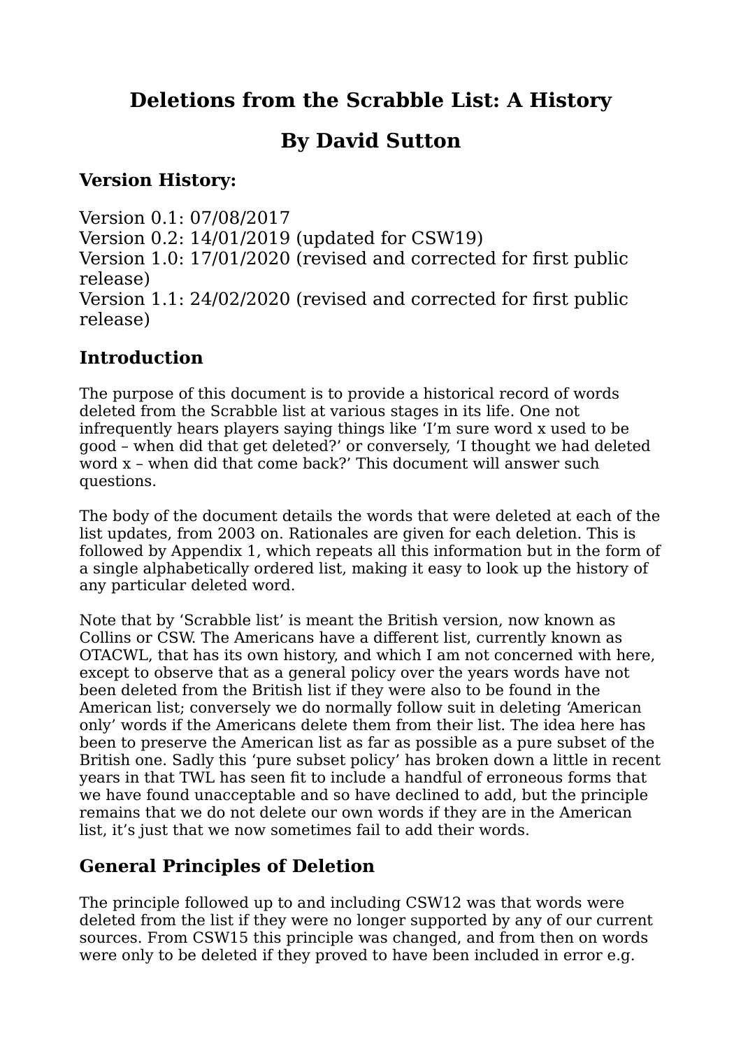# Deletions from the Scrabble List: A History

# By David Sutton

### Version History:

Version 0.1: 07/08/2017
Version 0.2: 14/01/2019 (updated for CSW19)
Version 1.0: 17/01/2020 (revised and corrected for first public release)
Version 1.1: 24/02/2020 (revised and corrected for first public release)

## Introduction

The purpose of this document is to provide a historical record of words deleted from the Scrabble list at various stages in its life. One not infrequently hears players saying things like 'I'm sure word x used to be good – when did that get deleted?' or conversely, 'I thought we had deleted word x – when did that come back?' This document will answer such questions.

The body of the document details the words that were deleted at each of the list updates, from 2003 on. Rationales are given for each deletion. This is followed by Appendix 1, which repeats all this information but in the form of a single alphabetically ordered list, making it easy to look up the history of any particular deleted word.

Note that by 'Scrabble list' is meant the British version, now known as Collins or CSW. The Americans have a different list, currently known as OTACWL, that has its own history, and which I am not concerned with here, except to observe that as a general policy over the years words have not been deleted from the British list if they were also to be found in the American list; conversely we do normally follow suit in deleting 'American only' words if the Americans delete them from their list. The idea here has been to preserve the American list as far as possible as a pure subset of the British one. Sadly this 'pure subset policy' has broken down a little in recent years in that TWL has seen fit to include a handful of erroneous forms that we have found unacceptable and so have declined to add, but the principle remains that we do not delete our own words if they are in the American list, it's just that we now sometimes fail to add their words.

## General Principles of Deletion

The principle followed up to and including CSW12 was that words were deleted from the list if they were no longer supported by any of our current sources. From CSW15 this principle was changed, and from then on words were only to be deleted if they proved to have been included in error e.g.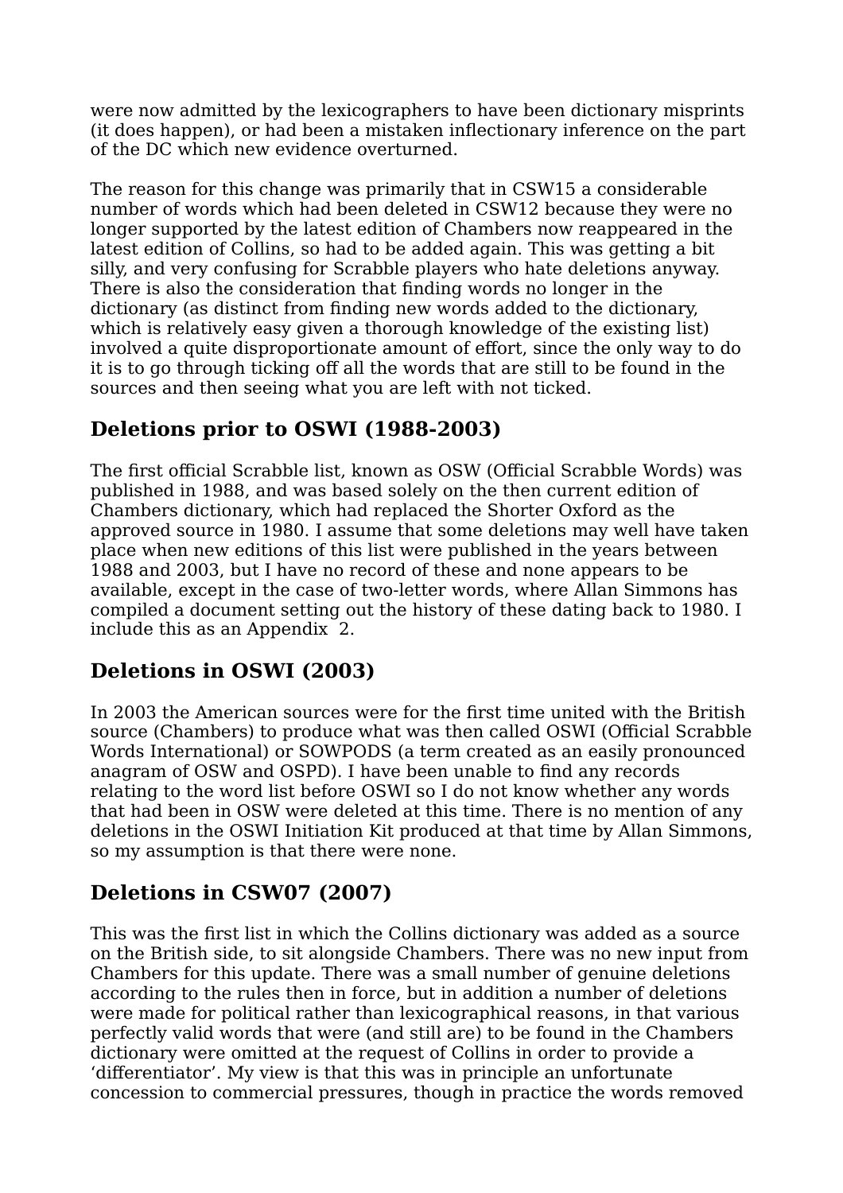were now admitted by the lexicographers to have been dictionary misprints (it does happen), or had been a mistaken inflectionary inference on the part of the DC which new evidence overturned.

The reason for this change was primarily that in CSW15 a considerable number of words which had been deleted in CSW12 because they were no longer supported by the latest edition of Chambers now reappeared in the latest edition of Collins, so had to be added again. This was getting a bit silly, and very confusing for Scrabble players who hate deletions anyway. There is also the consideration that finding words no longer in the dictionary (as distinct from finding new words added to the dictionary, which is relatively easy given a thorough knowledge of the existing list) involved a quite disproportionate amount of effort, since the only way to do it is to go through ticking off all the words that are still to be found in the sources and then seeing what you are left with not ticked.

## Deletions prior to OSWI (1988-2003)

The first official Scrabble list, known as OSW (Official Scrabble Words) was published in 1988, and was based solely on the then current edition of Chambers dictionary, which had replaced the Shorter Oxford as the approved source in 1980. I assume that some deletions may well have taken place when new editions of this list were published in the years between 1988 and 2003, but I have no record of these and none appears to be available, except in the case of two-letter words, where Allan Simmons has compiled a document setting out the history of these dating back to 1980. I include this as an Appendix  2.

## Deletions in OSWI (2003)

In 2003 the American sources were for the first time united with the British source (Chambers) to produce what was then called OSWI (Official Scrabble Words International) or SOWPODS (a term created as an easily pronounced anagram of OSW and OSPD). I have been unable to find any records relating to the word list before OSWI so I do not know whether any words that had been in OSW were deleted at this time. There is no mention of any deletions in the OSWI Initiation Kit produced at that time by Allan Simmons, so my assumption is that there were none.

## Deletions in CSW07 (2007)

This was the first list in which the Collins dictionary was added as a source on the British side, to sit alongside Chambers. There was no new input from Chambers for this update. There was a small number of genuine deletions according to the rules then in force, but in addition a number of deletions were made for political rather than lexicographical reasons, in that various perfectly valid words that were (and still are) to be found in the Chambers dictionary were omitted at the request of Collins in order to provide a 'differentiator'. My view is that this was in principle an unfortunate concession to commercial pressures, though in practice the words removed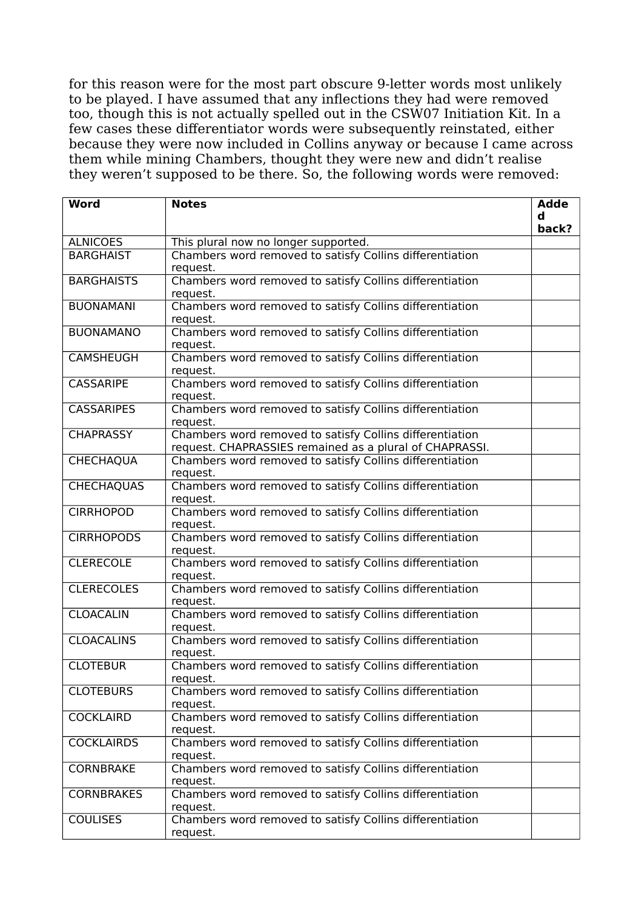for this reason were for the most part obscure 9-letter words most unlikely to be played. I have assumed that any inflections they had were removed too, though this is not actually spelled out in the CSW07 Initiation Kit. In a few cases these differentiator words were subsequently reinstated, either because they were now included in Collins anyway or because I came across them while mining Chambers, thought they were new and didn't realise they weren't supposed to be there. So, the following words were removed:

| Word | Notes | Added back? |
|---|---|---|
| ALNICOES | This plural now no longer supported. | |
| BARGHAIST | Chambers word removed to satisfy Collins differentiation request. | |
| BARGHAISTS | Chambers word removed to satisfy Collins differentiation request. | |
| BUONAMANI | Chambers word removed to satisfy Collins differentiation request. | |
| BUONAMANO | Chambers word removed to satisfy Collins differentiation request. | |
| CAMSHEUGH | Chambers word removed to satisfy Collins differentiation request. | |
| CASSARIPE | Chambers word removed to satisfy Collins differentiation request. | |
| CASSARIPES | Chambers word removed to satisfy Collins differentiation request. | |
| CHAPRASSY | Chambers word removed to satisfy Collins differentiation request. CHAPRASSIES remained as a plural of CHAPRASSI. | |
| CHECHAQUA | Chambers word removed to satisfy Collins differentiation request. | |
| CHECHAQUAS | Chambers word removed to satisfy Collins differentiation request. | |
| CIRRHOPOD | Chambers word removed to satisfy Collins differentiation request. | |
| CIRRHOPODS | Chambers word removed to satisfy Collins differentiation request. | |
| CLERECOLE | Chambers word removed to satisfy Collins differentiation request. | |
| CLERECOLES | Chambers word removed to satisfy Collins differentiation request. | |
| CLOACALIN | Chambers word removed to satisfy Collins differentiation request. | |
| CLOACALINS | Chambers word removed to satisfy Collins differentiation request. | |
| CLOTEBUR | Chambers word removed to satisfy Collins differentiation request. | |
| CLOTEBURS | Chambers word removed to satisfy Collins differentiation request. | |
| COCKLAIRD | Chambers word removed to satisfy Collins differentiation request. | |
| COCKLAIRDS | Chambers word removed to satisfy Collins differentiation request. | |
| CORNBRAKE | Chambers word removed to satisfy Collins differentiation request. | |
| CORNBRAKES | Chambers word removed to satisfy Collins differentiation request. | |
| COULISES | Chambers word removed to satisfy Collins differentiation request. | |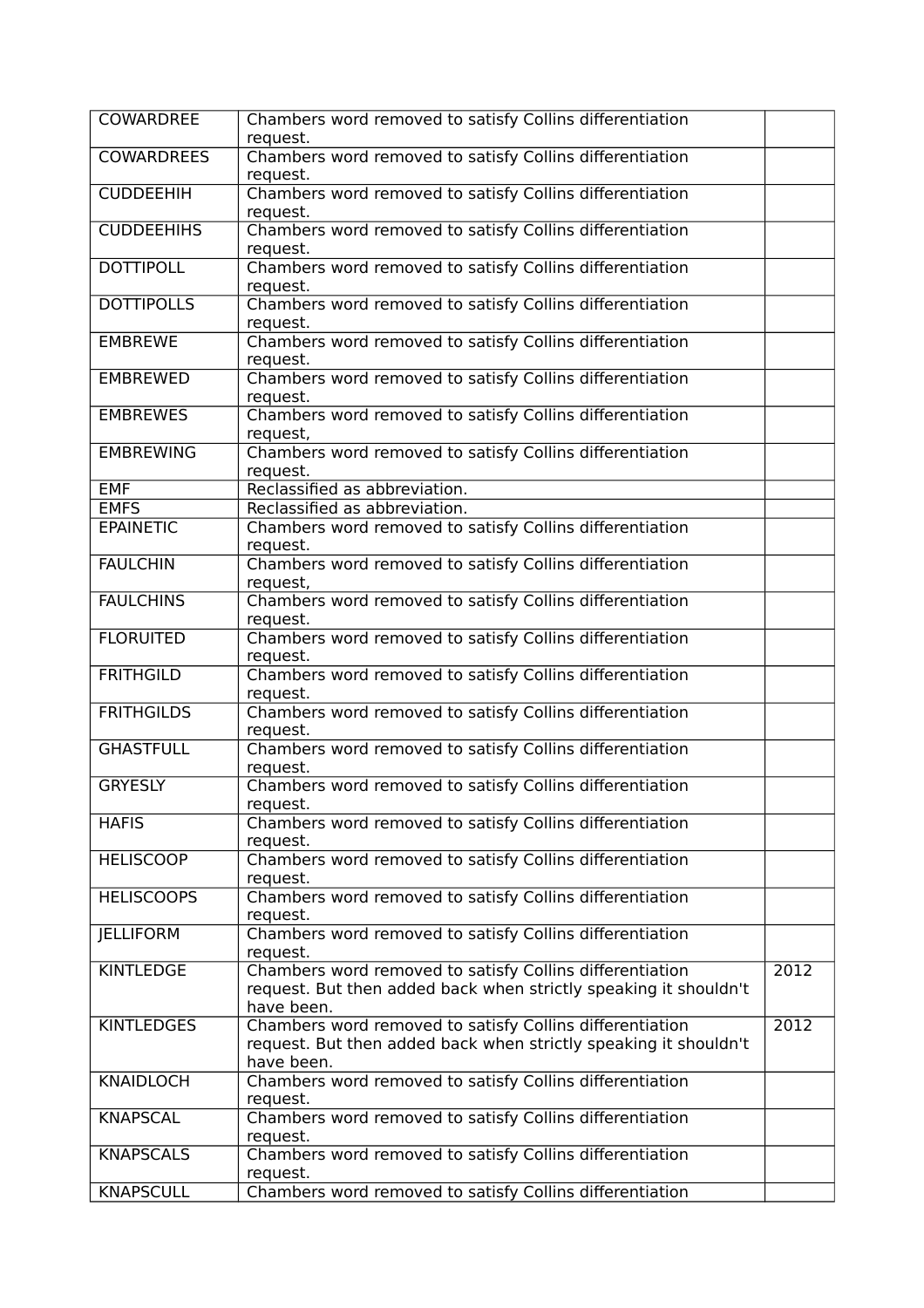| COWARDREE | Chambers word removed to satisfy Collins differentiation request. | |
|---|---|---|
| COWARDREES | Chambers word removed to satisfy Collins differentiation request. | |
| CUDDEEHIH | Chambers word removed to satisfy Collins differentiation request. | |
| CUDDEEHIHS | Chambers word removed to satisfy Collins differentiation request. | |
| DOTTIPOLL | Chambers word removed to satisfy Collins differentiation request. | |
| DOTTIPOLLS | Chambers word removed to satisfy Collins differentiation request. | |
| EMBREWE | Chambers word removed to satisfy Collins differentiation request. | |
| EMBREWED | Chambers word removed to satisfy Collins differentiation request. | |
| EMBREWES | Chambers word removed to satisfy Collins differentiation request, | |
| EMBREWING | Chambers word removed to satisfy Collins differentiation request. | |
| EMF | Reclassified as abbreviation. | |
| EMFS | Reclassified as abbreviation. | |
| EPAINETIC | Chambers word removed to satisfy Collins differentiation request. | |
| FAULCHIN | Chambers word removed to satisfy Collins differentiation request, | |
| FAULCHINS | Chambers word removed to satisfy Collins differentiation request. | |
| FLORUITED | Chambers word removed to satisfy Collins differentiation request. | |
| FRITHGILD | Chambers word removed to satisfy Collins differentiation request. | |
| FRITHGILDS | Chambers word removed to satisfy Collins differentiation request. | |
| GHASTFULL | Chambers word removed to satisfy Collins differentiation request. | |
| GRYESLY | Chambers word removed to satisfy Collins differentiation request. | |
| HAFIS | Chambers word removed to satisfy Collins differentiation request. | |
| HELISCOOP | Chambers word removed to satisfy Collins differentiation request. | |
| HELISCOOPS | Chambers word removed to satisfy Collins differentiation request. | |
| JELLIFORM | Chambers word removed to satisfy Collins differentiation request. | |
| KINTLEDGE | Chambers word removed to satisfy Collins differentiation request. But then added back when strictly speaking it shouldn't have been. | 2012 |
| KINTLEDGES | Chambers word removed to satisfy Collins differentiation request. But then added back when strictly speaking it shouldn't have been. | 2012 |
| KNAIDLOCH | Chambers word removed to satisfy Collins differentiation request. | |
| KNAPSCAL | Chambers word removed to satisfy Collins differentiation request. | |
| KNAPSCALS | Chambers word removed to satisfy Collins differentiation request. | |
| KNAPSCULL | Chambers word removed to satisfy Collins differentiation | |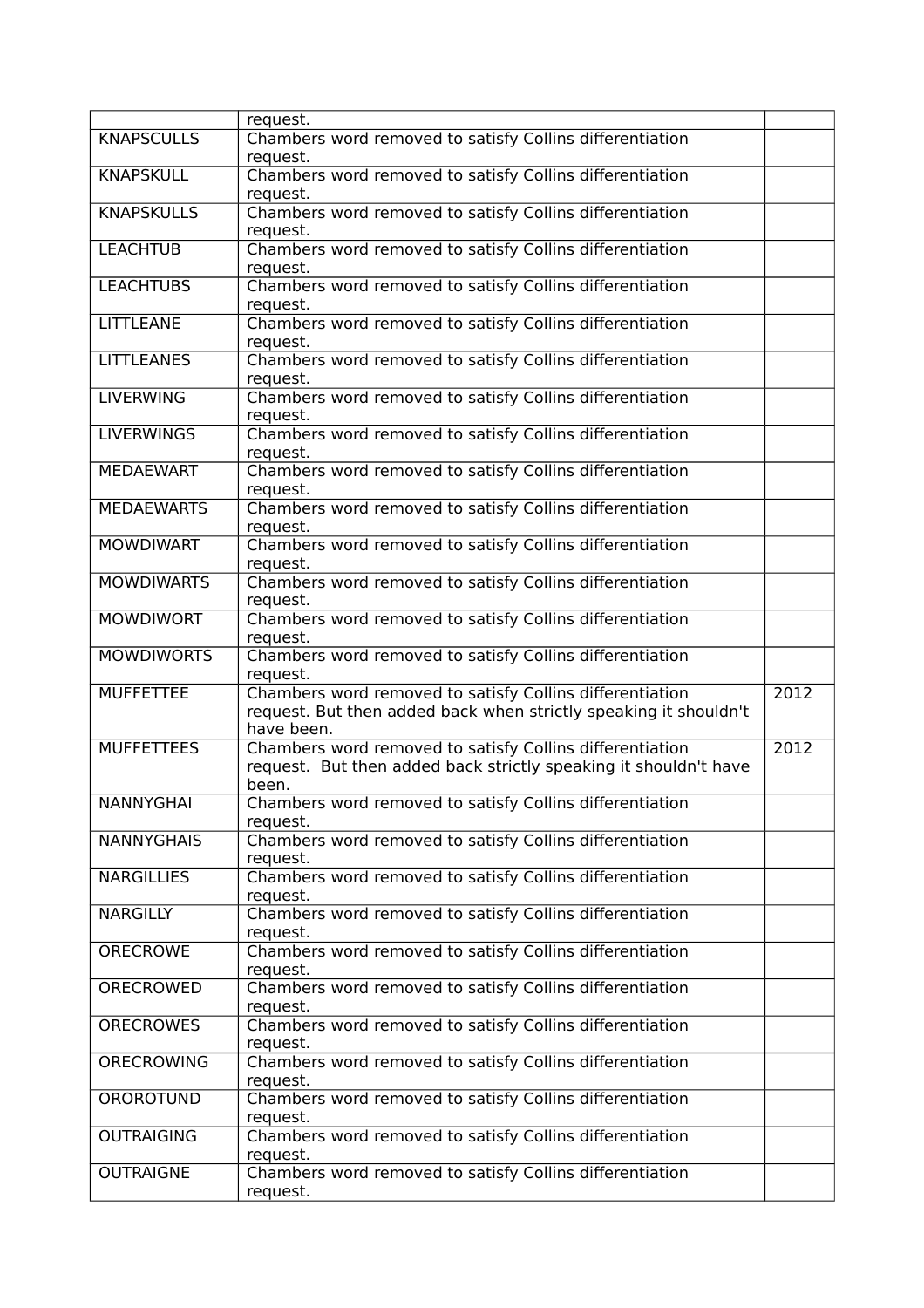| | | |
|---|---|---|
| | request. | |
| KNAPSCULLS | Chambers word removed to satisfy Collins differentiation request. | |
| KNAPSKULL | Chambers word removed to satisfy Collins differentiation request. | |
| KNAPSKULLS | Chambers word removed to satisfy Collins differentiation request. | |
| LEACHTUB | Chambers word removed to satisfy Collins differentiation request. | |
| LEACHTUBS | Chambers word removed to satisfy Collins differentiation request. | |
| LITTLEANE | Chambers word removed to satisfy Collins differentiation request. | |
| LITTLEANES | Chambers word removed to satisfy Collins differentiation request. | |
| LIVERWING | Chambers word removed to satisfy Collins differentiation request. | |
| LIVERWINGS | Chambers word removed to satisfy Collins differentiation request. | |
| MEDAEWART | Chambers word removed to satisfy Collins differentiation request. | |
| MEDAEWARTS | Chambers word removed to satisfy Collins differentiation request. | |
| MOWDIWART | Chambers word removed to satisfy Collins differentiation request. | |
| MOWDIWARTS | Chambers word removed to satisfy Collins differentiation request. | |
| MOWDIWORT | Chambers word removed to satisfy Collins differentiation request. | |
| MOWDIWORTS | Chambers word removed to satisfy Collins differentiation request. | |
| MUFFETTEE | Chambers word removed to satisfy Collins differentiation request. But then added back when strictly speaking it shouldn't have been. | 2012 |
| MUFFETTEES | Chambers word removed to satisfy Collins differentiation request. But then added back strictly speaking it shouldn't have been. | 2012 |
| NANNYGHAI | Chambers word removed to satisfy Collins differentiation request. | |
| NANNYGHAIS | Chambers word removed to satisfy Collins differentiation request. | |
| NARGILLIES | Chambers word removed to satisfy Collins differentiation request. | |
| NARGILLY | Chambers word removed to satisfy Collins differentiation request. | |
| ORECROWE | Chambers word removed to satisfy Collins differentiation request. | |
| ORECROWED | Chambers word removed to satisfy Collins differentiation request. | |
| ORECROWES | Chambers word removed to satisfy Collins differentiation request. | |
| ORECROWING | Chambers word removed to satisfy Collins differentiation request. | |
| OROROTUND | Chambers word removed to satisfy Collins differentiation request. | |
| OUTRAIGING | Chambers word removed to satisfy Collins differentiation request. | |
| OUTRAIGNE | Chambers word removed to satisfy Collins differentiation request. | |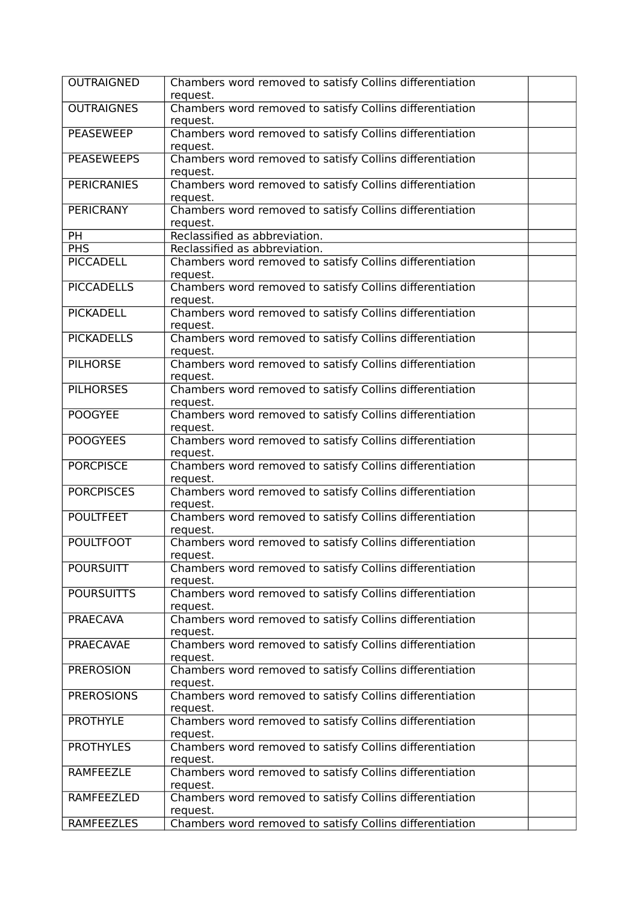| | | |
|---|---|---|
| OUTRAIGNED | Chambers word removed to satisfy Collins differentiation request. | |
| OUTRAIGNES | Chambers word removed to satisfy Collins differentiation request. | |
| PEASEWEEP | Chambers word removed to satisfy Collins differentiation request. | |
| PEASEWEEPS | Chambers word removed to satisfy Collins differentiation request. | |
| PERICRANIES | Chambers word removed to satisfy Collins differentiation request. | |
| PERICRANY | Chambers word removed to satisfy Collins differentiation request. | |
| PH | Reclassified as abbreviation. | |
| PHS | Reclassified as abbreviation. | |
| PICCADELL | Chambers word removed to satisfy Collins differentiation request. | |
| PICCADELLS | Chambers word removed to satisfy Collins differentiation request. | |
| PICKADELL | Chambers word removed to satisfy Collins differentiation request. | |
| PICKADELLS | Chambers word removed to satisfy Collins differentiation request. | |
| PILHORSE | Chambers word removed to satisfy Collins differentiation request. | |
| PILHORSES | Chambers word removed to satisfy Collins differentiation request. | |
| POOGYEE | Chambers word removed to satisfy Collins differentiation request. | |
| POOGYEES | Chambers word removed to satisfy Collins differentiation request. | |
| PORCPISCE | Chambers word removed to satisfy Collins differentiation request. | |
| PORCPISCES | Chambers word removed to satisfy Collins differentiation request. | |
| POULTFEET | Chambers word removed to satisfy Collins differentiation request. | |
| POULTFOOT | Chambers word removed to satisfy Collins differentiation request. | |
| POURSUITT | Chambers word removed to satisfy Collins differentiation request. | |
| POURSUITTS | Chambers word removed to satisfy Collins differentiation request. | |
| PRAECAVA | Chambers word removed to satisfy Collins differentiation request. | |
| PRAECAVAE | Chambers word removed to satisfy Collins differentiation request. | |
| PREROSION | Chambers word removed to satisfy Collins differentiation request. | |
| PREROSIONS | Chambers word removed to satisfy Collins differentiation request. | |
| PROTHYLE | Chambers word removed to satisfy Collins differentiation request. | |
| PROTHYLES | Chambers word removed to satisfy Collins differentiation request. | |
| RAMFEEZLE | Chambers word removed to satisfy Collins differentiation request. | |
| RAMFEEZLED | Chambers word removed to satisfy Collins differentiation request. | |
| RAMFEEZLES | Chambers word removed to satisfy Collins differentiation | |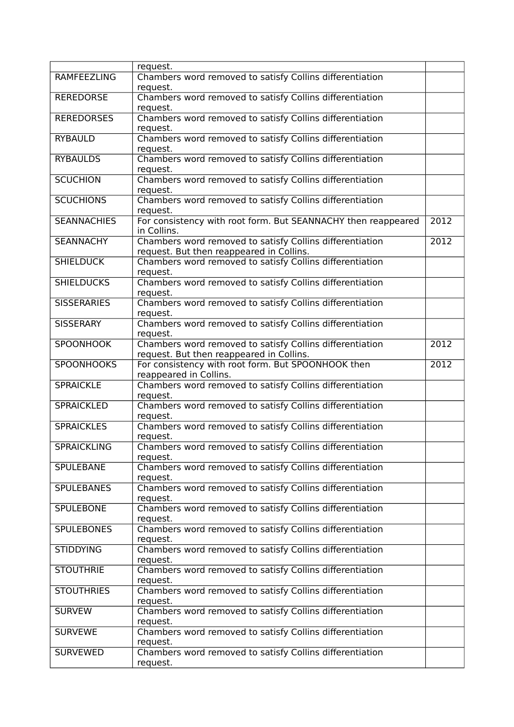| | | |
|---|---|---|
| | request. | |
| RAMFEEZLING | Chambers word removed to satisfy Collins differentiation request. | |
| REREDORSE | Chambers word removed to satisfy Collins differentiation request. | |
| REREDORSES | Chambers word removed to satisfy Collins differentiation request. | |
| RYBAULD | Chambers word removed to satisfy Collins differentiation request. | |
| RYBAULDS | Chambers word removed to satisfy Collins differentiation request. | |
| SCUCHION | Chambers word removed to satisfy Collins differentiation request. | |
| SCUCHIONS | Chambers word removed to satisfy Collins differentiation request. | |
| SEANNACHIES | For consistency with root form. But SEANNACHY then reappeared in Collins. | 2012 |
| SEANNACHY | Chambers word removed to satisfy Collins differentiation request. But then reappeared in Collins. | 2012 |
| SHIELDUCK | Chambers word removed to satisfy Collins differentiation request. | |
| SHIELDUCKS | Chambers word removed to satisfy Collins differentiation request. | |
| SISSERARIES | Chambers word removed to satisfy Collins differentiation request. | |
| SISSERARY | Chambers word removed to satisfy Collins differentiation request. | |
| SPOONHOOK | Chambers word removed to satisfy Collins differentiation request. But then reappeared in Collins. | 2012 |
| SPOONHOOKS | For consistency with root form. But SPOONHOOK then reappeared in Collins. | 2012 |
| SPRAICKLE | Chambers word removed to satisfy Collins differentiation request. | |
| SPRAICKLED | Chambers word removed to satisfy Collins differentiation request. | |
| SPRAICKLES | Chambers word removed to satisfy Collins differentiation request. | |
| SPRAICKLING | Chambers word removed to satisfy Collins differentiation request. | |
| SPULEBANE | Chambers word removed to satisfy Collins differentiation request. | |
| SPULEBANES | Chambers word removed to satisfy Collins differentiation request. | |
| SPULEBONE | Chambers word removed to satisfy Collins differentiation request. | |
| SPULEBONES | Chambers word removed to satisfy Collins differentiation request. | |
| STIDDYING | Chambers word removed to satisfy Collins differentiation request. | |
| STOUTHRIE | Chambers word removed to satisfy Collins differentiation request. | |
| STOUTHRIES | Chambers word removed to satisfy Collins differentiation request. | |
| SURVEW | Chambers word removed to satisfy Collins differentiation request. | |
| SURVEWE | Chambers word removed to satisfy Collins differentiation request. | |
| SURVEWED | Chambers word removed to satisfy Collins differentiation request. | |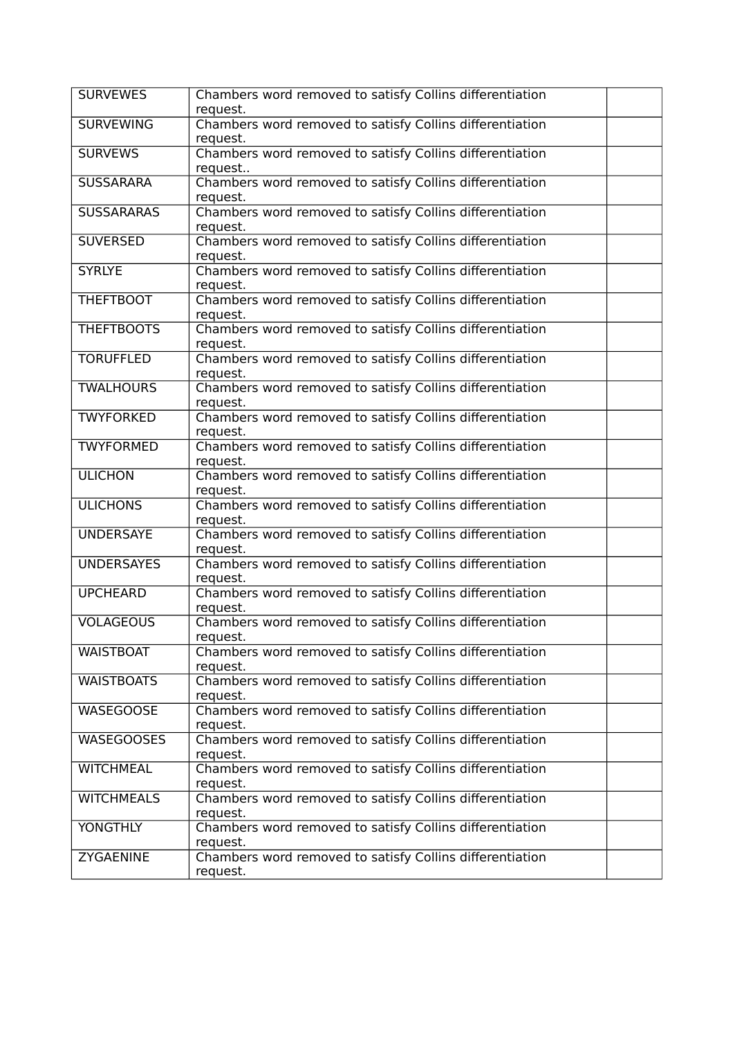| | | |
|---|---|---|
| SURVEWES | Chambers word removed to satisfy Collins differentiation request. | |
| SURVEWING | Chambers word removed to satisfy Collins differentiation request. | |
| SURVEWS | Chambers word removed to satisfy Collins differentiation request.. | |
| SUSSARARA | Chambers word removed to satisfy Collins differentiation request. | |
| SUSSARARAS | Chambers word removed to satisfy Collins differentiation request. | |
| SUVERSED | Chambers word removed to satisfy Collins differentiation request. | |
| SYRLYE | Chambers word removed to satisfy Collins differentiation request. | |
| THEFTBOOT | Chambers word removed to satisfy Collins differentiation request. | |
| THEFTBOOTS | Chambers word removed to satisfy Collins differentiation request. | |
| TORUFFLED | Chambers word removed to satisfy Collins differentiation request. | |
| TWALHOURS | Chambers word removed to satisfy Collins differentiation request. | |
| TWYFORKED | Chambers word removed to satisfy Collins differentiation request. | |
| TWYFORMED | Chambers word removed to satisfy Collins differentiation request. | |
| ULICHON | Chambers word removed to satisfy Collins differentiation request. | |
| ULICHONS | Chambers word removed to satisfy Collins differentiation request. | |
| UNDERSAYE | Chambers word removed to satisfy Collins differentiation request. | |
| UNDERSAYES | Chambers word removed to satisfy Collins differentiation request. | |
| UPCHEARD | Chambers word removed to satisfy Collins differentiation request. | |
| VOLAGEOUS | Chambers word removed to satisfy Collins differentiation request. | |
| WAISTBOAT | Chambers word removed to satisfy Collins differentiation request. | |
| WAISTBOATS | Chambers word removed to satisfy Collins differentiation request. | |
| WASEGOOSE | Chambers word removed to satisfy Collins differentiation request. | |
| WASEGOOSES | Chambers word removed to satisfy Collins differentiation request. | |
| WITCHMEAL | Chambers word removed to satisfy Collins differentiation request. | |
| WITCHMEALS | Chambers word removed to satisfy Collins differentiation request. | |
| YONGTHLY | Chambers word removed to satisfy Collins differentiation request. | |
| ZYGAENINE | Chambers word removed to satisfy Collins differentiation request. | |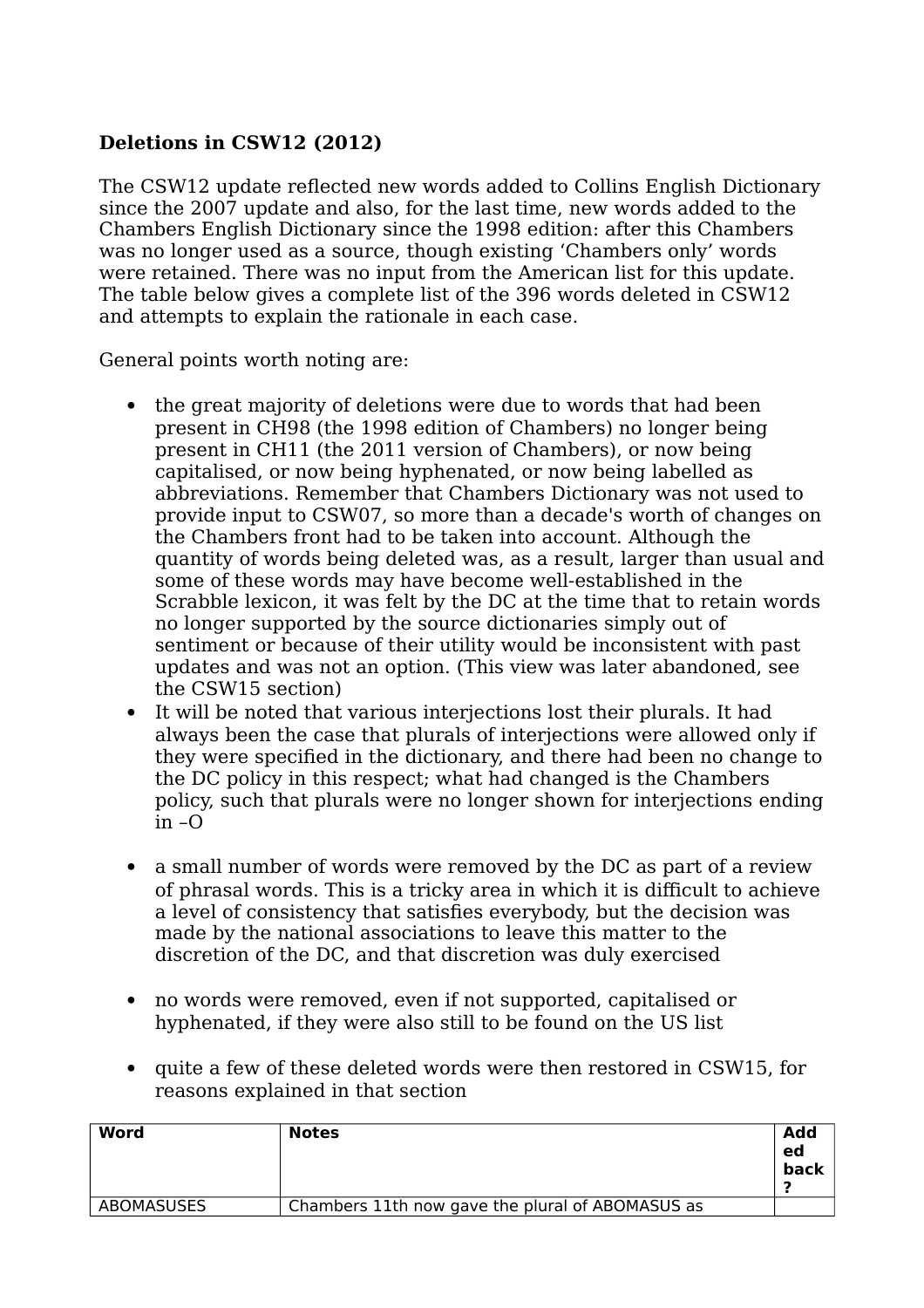**Deletions in CSW12 (2012)**

The CSW12 update reflected new words added to Collins English Dictionary since the 2007 update and also, for the last time, new words added to the Chambers English Dictionary since the 1998 edition: after this Chambers was no longer used as a source, though existing 'Chambers only' words were retained. There was no input from the American list for this update. The table below gives a complete list of the 396 words deleted in CSW12 and attempts to explain the rationale in each case.

General points worth noting are:

- the great majority of deletions were due to words that had been present in CH98 (the 1998 edition of Chambers) no longer being present in CH11 (the 2011 version of Chambers), or now being capitalised, or now being hyphenated, or now being labelled as abbreviations. Remember that Chambers Dictionary was not used to provide input to CSW07, so more than a decade's worth of changes on the Chambers front had to be taken into account. Although the quantity of words being deleted was, as a result, larger than usual and some of these words may have become well-established in the Scrabble lexicon, it was felt by the DC at the time that to retain words no longer supported by the source dictionaries simply out of sentiment or because of their utility would be inconsistent with past updates and was not an option. (This view was later abandoned, see the CSW15 section)
- It will be noted that various interjections lost their plurals. It had always been the case that plurals of interjections were allowed only if they were specified in the dictionary, and there had been no change to the DC policy in this respect; what had changed is the Chambers policy, such that plurals were no longer shown for interjections ending in –O
- a small number of words were removed by the DC as part of a review of phrasal words. This is a tricky area in which it is difficult to achieve a level of consistency that satisfies everybody, but the decision was made by the national associations to leave this matter to the discretion of the DC, and that discretion was duly exercised
- no words were removed, even if not supported, capitalised or hyphenated, if they were also still to be found on the US list
- quite a few of these deleted words were then restored in CSW15, for reasons explained in that section

| Word | Notes | Added back? |
|---|---|---|
| ABOMASUSES | Chambers 11th now gave the plural of ABOMASUS as | |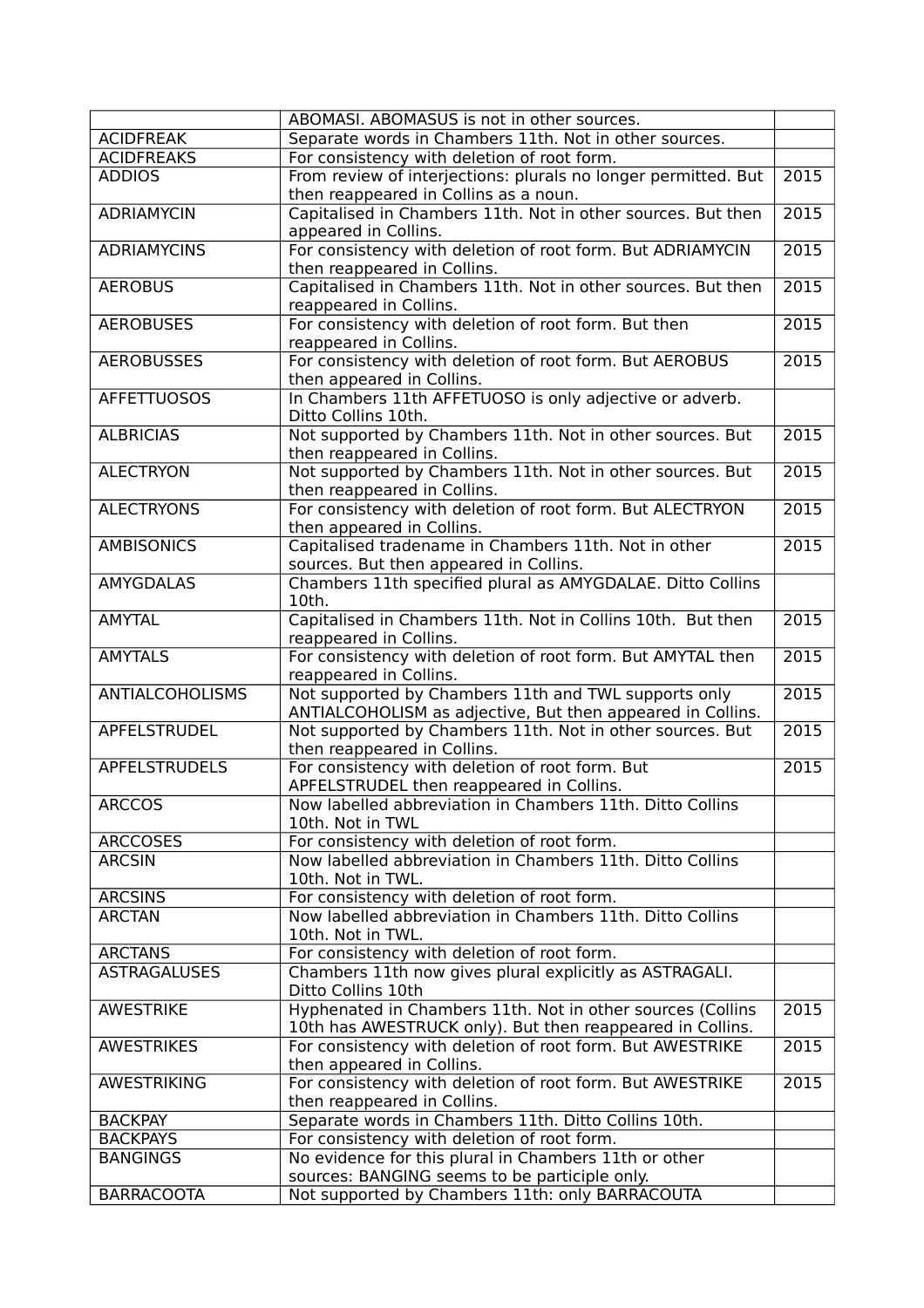| | | |
|---|---|---|
| | ABOMASI. ABOMASUS is not in other sources. | |
| ACIDFREAK | Separate words in Chambers 11th. Not in other sources. | |
| ACIDFREAKS | For consistency with deletion of root form. | |
| ADDIOS | From review of interjections: plurals no longer permitted. But then reappeared in Collins as a noun. | 2015 |
| ADRIAMYCIN | Capitalised in Chambers 11th. Not in other sources. But then appeared in Collins. | 2015 |
| ADRIAMYCINS | For consistency with deletion of root form. But ADRIAMYCIN then reappeared in Collins. | 2015 |
| AEROBUS | Capitalised in Chambers 11th. Not in other sources. But then reappeared in Collins. | 2015 |
| AEROBUSES | For consistency with deletion of root form. But then reappeared in Collins. | 2015 |
| AEROBUSSES | For consistency with deletion of root form. But AEROBUS then appeared in Collins. | 2015 |
| AFFETTUOSOS | In Chambers 11th AFFETUOSO is only adjective or adverb. Ditto Collins 10th. | |
| ALBRICIAS | Not supported by Chambers 11th. Not in other sources. But then reappeared in Collins. | 2015 |
| ALECTRYON | Not supported by Chambers 11th. Not in other sources. But then reappeared in Collins. | 2015 |
| ALECTRYONS | For consistency with deletion of root form. But ALECTRYON then appeared in Collins. | 2015 |
| AMBISONICS | Capitalised tradename in Chambers 11th. Not in other sources. But then appeared in Collins. | 2015 |
| AMYGDALAS | Chambers 11th specified plural as AMYGDALAE. Ditto Collins 10th. | |
| AMYTAL | Capitalised in Chambers 11th. Not in Collins 10th. But then reappeared in Collins. | 2015 |
| AMYTALS | For consistency with deletion of root form. But AMYTAL then reappeared in Collins. | 2015 |
| ANTIALCOHOLISMS | Not supported by Chambers 11th and TWL supports only ANTIALCOHOLISM as adjective, But then appeared in Collins. | 2015 |
| APFELSTRUDEL | Not supported by Chambers 11th. Not in other sources. But then reappeared in Collins. | 2015 |
| APFELSTRUDELS | For consistency with deletion of root form. But APFELSTRUDEL then reappeared in Collins. | 2015 |
| ARCCOS | Now labelled abbreviation in Chambers 11th. Ditto Collins 10th. Not in TWL | |
| ARCCOSES | For consistency with deletion of root form. | |
| ARCSIN | Now labelled abbreviation in Chambers 11th. Ditto Collins 10th. Not in TWL. | |
| ARCSINS | For consistency with deletion of root form. | |
| ARCTAN | Now labelled abbreviation in Chambers 11th. Ditto Collins 10th. Not in TWL. | |
| ARCTANS | For consistency with deletion of root form. | |
| ASTRAGALUSES | Chambers 11th now gives plural explicitly as ASTRAGALI. Ditto Collins 10th | |
| AWESTRIKE | Hyphenated in Chambers 11th. Not in other sources (Collins 10th has AWESTRUCK only). But then reappeared in Collins. | 2015 |
| AWESTRIKES | For consistency with deletion of root form. But AWESTRIKE then appeared in Collins. | 2015 |
| AWESTRIKING | For consistency with deletion of root form. But AWESTRIKE then reappeared in Collins. | 2015 |
| BACKPAY | Separate words in Chambers 11th. Ditto Collins 10th. | |
| BACKPAYS | For consistency with deletion of root form. | |
| BANGINGS | No evidence for this plural in Chambers 11th or other sources: BANGING seems to be participle only. | |
| BARRACOOTA | Not supported by Chambers 11th: only BARRACOUTA | |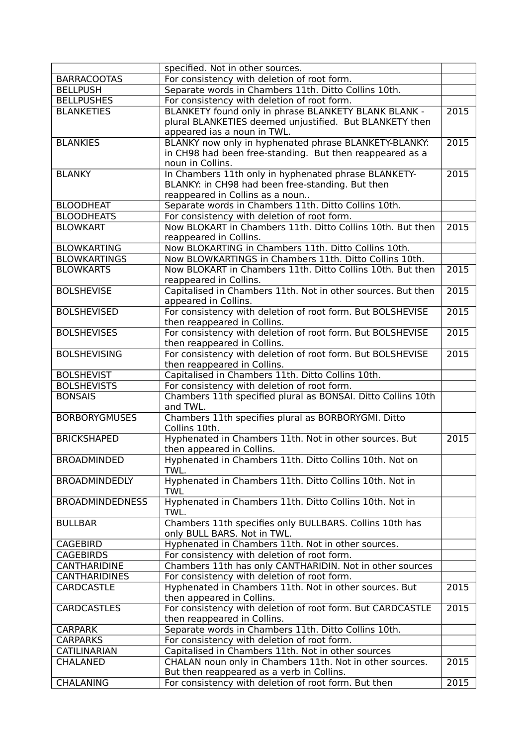| | | |
|---|---|---|
| | specified. Not in other sources. | |
| BARRACOOTAS | For consistency with deletion of root form. | |
| BELLPUSH | Separate words in Chambers 11th. Ditto Collins 10th. | |
| BELLPUSHES | For consistency with deletion of root form. | |
| BLANKETIES | BLANKETY found only in phrase BLANKETY BLANK BLANK - plural BLANKETIES deemed unjustified.  But BLANKETY then appeared ias a noun in TWL. | 2015 |
| BLANKIES | BLANKY now only in hyphenated phrase BLANKETY-BLANKY: in CH98 had been free-standing.  But then reappeared as a noun in Collins. | 2015 |
| BLANKY | In Chambers 11th only in hyphenated phrase BLANKETY-BLANKY: in CH98 had been free-standing. But then reappeared in Collins as a noun.. | 2015 |
| BLOODHEAT | Separate words in Chambers 11th. Ditto Collins 10th. | |
| BLOODHEATS | For consistency with deletion of root form. | |
| BLOWKART | Now BLOKART in Chambers 11th. Ditto Collins 10th. But then reappeared in Collins. | 2015 |
| BLOWKARTING | Now BLOKARTING in Chambers 11th. Ditto Collins 10th. | |
| BLOWKARTINGS | Now BLOWKARTINGS in Chambers 11th. Ditto Collins 10th. | |
| BLOWKARTS | Now BLOKART in Chambers 11th. Ditto Collins 10th. But then reappeared in Collins. | 2015 |
| BOLSHEVISE | Capitalised in Chambers 11th. Not in other sources. But then appeared in Collins. | 2015 |
| BOLSHEVISED | For consistency with deletion of root form. But BOLSHEVISE then reappeared in Collins. | 2015 |
| BOLSHEVISES | For consistency with deletion of root form. But BOLSHEVISE then reappeared in Collins. | 2015 |
| BOLSHEVISING | For consistency with deletion of root form. But BOLSHEVISE then reappeared in Collins. | 2015 |
| BOLSHEVIST | Capitalised in Chambers 11th. Ditto Collins 10th. | |
| BOLSHEVISTS | For consistency with deletion of root form. | |
| BONSAIS | Chambers 11th specified plural as BONSAI. Ditto Collins 10th and TWL. | |
| BORBORYGMUSES | Chambers 11th specifies plural as BORBORYGMI. Ditto Collins 10th. | |
| BRICKSHAPED | Hyphenated in Chambers 11th. Not in other sources. But then appeared in Collins. | 2015 |
| BROADMINDED | Hyphenated in Chambers 11th. Ditto Collins 10th. Not on TWL. | |
| BROADMINDEDLY | Hyphenated in Chambers 11th. Ditto Collins 10th. Not in TWL | |
| BROADMINDEDNESS | Hyphenated in Chambers 11th. Ditto Collins 10th. Not in TWL. | |
| BULLBAR | Chambers 11th specifies only BULLBARS. Collins 10th has only BULL BARS. Not in TWL. | |
| CAGEBIRD | Hyphenated in Chambers 11th. Not in other sources. | |
| CAGEBIRDS | For consistency with deletion of root form. | |
| CANTHARIDINE | Chambers 11th has only CANTHARIDIN. Not in other sources | |
| CANTHARIDINES | For consistency with deletion of root form. | |
| CARDCASTLE | Hyphenated in Chambers 11th. Not in other sources. But then appeared in Collins. | 2015 |
| CARDCASTLES | For consistency with deletion of root form. But CARDCASTLE then reappeared in Collins. | 2015 |
| CARPARK | Separate words in Chambers 11th. Ditto Collins 10th. | |
| CARPARKS | For consistency with deletion of root form. | |
| CATILINARIAN | Capitalised in Chambers 11th. Not in other sources | |
| CHALANED | CHALAN noun only in Chambers 11th. Not in other sources. But then reappeared as a verb in Collins. | 2015 |
| CHALANING | For consistency with deletion of root form. But then | 2015 |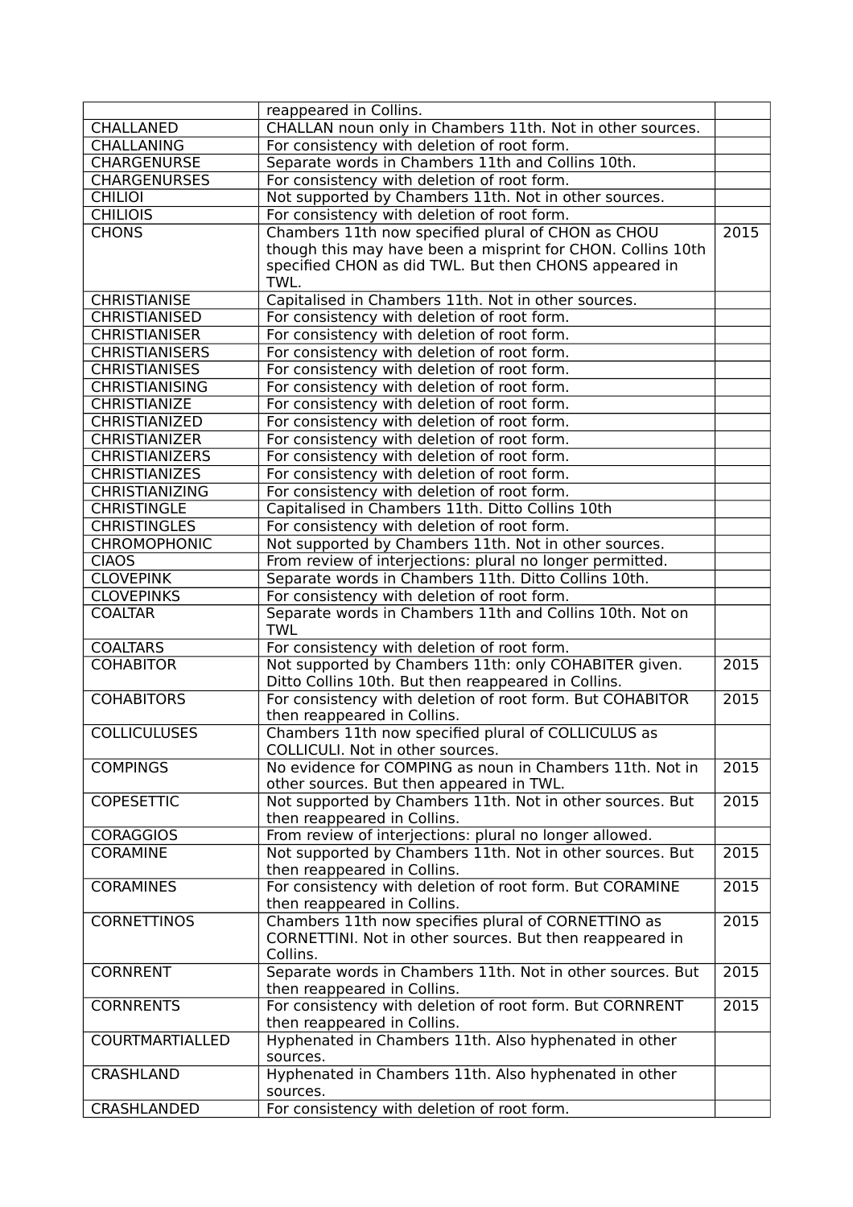| | | |
|---|---|---|
| | reappeared in Collins. | |
| CHALLANED | CHALLAN noun only in Chambers 11th. Not in other sources. | |
| CHALLANING | For consistency with deletion of root form. | |
| CHARGENURSE | Separate words in Chambers 11th and Collins 10th. | |
| CHARGENURSES | For consistency with deletion of root form. | |
| CHILIOI | Not supported by Chambers 11th. Not in other sources. | |
| CHILIOIS | For consistency with deletion of root form. | |
| CHONS | Chambers 11th now specified plural of CHON as CHOU though this may have been a misprint for CHON. Collins 10th specified CHON as did TWL. But then CHONS appeared in TWL. | 2015 |
| CHRISTIANISE | Capitalised in Chambers 11th. Not in other sources. | |
| CHRISTIANISED | For consistency with deletion of root form. | |
| CHRISTIANISER | For consistency with deletion of root form. | |
| CHRISTIANISERS | For consistency with deletion of root form. | |
| CHRISTIANISES | For consistency with deletion of root form. | |
| CHRISTIANISING | For consistency with deletion of root form. | |
| CHRISTIANIZE | For consistency with deletion of root form. | |
| CHRISTIANIZED | For consistency with deletion of root form. | |
| CHRISTIANIZER | For consistency with deletion of root form. | |
| CHRISTIANIZERS | For consistency with deletion of root form. | |
| CHRISTIANIZES | For consistency with deletion of root form. | |
| CHRISTIANIZING | For consistency with deletion of root form. | |
| CHRISTINGLE | Capitalised in Chambers 11th. Ditto Collins 10th | |
| CHRISTINGLES | For consistency with deletion of root form. | |
| CHROMOPHONIC | Not supported by Chambers 11th. Not in other sources. | |
| CIAOS | From review of interjections: plural no longer permitted. | |
| CLOVEPINK | Separate words in Chambers 11th. Ditto Collins 10th. | |
| CLOVEPINKS | For consistency with deletion of root form. | |
| COALTAR | Separate words in Chambers 11th and Collins 10th. Not on TWL | |
| COALTARS | For consistency with deletion of root form. | |
| COHABITOR | Not supported by Chambers 11th: only COHABITER given. Ditto Collins 10th. But then reappeared in Collins. | 2015 |
| COHABITORS | For consistency with deletion of root form. But COHABITOR then reappeared in Collins. | 2015 |
| COLLICULUSES | Chambers 11th now specified plural of COLLICULUS as COLLICULI. Not in other sources. | |
| COMPINGS | No evidence for COMPING as noun in Chambers 11th. Not in other sources. But then appeared in TWL. | 2015 |
| COPESETTIC | Not supported by Chambers 11th. Not in other sources. But then reappeared in Collins. | 2015 |
| CORAGGIOS | From review of interjections: plural no longer allowed. | |
| CORAMINE | Not supported by Chambers 11th. Not in other sources. But then reappeared in Collins. | 2015 |
| CORAMINES | For consistency with deletion of root form. But CORAMINE then reappeared in Collins. | 2015 |
| CORNETTINOS | Chambers 11th now specifies plural of CORNETTINO as CORNETTINI. Not in other sources. But then reappeared in Collins. | 2015 |
| CORNRENT | Separate words in Chambers 11th. Not in other sources. But then reappeared in Collins. | 2015 |
| CORNRENTS | For consistency with deletion of root form. But CORNRENT then reappeared in Collins. | 2015 |
| COURTMARTIALLED | Hyphenated in Chambers 11th. Also hyphenated in other sources. | |
| CRASHLAND | Hyphenated in Chambers 11th. Also hyphenated in other sources. | |
| CRASHLANDED | For consistency with deletion of root form. | |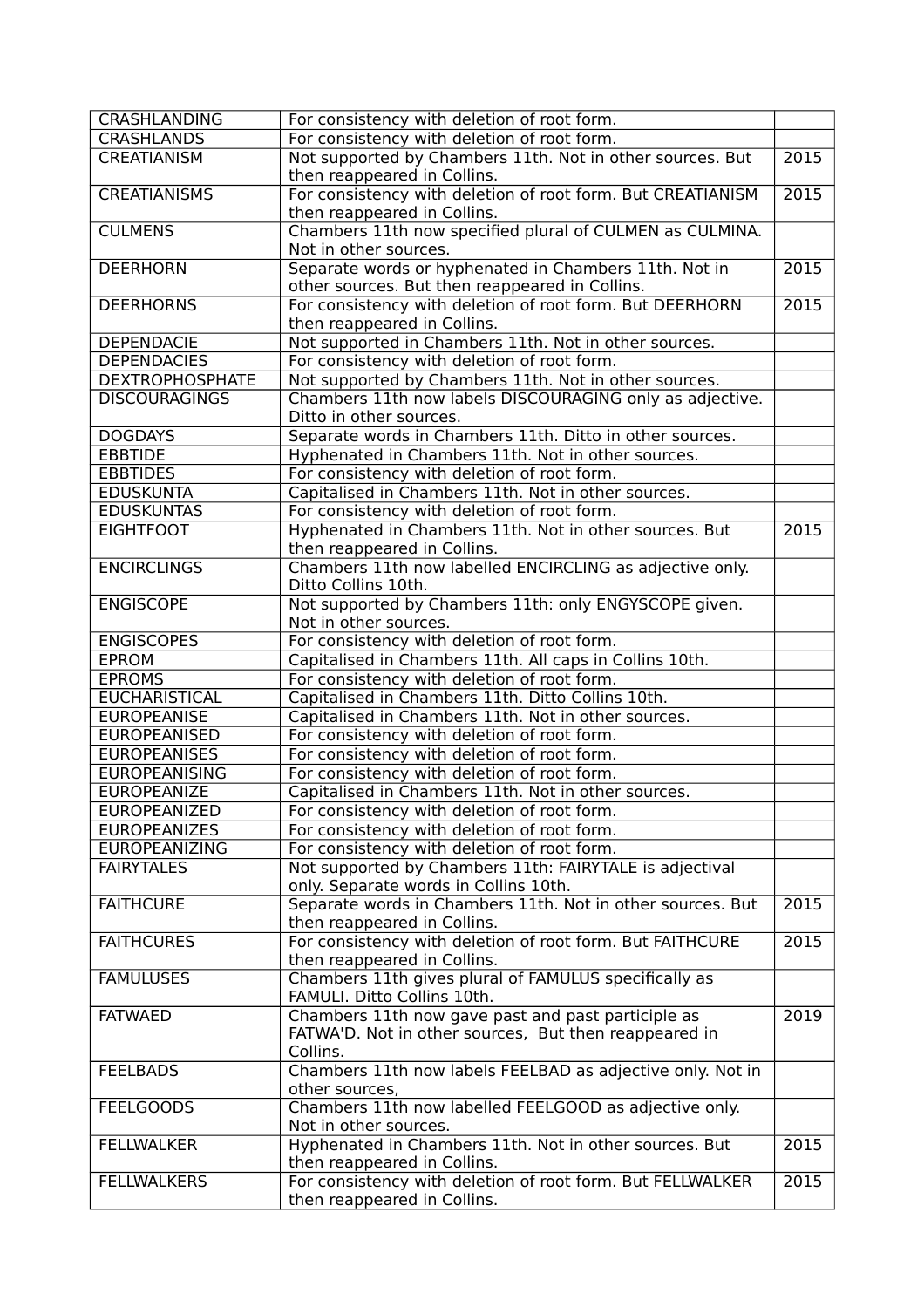| | | |
|---|---|---|
| CRASHLANDING | For consistency with deletion of root form. | |
| CRASHLANDS | For consistency with deletion of root form. | |
| CREATIANISM | Not supported by Chambers 11th. Not in other sources. But then reappeared in Collins. | 2015 |
| CREATIANISMS | For consistency with deletion of root form. But CREATIANISM then reappeared in Collins. | 2015 |
| CULMENS | Chambers 11th now specified plural of CULMEN as CULMINA. Not in other sources. | |
| DEERHORN | Separate words or hyphenated in Chambers 11th. Not in other sources. But then reappeared in Collins. | 2015 |
| DEERHORNS | For consistency with deletion of root form. But DEERHORN then reappeared in Collins. | 2015 |
| DEPENDACIE | Not supported in Chambers 11th. Not in other sources. | |
| DEPENDACIES | For consistency with deletion of root form. | |
| DEXTROPHOSPHATE | Not supported by Chambers 11th. Not in other sources. | |
| DISCOURAGINGS | Chambers 11th now labels DISCOURAGING only as adjective. Ditto in other sources. | |
| DOGDAYS | Separate words in Chambers 11th. Ditto in other sources. | |
| EBBTIDE | Hyphenated in Chambers 11th. Not in other sources. | |
| EBBTIDES | For consistency with deletion of root form. | |
| EDUSKUNTA | Capitalised in Chambers 11th. Not in other sources. | |
| EDUSKUNTAS | For consistency with deletion of root form. | |
| EIGHTFOOT | Hyphenated in Chambers 11th. Not in other sources. But then reappeared in Collins. | 2015 |
| ENCIRCLINGS | Chambers 11th now labelled ENCIRCLING as adjective only. Ditto Collins 10th. | |
| ENGISCOPE | Not supported by Chambers 11th: only ENGYSCOPE given. Not in other sources. | |
| ENGISCOPES | For consistency with deletion of root form. | |
| EPROM | Capitalised in Chambers 11th. All caps in Collins 10th. | |
| EPROMS | For consistency with deletion of root form. | |
| EUCHARISTICAL | Capitalised in Chambers 11th. Ditto Collins 10th. | |
| EUROPEANISE | Capitalised in Chambers 11th. Not in other sources. | |
| EUROPEANISED | For consistency with deletion of root form. | |
| EUROPEANISES | For consistency with deletion of root form. | |
| EUROPEANISING | For consistency with deletion of root form. | |
| EUROPEANIZE | Capitalised in Chambers 11th. Not in other sources. | |
| EUROPEANIZED | For consistency with deletion of root form. | |
| EUROPEANIZES | For consistency with deletion of root form. | |
| EUROPEANIZING | For consistency with deletion of root form. | |
| FAIRYTALES | Not supported by Chambers 11th: FAIRYTALE is adjectival only. Separate words in Collins 10th. | |
| FAITHCURE | Separate words in Chambers 11th. Not in other sources. But then reappeared in Collins. | 2015 |
| FAITHCURES | For consistency with deletion of root form. But FAITHCURE then reappeared in Collins. | 2015 |
| FAMULUSES | Chambers 11th gives plural of FAMULUS specifically as FAMULI. Ditto Collins 10th. | |
| FATWAED | Chambers 11th now gave past and past participle as FATWA'D. Not in other sources, But then reappeared in Collins. | 2019 |
| FEELBADS | Chambers 11th now labels FEELBAD as adjective only. Not in other sources, | |
| FEELGOODS | Chambers 11th now labelled FEELGOOD as adjective only. Not in other sources. | |
| FELLWALKER | Hyphenated in Chambers 11th. Not in other sources. But then reappeared in Collins. | 2015 |
| FELLWALKERS | For consistency with deletion of root form. But FELLWALKER then reappeared in Collins. | 2015 |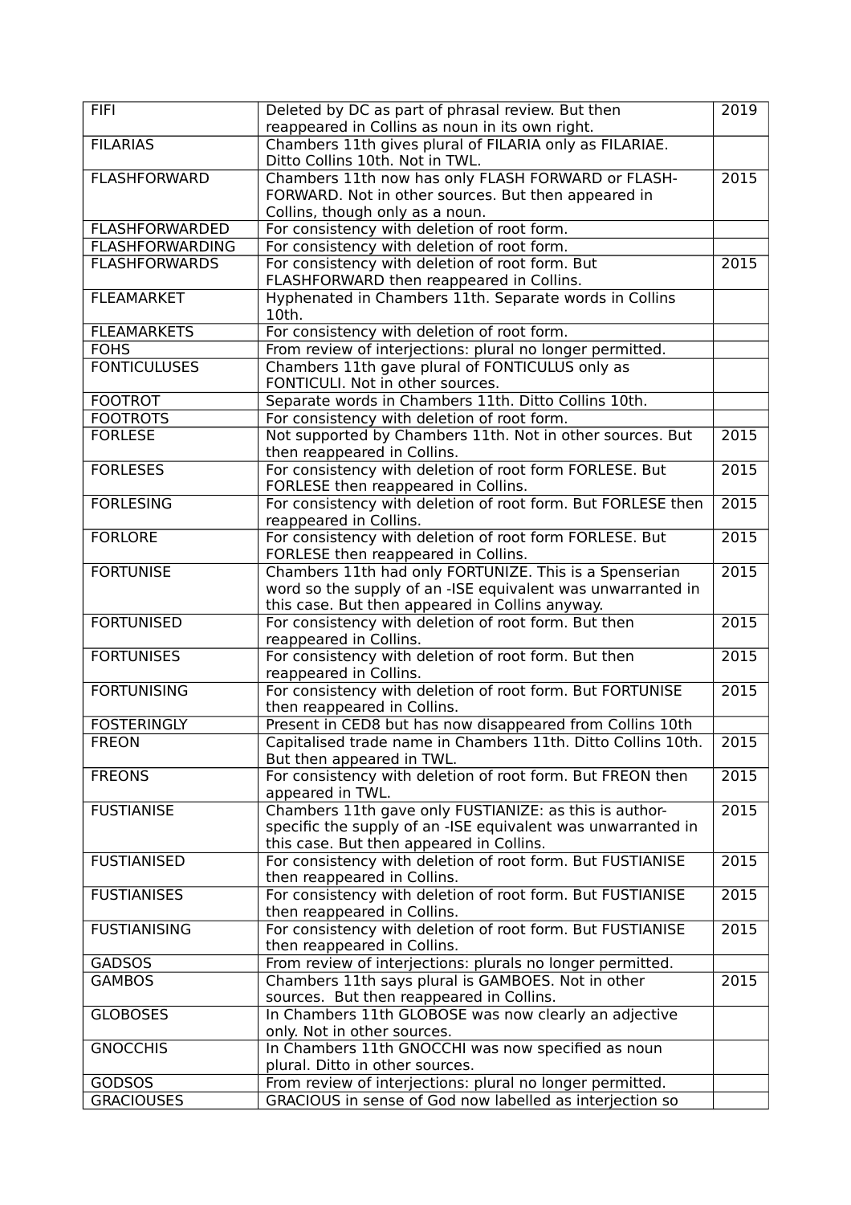| | | |
|---|---|---|
| FIFI | Deleted by DC as part of phrasal review. But then reappeared in Collins as noun in its own right. | 2019 |
| FILARIAS | Chambers 11th gives plural of FILARIA only as FILARIAE. Ditto Collins 10th. Not in TWL. | |
| FLASHFORWARD | Chambers 11th now has only FLASH FORWARD or FLASH-FORWARD. Not in other sources. But then appeared in Collins, though only as a noun. | 2015 |
| FLASHFORWARDED | For consistency with deletion of root form. | |
| FLASHFORWARDING | For consistency with deletion of root form. | |
| FLASHFORWARDS | For consistency with deletion of root form. But FLASHFORWARD then reappeared in Collins. | 2015 |
| FLEAMARKET | Hyphenated in Chambers 11th. Separate words in Collins 10th. | |
| FLEAMARKETS | For consistency with deletion of root form. | |
| FOHS | From review of interjections: plural no longer permitted. | |
| FONTICULUSES | Chambers 11th gave plural of FONTICULUS only as FONTICULI. Not in other sources. | |
| FOOTROT | Separate words in Chambers 11th. Ditto Collins 10th. | |
| FOOTROTS | For consistency with deletion of root form. | |
| FORLESE | Not supported by Chambers 11th. Not in other sources. But then reappeared in Collins. | 2015 |
| FORLESES | For consistency with deletion of root form FORLESE. But FORLESE then reappeared in Collins. | 2015 |
| FORLESING | For consistency with deletion of root form. But FORLESE then reappeared in Collins. | 2015 |
| FORLORE | For consistency with deletion of root form FORLESE. But FORLESE then reappeared in Collins. | 2015 |
| FORTUNISE | Chambers 11th had only FORTUNIZE. This is a Spenserian word so the supply of an -ISE equivalent was unwarranted in this case. But then appeared in Collins anyway. | 2015 |
| FORTUNISED | For consistency with deletion of root form. But then reappeared in Collins. | 2015 |
| FORTUNISES | For consistency with deletion of root form. But then reappeared in Collins. | 2015 |
| FORTUNISING | For consistency with deletion of root form. But FORTUNISE then reappeared in Collins. | 2015 |
| FOSTERINGLY | Present in CED8 but has now disappeared from Collins 10th | |
| FREON | Capitalised trade name in Chambers 11th. Ditto Collins 10th. But then appeared in TWL. | 2015 |
| FREONS | For consistency with deletion of root form. But FREON then appeared in TWL. | 2015 |
| FUSTIANISE | Chambers 11th gave only FUSTIANIZE: as this is author-specific the supply of an -ISE equivalent was unwarranted in this case. But then appeared in Collins. | 2015 |
| FUSTIANISED | For consistency with deletion of root form. But FUSTIANISE then reappeared in Collins. | 2015 |
| FUSTIANISES | For consistency with deletion of root form. But FUSTIANISE then reappeared in Collins. | 2015 |
| FUSTIANISING | For consistency with deletion of root form. But FUSTIANISE then reappeared in Collins. | 2015 |
| GADSOS | From review of interjections: plurals no longer permitted. | |
| GAMBOS | Chambers 11th says plural is GAMBOES. Not in other sources. But then reappeared in Collins. | 2015 |
| GLOBOSES | In Chambers 11th GLOBOSE was now clearly an adjective only. Not in other sources. | |
| GNOCCHIS | In Chambers 11th GNOCCHI was now specified as noun plural. Ditto in other sources. | |
| GODSOS | From review of interjections: plural no longer permitted. | |
| GRACIOUSES | GRACIOUS in sense of God now labelled as interjection so | |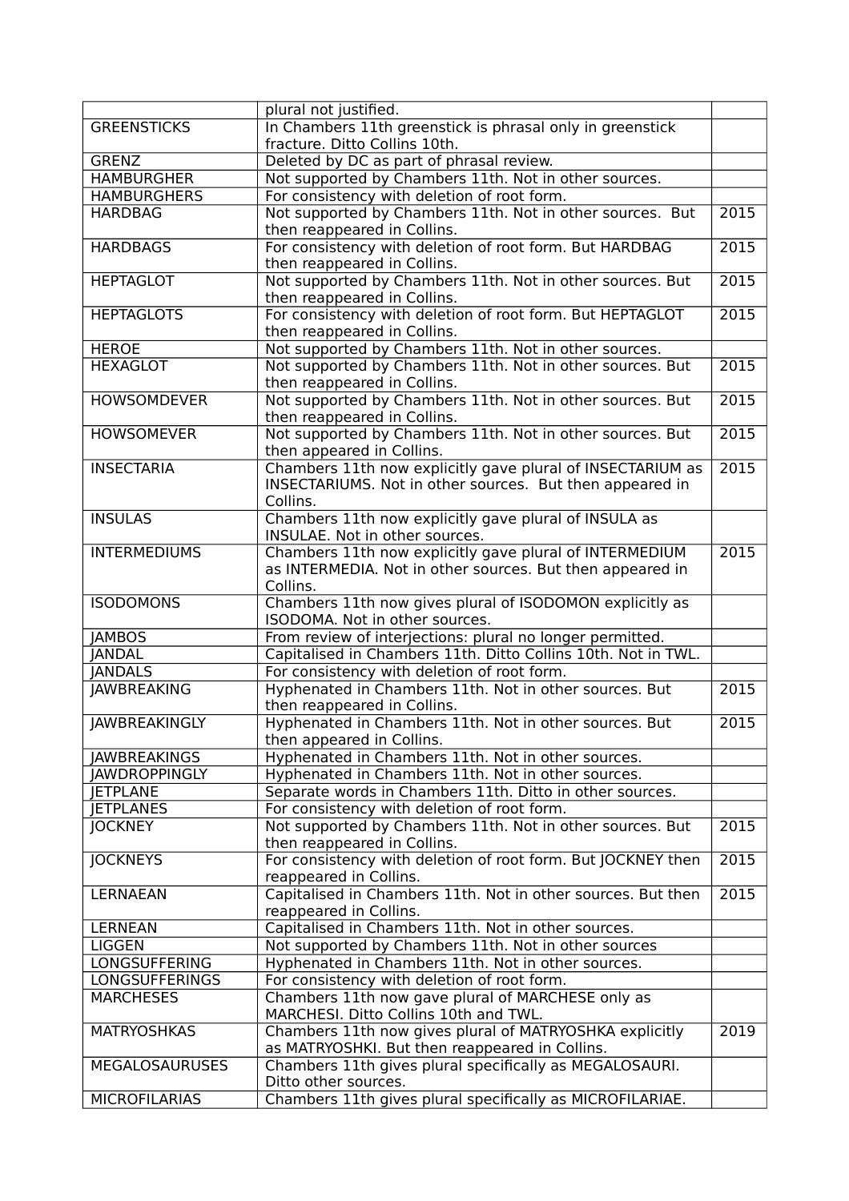| | | |
|---|---|---|
| | plural not justified. | |
| GREENSTICKS | In Chambers 11th greenstick is phrasal only in greenstick fracture. Ditto Collins 10th. | |
| GRENZ | Deleted by DC as part of phrasal review. | |
| HAMBURGHER | Not supported by Chambers 11th. Not in other sources. | |
| HAMBURGHERS | For consistency with deletion of root form. | |
| HARDBAG | Not supported by Chambers 11th. Not in other sources. But then reappeared in Collins. | 2015 |
| HARDBAGS | For consistency with deletion of root form. But HARDBAG then reappeared in Collins. | 2015 |
| HEPTAGLOT | Not supported by Chambers 11th. Not in other sources. But then reappeared in Collins. | 2015 |
| HEPTAGLOTS | For consistency with deletion of root form. But HEPTAGLOT then reappeared in Collins. | 2015 |
| HEROE | Not supported by Chambers 11th. Not in other sources. | |
| HEXAGLOT | Not supported by Chambers 11th. Not in other sources. But then reappeared in Collins. | 2015 |
| HOWSOMDEVER | Not supported by Chambers 11th. Not in other sources. But then reappeared in Collins. | 2015 |
| HOWSOMEVER | Not supported by Chambers 11th. Not in other sources. But then appeared in Collins. | 2015 |
| INSECTARIA | Chambers 11th now explicitly gave plural of INSECTARIUM as INSECTARIUMS. Not in other sources. But then appeared in Collins. | 2015 |
| INSULAS | Chambers 11th now explicitly gave plural of INSULA as INSULAE. Not in other sources. | |
| INTERMEDIUMS | Chambers 11th now explicitly gave plural of INTERMEDIUM as INTERMEDIA. Not in other sources. But then appeared in Collins. | 2015 |
| ISODOMONS | Chambers 11th now gives plural of ISODOMON explicitly as ISODOMA. Not in other sources. | |
| JAMBOS | From review of interjections: plural no longer permitted. | |
| JANDAL | Capitalised in Chambers 11th. Ditto Collins 10th. Not in TWL. | |
| JANDALS | For consistency with deletion of root form. | |
| JAWBREAKING | Hyphenated in Chambers 11th. Not in other sources. But then reappeared in Collins. | 2015 |
| JAWBREAKINGLY | Hyphenated in Chambers 11th. Not in other sources. But then appeared in Collins. | 2015 |
| JAWBREAKINGS | Hyphenated in Chambers 11th. Not in other sources. | |
| JAWDROPPINGLY | Hyphenated in Chambers 11th. Not in other sources. | |
| JETPLANE | Separate words in Chambers 11th. Ditto in other sources. | |
| JETPLANES | For consistency with deletion of root form. | |
| JOCKNEY | Not supported by Chambers 11th. Not in other sources. But then reappeared in Collins. | 2015 |
| JOCKNEYS | For consistency with deletion of root form. But JOCKNEY then reappeared in Collins. | 2015 |
| LERNAEAN | Capitalised in Chambers 11th. Not in other sources. But then reappeared in Collins. | 2015 |
| LERNEAN | Capitalised in Chambers 11th. Not in other sources. | |
| LIGGEN | Not supported by Chambers 11th. Not in other sources | |
| LONGSUFFERING | Hyphenated in Chambers 11th. Not in other sources. | |
| LONGSUFFERINGS | For consistency with deletion of root form. | |
| MARCHESES | Chambers 11th now gave plural of MARCHESE only as MARCHESI. Ditto Collins 10th and TWL. | |
| MATRYOSHKAS | Chambers 11th now gives plural of MATRYOSHKA explicitly as MATRYOSHKI. But then reappeared in Collins. | 2019 |
| MEGALOSAURUSES | Chambers 11th gives plural specifically as MEGALOSAURI. Ditto other sources. | |
| MICROFILARIAS | Chambers 11th gives plural specifically as MICROFILARIAE. | |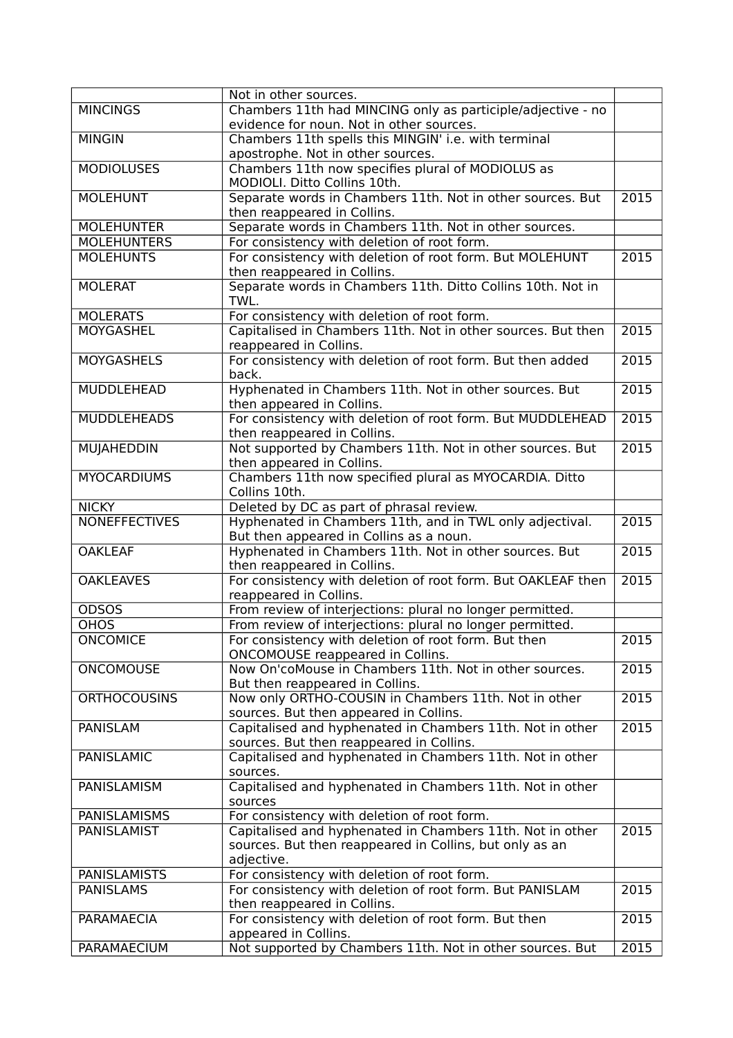| | | |
|---|---|---|
| | Not in other sources. | |
| MINCINGS | Chambers 11th had MINCING only as participle/adjective - no evidence for noun. Not in other sources. | |
| MINGIN | Chambers 11th spells this MINGIN' i.e. with terminal apostrophe. Not in other sources. | |
| MODIOLUSES | Chambers 11th now specifies plural of MODIOLUS as MODIOLI. Ditto Collins 10th. | |
| MOLEHUNT | Separate words in Chambers 11th. Not in other sources. But then reappeared in Collins. | 2015 |
| MOLEHUNTER | Separate words in Chambers 11th. Not in other sources. | |
| MOLEHUNTERS | For consistency with deletion of root form. | |
| MOLEHUNTS | For consistency with deletion of root form. But MOLEHUNT then reappeared in Collins. | 2015 |
| MOLERAT | Separate words in Chambers 11th. Ditto Collins 10th. Not in TWL. | |
| MOLERATS | For consistency with deletion of root form. | |
| MOYGASHEL | Capitalised in Chambers 11th. Not in other sources. But then reappeared in Collins. | 2015 |
| MOYGASHELS | For consistency with deletion of root form. But then added back. | 2015 |
| MUDDLEHEAD | Hyphenated in Chambers 11th. Not in other sources. But then appeared in Collins. | 2015 |
| MUDDLEHEADS | For consistency with deletion of root form. But MUDDLEHEAD then reappeared in Collins. | 2015 |
| MUJAHEDDIN | Not supported by Chambers 11th. Not in other sources. But then appeared in Collins. | 2015 |
| MYOCARDIUMS | Chambers 11th now specified plural as MYOCARDIA. Ditto Collins 10th. | |
| NICKY | Deleted by DC as part of phrasal review. | |
| NONEFFECTIVES | Hyphenated in Chambers 11th, and in TWL only adjectival. But then appeared in Collins as a noun. | 2015 |
| OAKLEAF | Hyphenated in Chambers 11th. Not in other sources. But then reappeared in Collins. | 2015 |
| OAKLEAVES | For consistency with deletion of root form. But OAKLEAF then reappeared in Collins. | 2015 |
| ODSOS | From review of interjections: plural no longer permitted. | |
| OHOS | From review of interjections: plural no longer permitted. | |
| ONCOMICE | For consistency with deletion of root form. But then ONCOMOUSE reappeared in Collins. | 2015 |
| ONCOMOUSE | Now On'coMouse in Chambers 11th. Not in other sources. But then reappeared in Collins. | 2015 |
| ORTHOCOUSINS | Now only ORTHO-COUSIN in Chambers 11th. Not in other sources. But then appeared in Collins. | 2015 |
| PANISLAM | Capitalised and hyphenated in Chambers 11th. Not in other sources. But then reappeared in Collins. | 2015 |
| PANISLAMIC | Capitalised and hyphenated in Chambers 11th. Not in other sources. | |
| PANISLAMISM | Capitalised and hyphenated in Chambers 11th. Not in other sources | |
| PANISLAMISMS | For consistency with deletion of root form. | |
| PANISLAMIST | Capitalised and hyphenated in Chambers 11th. Not in other sources. But then reappeared in Collins, but only as an adjective. | 2015 |
| PANISLAMISTS | For consistency with deletion of root form. | |
| PANISLAMS | For consistency with deletion of root form. But PANISLAM then reappeared in Collins. | 2015 |
| PARAMAECIA | For consistency with deletion of root form. But then appeared in Collins. | 2015 |
| PARAMAECIUM | Not supported by Chambers 11th. Not in other sources. But | 2015 |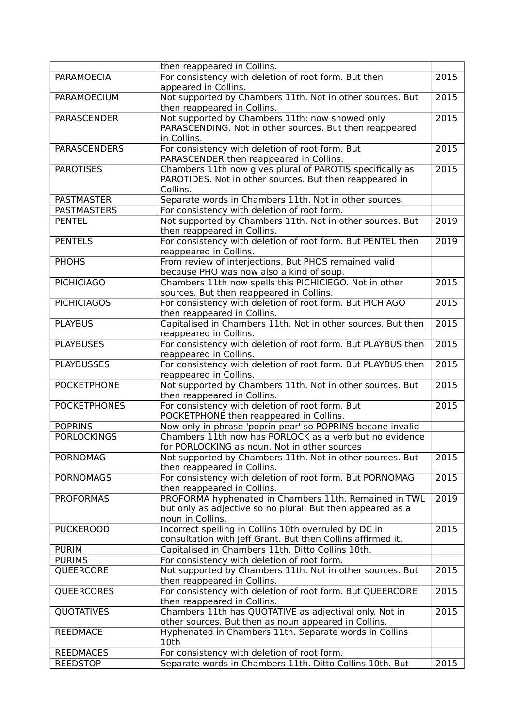| | | |
|---|---|---|
| | then reappeared in Collins. | |
| PARAMOECIA | For consistency with deletion of root form. But then appeared in Collins. | 2015 |
| PARAMOECIUM | Not supported by Chambers 11th. Not in other sources. But then reappeared in Collins. | 2015 |
| PARASCENDER | Not supported by Chambers 11th: now showed only PARASCENDING. Not in other sources. But then reappeared in Collins. | 2015 |
| PARASCENDERS | For consistency with deletion of root form. But PARASCENDER then reappeared in Collins. | 2015 |
| PAROTISES | Chambers 11th now gives plural of PAROTIS specifically as PAROTIDES. Not in other sources. But then reappeared in Collins. | 2015 |
| PASTMASTER | Separate words in Chambers 11th. Not in other sources. | |
| PASTMASTERS | For consistency with deletion of root form. | |
| PENTEL | Not supported by Chambers 11th. Not in other sources. But then reappeared in Collins. | 2019 |
| PENTELS | For consistency with deletion of root form. But PENTEL then reappeared in Collins. | 2019 |
| PHOHS | From review of interjections. But PHOS remained valid because PHO was now also a kind of soup. | |
| PICHICIAGO | Chambers 11th now spells this PICHICIEGO. Not in other sources. But then reappeared in Collins. | 2015 |
| PICHICIAGOS | For consistency with deletion of root form. But PICHIAGO then reappeared in Collins. | 2015 |
| PLAYBUS | Capitalised in Chambers 11th. Not in other sources. But then reappeared in Collins. | 2015 |
| PLAYBUSES | For consistency with deletion of root form. But PLAYBUS then reappeared in Collins. | 2015 |
| PLAYBUSSES | For consistency with deletion of root form. But PLAYBUS then reappeared in Collins. | 2015 |
| POCKETPHONE | Not supported by Chambers 11th. Not in other sources. But then reappeared in Collins. | 2015 |
| POCKETPHONES | For consistency with deletion of root form. But POCKETPHONE then reappeared in Collins. | 2015 |
| POPRINS | Now only in phrase 'poprin pear' so POPRINS becane invalid | |
| PORLOCKINGS | Chambers 11th now has PORLOCK as a verb but no evidence for PORLOCKING as noun. Not in other sources | |
| PORNOMAG | Not supported by Chambers 11th. Not in other sources. But then reappeared in Collins. | 2015 |
| PORNOMAGS | For consistency with deletion of root form. But PORNOMAG then reappeared in Collins. | 2015 |
| PROFORMAS | PROFORMA hyphenated in Chambers 11th. Remained in TWL but only as adjective so no plural. But then appeared as a noun in Collins. | 2019 |
| PUCKEROOD | Incorrect spelling in Collins 10th overruled by DC in consultation with Jeff Grant. But then Collins affirmed it. | 2015 |
| PURIM | Capitalised in Chambers 11th. Ditto Collins 10th. | |
| PURIMS | For consistency with deletion of root form. | |
| QUEERCORE | Not supported by Chambers 11th. Not in other sources. But then reappeared in Collins. | 2015 |
| QUEERCORES | For consistency with deletion of root form. But QUEERCORE then reappeared in Collins. | 2015 |
| QUOTATIVES | Chambers 11th has QUOTATIVE as adjectival only. Not in other sources. But then as noun appeared in Collins. | 2015 |
| REEDMACE | Hyphenated in Chambers 11th. Separate words in Collins 10th | |
| REEDMACES | For consistency with deletion of root form. | |
| REEDSTOP | Separate words in Chambers 11th. Ditto Collins 10th. But | 2015 |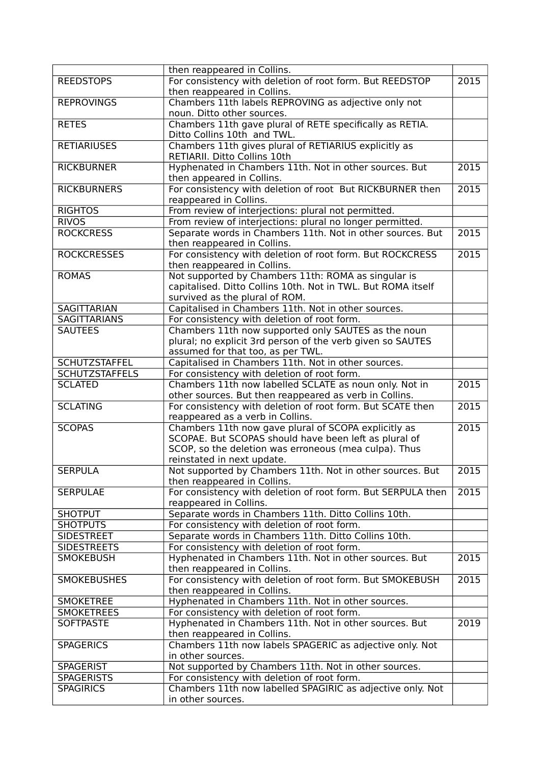| | | |
|---|---|---|
| | then reappeared in Collins. | |
| REEDSTOPS | For consistency with deletion of root form. But REEDSTOP then reappeared in Collins. | 2015 |
| REPROVINGS | Chambers 11th labels REPROVING as adjective only not noun. Ditto other sources. | |
| RETES | Chambers 11th gave plural of RETE specifically as RETIA. Ditto Collins 10th and TWL. | |
| RETIARIUSES | Chambers 11th gives plural of RETIARIUS explicitly as RETIARII. Ditto Collins 10th | |
| RICKBURNER | Hyphenated in Chambers 11th. Not in other sources. But then appeared in Collins. | 2015 |
| RICKBURNERS | For consistency with deletion of root But RICKBURNER then reappeared in Collins. | 2015 |
| RIGHTOS | From review of interjections: plural not permitted. | |
| RIVOS | From review of interjections: plural no longer permitted. | |
| ROCKCRESS | Separate words in Chambers 11th. Not in other sources. But then reappeared in Collins. | 2015 |
| ROCKCRESSES | For consistency with deletion of root form. But ROCKCRESS then reappeared in Collins. | 2015 |
| ROMAS | Not supported by Chambers 11th: ROMA as singular is capitalised. Ditto Collins 10th. Not in TWL. But ROMA itself survived as the plural of ROM. | |
| SAGITTARIAN | Capitalised in Chambers 11th. Not in other sources. | |
| SAGITTARIANS | For consistency with deletion of root form. | |
| SAUTEES | Chambers 11th now supported only SAUTES as the noun plural; no explicit 3rd person of the verb given so SAUTES assumed for that too, as per TWL. | |
| SCHUTZSTAFFEL | Capitalised in Chambers 11th. Not in other sources. | |
| SCHUTZSTAFFELS | For consistency with deletion of root form. | |
| SCLATED | Chambers 11th now labelled SCLATE as noun only. Not in other sources. But then reappeared as verb in Collins. | 2015 |
| SCLATING | For consistency with deletion of root form. But SCATE then reappeared as a verb in Collins. | 2015 |
| SCOPAS | Chambers 11th now gave plural of SCOPA explicitly as SCOPAE. But SCOPAS should have been left as plural of SCOP, so the deletion was erroneous (mea culpa). Thus reinstated in next update. | 2015 |
| SERPULA | Not supported by Chambers 11th. Not in other sources. But then reappeared in Collins. | 2015 |
| SERPULAE | For consistency with deletion of root form. But SERPULA then reappeared in Collins. | 2015 |
| SHOTPUT | Separate words in Chambers 11th. Ditto Collins 10th. | |
| SHOTPUTS | For consistency with deletion of root form. | |
| SIDESTREET | Separate words in Chambers 11th. Ditto Collins 10th. | |
| SIDESTREETS | For consistency with deletion of root form. | |
| SMOKEBUSH | Hyphenated in Chambers 11th. Not in other sources. But then reappeared in Collins. | 2015 |
| SMOKEBUSHES | For consistency with deletion of root form. But SMOKEBUSH then reappeared in Collins. | 2015 |
| SMOKETREE | Hyphenated in Chambers 11th. Not in other sources. | |
| SMOKETREES | For consistency with deletion of root form. | |
| SOFTPASTE | Hyphenated in Chambers 11th. Not in other sources. But then reappeared in Collins. | 2019 |
| SPAGERICS | Chambers 11th now labels SPAGERIC as adjective only. Not in other sources. | |
| SPAGERIST | Not supported by Chambers 11th. Not in other sources. | |
| SPAGERISTS | For consistency with deletion of root form. | |
| SPAGIRICS | Chambers 11th now labelled SPAGIRIC as adjective only. Not in other sources. | |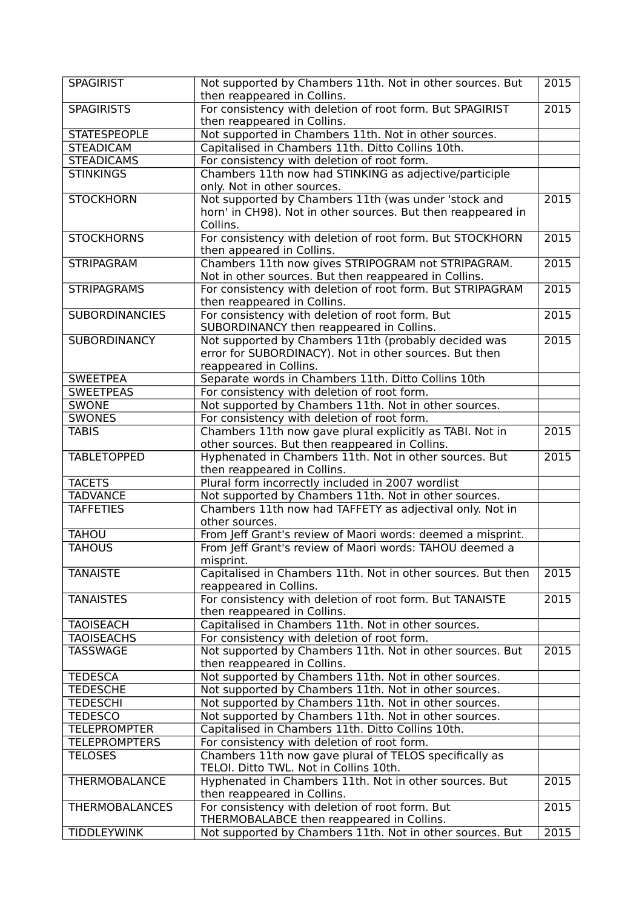| | | |
|---|---|---|
| SPAGIRIST | Not supported by Chambers 11th. Not in other sources. But then reappeared in Collins. | 2015 |
| SPAGIRISTS | For consistency with deletion of root form. But SPAGIRIST then reappeared in Collins. | 2015 |
| STATESPEOPLE | Not supported in Chambers 11th. Not in other sources. | |
| STEADICAM | Capitalised in Chambers 11th. Ditto Collins 10th. | |
| STEADICAMS | For consistency with deletion of root form. | |
| STINKINGS | Chambers 11th now had STINKING as adjective/participle only. Not in other sources. | |
| STOCKHORN | Not supported by Chambers 11th (was under 'stock and horn' in CH98). Not in other sources. But then reappeared in Collins. | 2015 |
| STOCKHORNS | For consistency with deletion of root form. But STOCKHORN then appeared in Collins. | 2015 |
| STRIPAGRAM | Chambers 11th now gives STRIPOGRAM not STRIPAGRAM. Not in other sources. But then reappeared in Collins. | 2015 |
| STRIPAGRAMS | For consistency with deletion of root form. But STRIPAGRAM then reappeared in Collins. | 2015 |
| SUBORDINANCIES | For consistency with deletion of root form. But SUBORDINANCY then reappeared in Collins. | 2015 |
| SUBORDINANCY | Not supported by Chambers 11th (probably decided was error for SUBORDINACY). Not in other sources. But then reappeared in Collins. | 2015 |
| SWEETPEA | Separate words in Chambers 11th. Ditto Collins 10th | |
| SWEETPEAS | For consistency with deletion of root form. | |
| SWONE | Not supported by Chambers 11th. Not in other sources. | |
| SWONES | For consistency with deletion of root form. | |
| TABIS | Chambers 11th now gave plural explicitly as TABI. Not in other sources. But then reappeared in Collins. | 2015 |
| TABLETOPPED | Hyphenated in Chambers 11th. Not in other sources. But then reappeared in Collins. | 2015 |
| TACETS | Plural form incorrectly included in 2007 wordlist | |
| TADVANCE | Not supported by Chambers 11th. Not in other sources. | |
| TAFFETIES | Chambers 11th now had TAFFETY as adjectival only. Not in other sources. | |
| TAHOU | From Jeff Grant's review of Maori words: deemed a misprint. | |
| TAHOUS | From Jeff Grant's review of Maori words: TAHOU deemed a misprint. | |
| TANAISTE | Capitalised in Chambers 11th. Not in other sources. But then reappeared in Collins. | 2015 |
| TANAISTES | For consistency with deletion of root form. But TANAISTE then reappeared in Collins. | 2015 |
| TAOISEACH | Capitalised in Chambers 11th. Not in other sources. | |
| TAOISEACHS | For consistency with deletion of root form. | |
| TASSWAGE | Not supported by Chambers 11th. Not in other sources. But then reappeared in Collins. | 2015 |
| TEDESCA | Not supported by Chambers 11th. Not in other sources. | |
| TEDESCHE | Not supported by Chambers 11th. Not in other sources. | |
| TEDESCHI | Not supported by Chambers 11th. Not in other sources. | |
| TEDESCO | Not supported by Chambers 11th. Not in other sources. | |
| TELEPROMPTER | Capitalised in Chambers 11th. Ditto Collins 10th. | |
| TELEPROMPTERS | For consistency with deletion of root form. | |
| TELOSES | Chambers 11th now gave plural of TELOS specifically as TELOI. Ditto TWL. Not in Collins 10th. | |
| THERMOBALANCE | Hyphenated in Chambers 11th. Not in other sources. But then reappeared in Collins. | 2015 |
| THERMOBALANCES | For consistency with deletion of root form. But THERMOBALABCE then reappeared in Collins. | 2015 |
| TIDDLEYWINK | Not supported by Chambers 11th. Not in other sources. But | 2015 |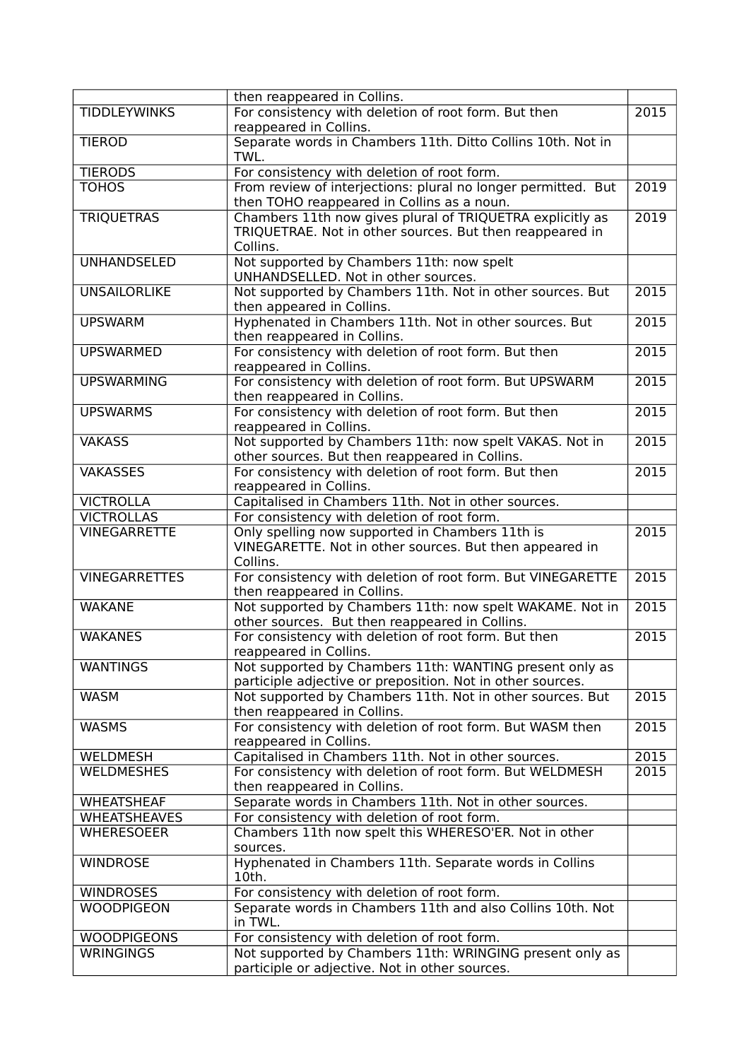| | | |
|---|---|---|
| | then reappeared in Collins. | |
| TIDDLEYWINKS | For consistency with deletion of root form. But then reappeared in Collins. | 2015 |
| TIEROD | Separate words in Chambers 11th. Ditto Collins 10th. Not in TWL. | |
| TIERODS | For consistency with deletion of root form. | |
| TOHOS | From review of interjections: plural no longer permitted.  But then TOHO reappeared in Collins as a noun. | 2019 |
| TRIQUETRAS | Chambers 11th now gives plural of TRIQUETRA explicitly as TRIQUETRAE. Not in other sources. But then reappeared in Collins. | 2019 |
| UNHANDSELED | Not supported by Chambers 11th: now spelt UNHANDSELLED. Not in other sources. | |
| UNSAILORLIKE | Not supported by Chambers 11th. Not in other sources. But then appeared in Collins. | 2015 |
| UPSWARM | Hyphenated in Chambers 11th. Not in other sources. But then reappeared in Collins. | 2015 |
| UPSWARMED | For consistency with deletion of root form. But then reappeared in Collins. | 2015 |
| UPSWARMING | For consistency with deletion of root form. But UPSWARM then reappeared in Collins. | 2015 |
| UPSWARMS | For consistency with deletion of root form. But then reappeared in Collins. | 2015 |
| VAKASS | Not supported by Chambers 11th: now spelt VAKAS. Not in other sources. But then reappeared in Collins. | 2015 |
| VAKASSES | For consistency with deletion of root form. But then reappeared in Collins. | 2015 |
| VICTROLLA | Capitalised in Chambers 11th. Not in other sources. | |
| VICTROLLAS | For consistency with deletion of root form. | |
| VINEGARRETTE | Only spelling now supported in Chambers 11th is VINEGARETTE. Not in other sources. But then appeared in Collins. | 2015 |
| VINEGARRETTES | For consistency with deletion of root form. But VINEGARETTE then reappeared in Collins. | 2015 |
| WAKANE | Not supported by Chambers 11th: now spelt WAKAME. Not in other sources.  But then reappeared in Collins. | 2015 |
| WAKANES | For consistency with deletion of root form. But then reappeared in Collins. | 2015 |
| WANTINGS | Not supported by Chambers 11th: WANTING present only as participle adjective or preposition. Not in other sources. | |
| WASM | Not supported by Chambers 11th. Not in other sources. But then reappeared in Collins. | 2015 |
| WASMS | For consistency with deletion of root form. But WASM then reappeared in Collins. | 2015 |
| WELDMESH | Capitalised in Chambers 11th. Not in other sources. | 2015 |
| WELDMESHES | For consistency with deletion of root form. But WELDMESH then reappeared in Collins. | 2015 |
| WHEATSHEAF | Separate words in Chambers 11th. Not in other sources. | |
| WHEATSHEAVES | For consistency with deletion of root form. | |
| WHERESOEER | Chambers 11th now spelt this WHERESO'ER. Not in other sources. | |
| WINDROSE | Hyphenated in Chambers 11th. Separate words in Collins 10th. | |
| WINDROSES | For consistency with deletion of root form. | |
| WOODPIGEON | Separate words in Chambers 11th and also Collins 10th. Not in TWL. | |
| WOODPIGEONS | For consistency with deletion of root form. | |
| WRINGINGS | Not supported by Chambers 11th: WRINGING present only as participle or adjective. Not in other sources. | |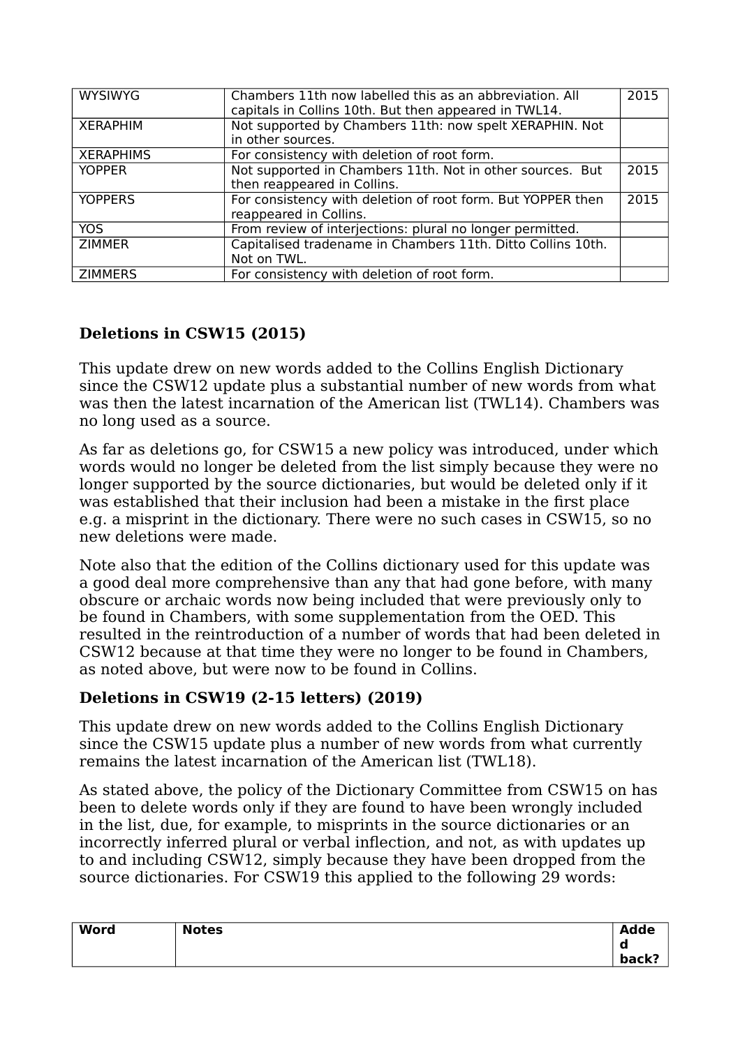| | | |
|---|---|---|
| WYSIWYG | Chambers 11th now labelled this as an abbreviation. All capitals in Collins 10th. But then appeared in TWL14. | 2015 |
| XERAPHIM | Not supported by Chambers 11th: now spelt XERAPHIN. Not in other sources. | |
| XERAPHIMS | For consistency with deletion of root form. | |
| YOPPER | Not supported in Chambers 11th. Not in other sources. But then reappeared in Collins. | 2015 |
| YOPPERS | For consistency with deletion of root form. But YOPPER then reappeared in Collins. | 2015 |
| YOS | From review of interjections: plural no longer permitted. | |
| ZIMMER | Capitalised tradename in Chambers 11th. Ditto Collins 10th. Not on TWL. | |
| ZIMMERS | For consistency with deletion of root form. | |

### Deletions in CSW15 (2015)

This update drew on new words added to the Collins English Dictionary since the CSW12 update plus a substantial number of new words from what was then the latest incarnation of the American list (TWL14). Chambers was no long used as a source.

As far as deletions go, for CSW15 a new policy was introduced, under which words would no longer be deleted from the list simply because they were no longer supported by the source dictionaries, but would be deleted only if it was established that their inclusion had been a mistake in the first place e.g. a misprint in the dictionary. There were no such cases in CSW15, so no new deletions were made.

Note also that the edition of the Collins dictionary used for this update was a good deal more comprehensive than any that had gone before, with many obscure or archaic words now being included that were previously only to be found in Chambers, with some supplementation from the OED. This resulted in the reintroduction of a number of words that had been deleted in CSW12 because at that time they were no longer to be found in Chambers, as noted above, but were now to be found in Collins.

### Deletions in CSW19 (2-15 letters) (2019)

This update drew on new words added to the Collins English Dictionary since the CSW15 update plus a number of new words from what currently remains the latest incarnation of the American list (TWL18).

As stated above, the policy of the Dictionary Committee from CSW15 on has been to delete words only if they are found to have been wrongly included in the list, due, for example, to misprints in the source dictionaries or an incorrectly inferred plural or verbal inflection, and not, as with updates up to and including CSW12, simply because they have been dropped from the source dictionaries. For CSW19 this applied to the following 29 words:

| Word | Notes | Added back? |
|---|---|---|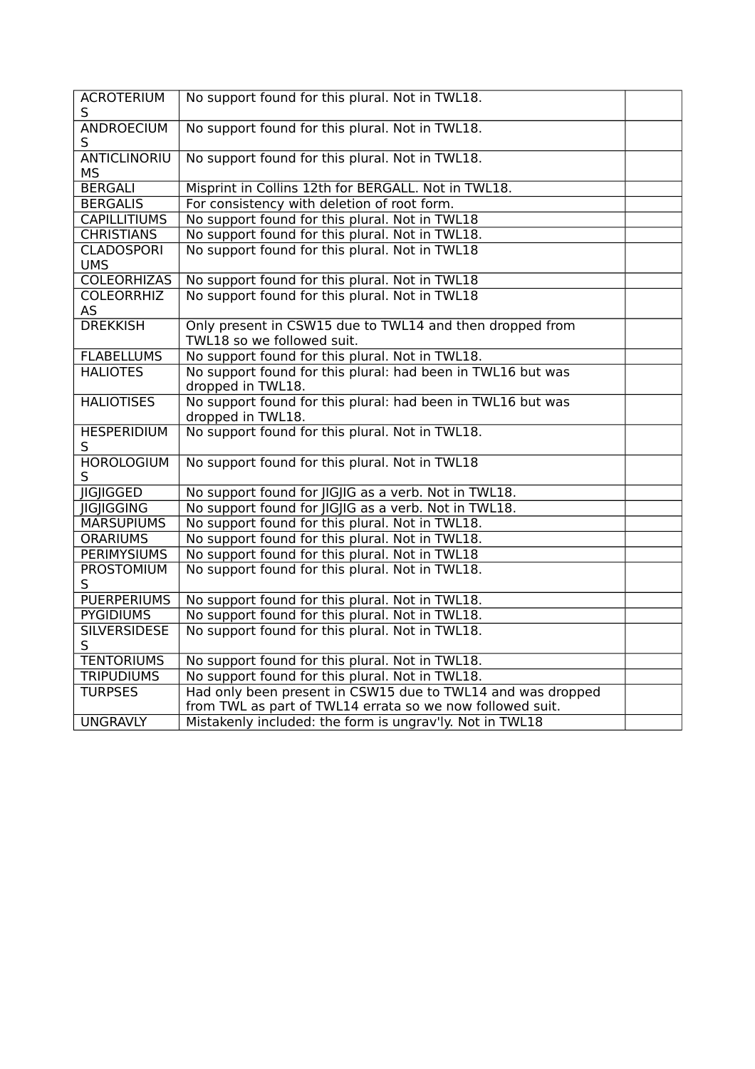| | | |
|---|---|---|
| ACROTERIUMS | No support found for this plural. Not in TWL18. | |
| ANDROECIUMS | No support found for this plural. Not in TWL18. | |
| ANTICLINORIUMS | No support found for this plural. Not in TWL18. | |
| BERGALI | Misprint in Collins 12th for BERGALL. Not in TWL18. | |
| BERGALIS | For consistency with deletion of root form. | |
| CAPILLITIUMS | No support found for this plural. Not in TWL18 | |
| CHRISTIANS | No support found for this plural. Not in TWL18. | |
| CLADOSPORIUMS | No support found for this plural. Not in TWL18 | |
| COLEORHIZAS | No support found for this plural. Not in TWL18 | |
| COLEORRHIZAS | No support found for this plural. Not in TWL18 | |
| DREKKISH | Only present in CSW15 due to TWL14 and then dropped from TWL18 so we followed suit. | |
| FLABELLUMS | No support found for this plural. Not in TWL18. | |
| HALIOTES | No support found for this plural: had been in TWL16 but was dropped in TWL18. | |
| HALIOTISES | No support found for this plural: had been in TWL16 but was dropped in TWL18. | |
| HESPERIDIUMS | No support found for this plural. Not in TWL18. | |
| HOROLOGIUMS | No support found for this plural. Not in TWL18 | |
| JIGJIGGED | No support found for JIGJIG as a verb. Not in TWL18. | |
| JIGJIGGING | No support found for JIGJIG as a verb. Not in TWL18. | |
| MARSUPIUMS | No support found for this plural. Not in TWL18. | |
| ORARIUMS | No support found for this plural. Not in TWL18. | |
| PERIMYSIUMS | No support found for this plural. Not in TWL18 | |
| PROSTOMIUMS | No support found for this plural. Not in TWL18. | |
| PUERPERIUMS | No support found for this plural. Not in TWL18. | |
| PYGIDIUMS | No support found for this plural. Not in TWL18. | |
| SILVERSIDESES | No support found for this plural. Not in TWL18. | |
| TENTORIUMS | No support found for this plural. Not in TWL18. | |
| TRIPUDIUMS | No support found for this plural. Not in TWL18. | |
| TURPSES | Had only been present in CSW15 due to TWL14 and was dropped from TWL as part of TWL14 errata so we now followed suit. | |
| UNGRAVLY | Mistakenly included: the form is ungrav'ly. Not in TWL18 | |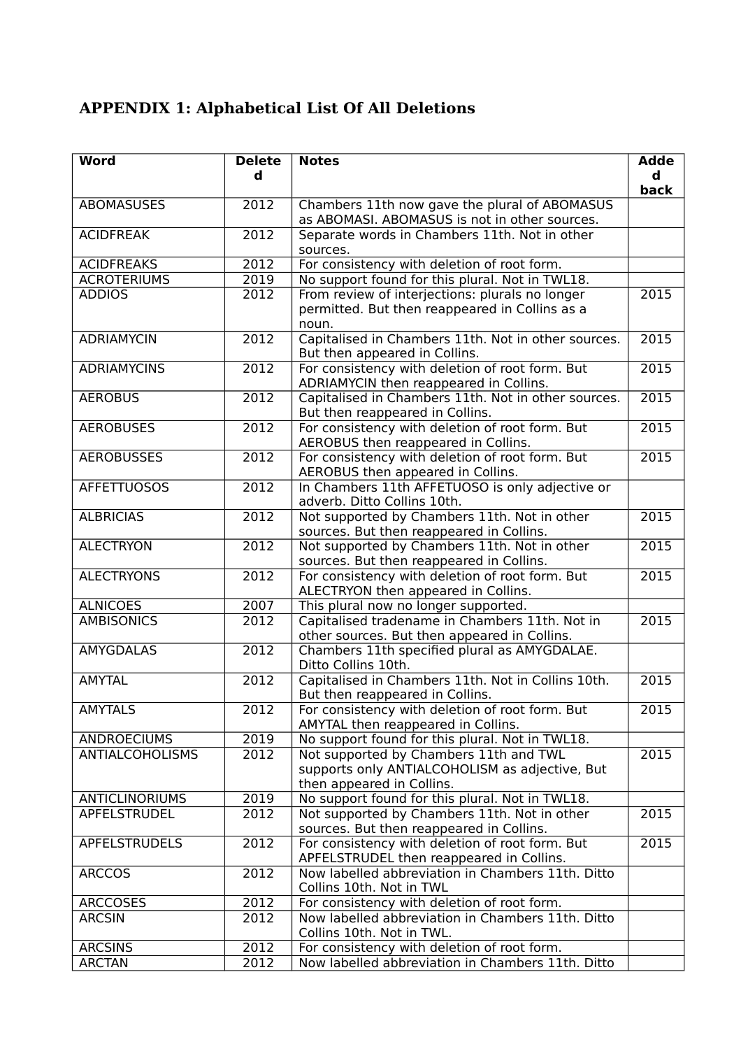## APPENDIX 1: Alphabetical List Of All Deletions

| Word | Deleted | Notes | Added back |
|---|---|---|---|
| ABOMASUSES | 2012 | Chambers 11th now gave the plural of ABOMASUS as ABOMASI. ABOMASUS is not in other sources. | |
| ACIDFREAK | 2012 | Separate words in Chambers 11th. Not in other sources. | |
| ACIDFREAKS | 2012 | For consistency with deletion of root form. | |
| ACROTERIUMS | 2019 | No support found for this plural. Not in TWL18. | |
| ADDIOS | 2012 | From review of interjections: plurals no longer permitted. But then reappeared in Collins as a noun. | 2015 |
| ADRIAMYCIN | 2012 | Capitalised in Chambers 11th. Not in other sources. But then appeared in Collins. | 2015 |
| ADRIAMYCINS | 2012 | For consistency with deletion of root form. But ADRIAMYCIN then reappeared in Collins. | 2015 |
| AEROBUS | 2012 | Capitalised in Chambers 11th. Not in other sources. But then reappeared in Collins. | 2015 |
| AEROBUSES | 2012 | For consistency with deletion of root form. But AEROBUS then reappeared in Collins. | 2015 |
| AEROBUSSES | 2012 | For consistency with deletion of root form. But AEROBUS then appeared in Collins. | 2015 |
| AFFETTUOSOS | 2012 | In Chambers 11th AFFETUOSO is only adjective or adverb. Ditto Collins 10th. | |
| ALBRICIAS | 2012 | Not supported by Chambers 11th. Not in other sources. But then reappeared in Collins. | 2015 |
| ALECTRYON | 2012 | Not supported by Chambers 11th. Not in other sources. But then reappeared in Collins. | 2015 |
| ALECTRYONS | 2012 | For consistency with deletion of root form. But ALECTRYON then appeared in Collins. | 2015 |
| ALNICOES | 2007 | This plural now no longer supported. | |
| AMBISONICS | 2012 | Capitalised tradename in Chambers 11th. Not in other sources. But then appeared in Collins. | 2015 |
| AMYGDALAS | 2012 | Chambers 11th specified plural as AMYGDALAE. Ditto Collins 10th. | |
| AMYTAL | 2012 | Capitalised in Chambers 11th. Not in Collins 10th. But then reappeared in Collins. | 2015 |
| AMYTALS | 2012 | For consistency with deletion of root form. But AMYTAL then reappeared in Collins. | 2015 |
| ANDROECIUMS | 2019 | No support found for this plural. Not in TWL18. | |
| ANTIALCOHOLISMS | 2012 | Not supported by Chambers 11th and TWL supports only ANTIALCOHOLISM as adjective, But then appeared in Collins. | 2015 |
| ANTICLINORIUMS | 2019 | No support found for this plural. Not in TWL18. | |
| APFELSTRUDEL | 2012 | Not supported by Chambers 11th. Not in other sources. But then reappeared in Collins. | 2015 |
| APFELSTRUDELS | 2012 | For consistency with deletion of root form. But APFELSTRUDEL then reappeared in Collins. | 2015 |
| ARCCOS | 2012 | Now labelled abbreviation in Chambers 11th. Ditto Collins 10th. Not in TWL | |
| ARCCOSES | 2012 | For consistency with deletion of root form. | |
| ARCSIN | 2012 | Now labelled abbreviation in Chambers 11th. Ditto Collins 10th. Not in TWL. | |
| ARCSINS | 2012 | For consistency with deletion of root form. | |
| ARCTAN | 2012 | Now labelled abbreviation in Chambers 11th. Ditto | |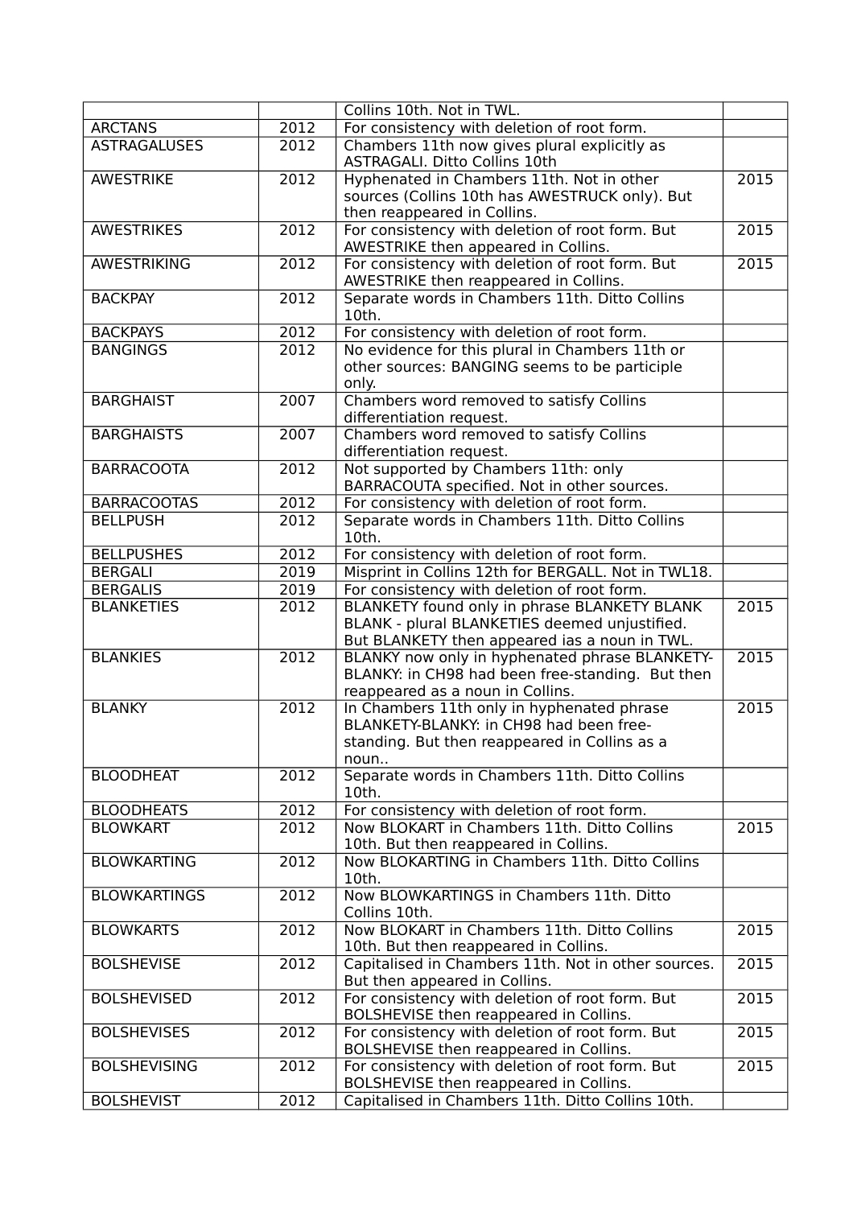| | | | |
|---|---|---|---|
| | | Collins 10th. Not in TWL. | |
| ARCTANS | 2012 | For consistency with deletion of root form. | |
| ASTRAGALUSES | 2012 | Chambers 11th now gives plural explicitly as ASTRAGALI. Ditto Collins 10th | |
| AWESTRIKE | 2012 | Hyphenated in Chambers 11th. Not in other sources (Collins 10th has AWESTRUCK only). But then reappeared in Collins. | 2015 |
| AWESTRIKES | 2012 | For consistency with deletion of root form. But AWESTRIKE then appeared in Collins. | 2015 |
| AWESTRIKING | 2012 | For consistency with deletion of root form. But AWESTRIKE then reappeared in Collins. | 2015 |
| BACKPAY | 2012 | Separate words in Chambers 11th. Ditto Collins 10th. | |
| BACKPAYS | 2012 | For consistency with deletion of root form. | |
| BANGINGS | 2012 | No evidence for this plural in Chambers 11th or other sources: BANGING seems to be participle only. | |
| BARGHAIST | 2007 | Chambers word removed to satisfy Collins differentiation request. | |
| BARGHAISTS | 2007 | Chambers word removed to satisfy Collins differentiation request. | |
| BARRACOOTA | 2012 | Not supported by Chambers 11th: only BARRACOUTA specified. Not in other sources. | |
| BARRACOOTAS | 2012 | For consistency with deletion of root form. | |
| BELLPUSH | 2012 | Separate words in Chambers 11th. Ditto Collins 10th. | |
| BELLPUSHES | 2012 | For consistency with deletion of root form. | |
| BERGALI | 2019 | Misprint in Collins 12th for BERGALL. Not in TWL18. | |
| BERGALIS | 2019 | For consistency with deletion of root form. | |
| BLANKETIES | 2012 | BLANKETY found only in phrase BLANKETY BLANK BLANK - plural BLANKETIES deemed unjustified. But BLANKETY then appeared ias a noun in TWL. | 2015 |
| BLANKIES | 2012 | BLANKY now only in hyphenated phrase BLANKETY-BLANKY: in CH98 had been free-standing. But then reappeared as a noun in Collins. | 2015 |
| BLANKY | 2012 | In Chambers 11th only in hyphenated phrase BLANKETY-BLANKY: in CH98 had been free-standing. But then reappeared in Collins as a noun.. | 2015 |
| BLOODHEAT | 2012 | Separate words in Chambers 11th. Ditto Collins 10th. | |
| BLOODHEATS | 2012 | For consistency with deletion of root form. | |
| BLOWKART | 2012 | Now BLOKART in Chambers 11th. Ditto Collins 10th. But then reappeared in Collins. | 2015 |
| BLOWKARTING | 2012 | Now BLOKARTING in Chambers 11th. Ditto Collins 10th. | |
| BLOWKARTINGS | 2012 | Now BLOWKARTINGS in Chambers 11th. Ditto Collins 10th. | |
| BLOWKARTS | 2012 | Now BLOKART in Chambers 11th. Ditto Collins 10th. But then reappeared in Collins. | 2015 |
| BOLSHEVISE | 2012 | Capitalised in Chambers 11th. Not in other sources. But then appeared in Collins. | 2015 |
| BOLSHEVISED | 2012 | For consistency with deletion of root form. But BOLSHEVISE then reappeared in Collins. | 2015 |
| BOLSHEVISES | 2012 | For consistency with deletion of root form. But BOLSHEVISE then reappeared in Collins. | 2015 |
| BOLSHEVISING | 2012 | For consistency with deletion of root form. But BOLSHEVISE then reappeared in Collins. | 2015 |
| BOLSHEVIST | 2012 | Capitalised in Chambers 11th. Ditto Collins 10th. | |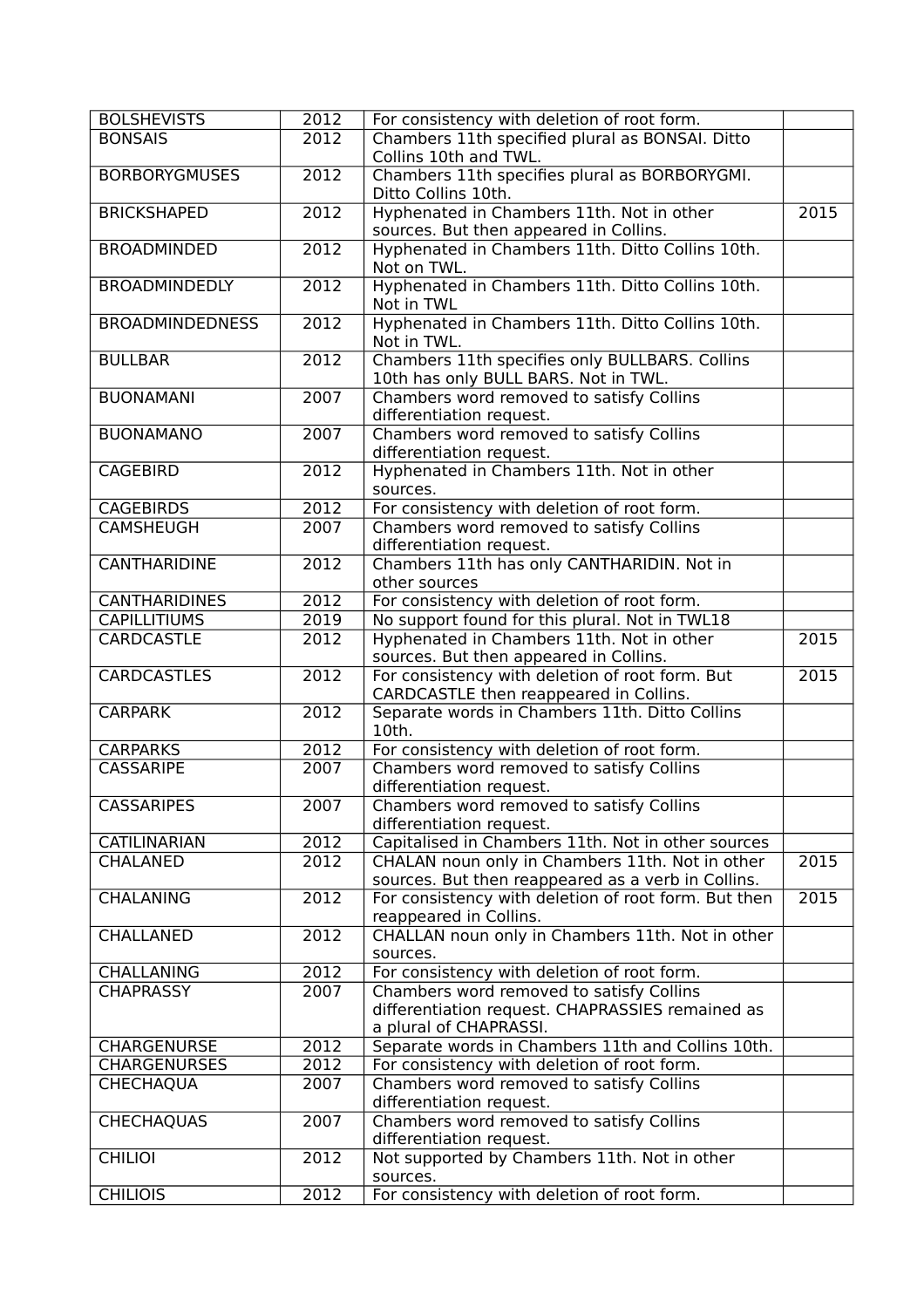| | | | |
|---|---|---|---|
| BOLSHEVISTS | 2012 | For consistency with deletion of root form. | |
| BONSAIS | 2012 | Chambers 11th specified plural as BONSAI. Ditto Collins 10th and TWL. | |
| BORBORYGMUSES | 2012 | Chambers 11th specifies plural as BORBORYGMI. Ditto Collins 10th. | |
| BRICKSHAPED | 2012 | Hyphenated in Chambers 11th. Not in other sources. But then appeared in Collins. | 2015 |
| BROADMINDED | 2012 | Hyphenated in Chambers 11th. Ditto Collins 10th. Not on TWL. | |
| BROADMINDEDLY | 2012 | Hyphenated in Chambers 11th. Ditto Collins 10th. Not in TWL | |
| BROADMINDEDNESS | 2012 | Hyphenated in Chambers 11th. Ditto Collins 10th. Not in TWL. | |
| BULLBAR | 2012 | Chambers 11th specifies only BULLBARS. Collins 10th has only BULL BARS. Not in TWL. | |
| BUONAMANI | 2007 | Chambers word removed to satisfy Collins differentiation request. | |
| BUONAMANO | 2007 | Chambers word removed to satisfy Collins differentiation request. | |
| CAGEBIRD | 2012 | Hyphenated in Chambers 11th. Not in other sources. | |
| CAGEBIRDS | 2012 | For consistency with deletion of root form. | |
| CAMSHEUGH | 2007 | Chambers word removed to satisfy Collins differentiation request. | |
| CANTHARIDINE | 2012 | Chambers 11th has only CANTHARIDIN. Not in other sources | |
| CANTHARIDINES | 2012 | For consistency with deletion of root form. | |
| CAPILLITIUMS | 2019 | No support found for this plural. Not in TWL18 | |
| CARDCASTLE | 2012 | Hyphenated in Chambers 11th. Not in other sources. But then appeared in Collins. | 2015 |
| CARDCASTLES | 2012 | For consistency with deletion of root form. But CARDCASTLE then reappeared in Collins. | 2015 |
| CARPARK | 2012 | Separate words in Chambers 11th. Ditto Collins 10th. | |
| CARPARKS | 2012 | For consistency with deletion of root form. | |
| CASSARIPE | 2007 | Chambers word removed to satisfy Collins differentiation request. | |
| CASSARIPES | 2007 | Chambers word removed to satisfy Collins differentiation request. | |
| CATILINARIAN | 2012 | Capitalised in Chambers 11th. Not in other sources | |
| CHALANED | 2012 | CHALAN noun only in Chambers 11th. Not in other sources. But then reappeared as a verb in Collins. | 2015 |
| CHALANING | 2012 | For consistency with deletion of root form. But then reappeared in Collins. | 2015 |
| CHALLANED | 2012 | CHALLAN noun only in Chambers 11th. Not in other sources. | |
| CHALLANING | 2012 | For consistency with deletion of root form. | |
| CHAPRASSY | 2007 | Chambers word removed to satisfy Collins differentiation request. CHAPRASSIES remained as a plural of CHAPRASSI. | |
| CHARGENURSE | 2012 | Separate words in Chambers 11th and Collins 10th. | |
| CHARGENURSES | 2012 | For consistency with deletion of root form. | |
| CHECHAQUA | 2007 | Chambers word removed to satisfy Collins differentiation request. | |
| CHECHAQUAS | 2007 | Chambers word removed to satisfy Collins differentiation request. | |
| CHILIOI | 2012 | Not supported by Chambers 11th. Not in other sources. | |
| CHILIOIS | 2012 | For consistency with deletion of root form. | |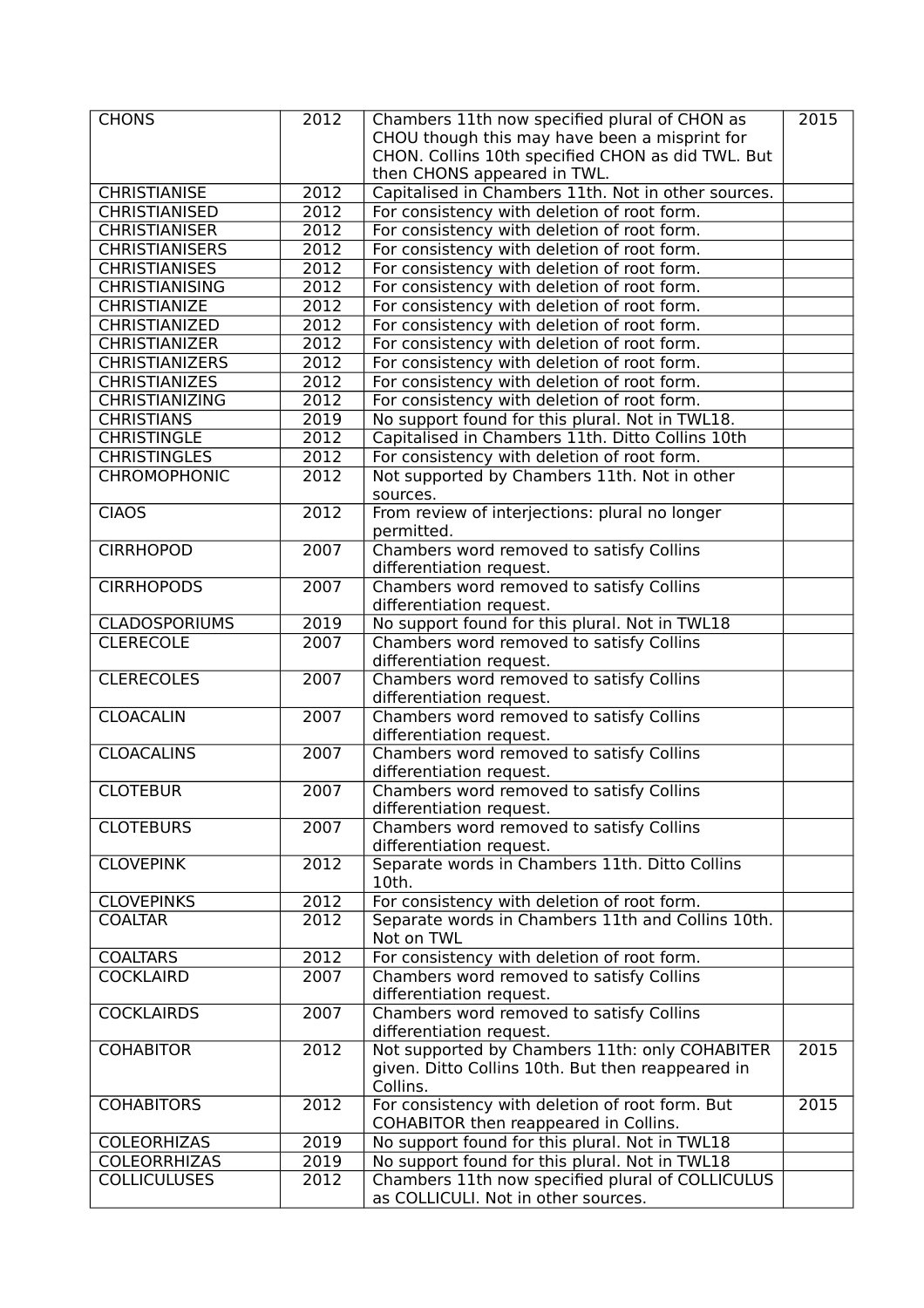| | | | |
|---|---|---|---|
| CHONS | 2012 | Chambers 11th now specified plural of CHON as CHOU though this may have been a misprint for CHON. Collins 10th specified CHON as did TWL. But then CHONS appeared in TWL. | 2015 |
| CHRISTIANISE | 2012 | Capitalised in Chambers 11th. Not in other sources. | |
| CHRISTIANISED | 2012 | For consistency with deletion of root form. | |
| CHRISTIANISER | 2012 | For consistency with deletion of root form. | |
| CHRISTIANISERS | 2012 | For consistency with deletion of root form. | |
| CHRISTIANISES | 2012 | For consistency with deletion of root form. | |
| CHRISTIANISING | 2012 | For consistency with deletion of root form. | |
| CHRISTIANIZE | 2012 | For consistency with deletion of root form. | |
| CHRISTIANIZED | 2012 | For consistency with deletion of root form. | |
| CHRISTIANIZER | 2012 | For consistency with deletion of root form. | |
| CHRISTIANIZERS | 2012 | For consistency with deletion of root form. | |
| CHRISTIANIZES | 2012 | For consistency with deletion of root form. | |
| CHRISTIANIZING | 2012 | For consistency with deletion of root form. | |
| CHRISTIANS | 2019 | No support found for this plural. Not in TWL18. | |
| CHRISTINGLE | 2012 | Capitalised in Chambers 11th. Ditto Collins 10th | |
| CHRISTINGLES | 2012 | For consistency with deletion of root form. | |
| CHROMOPHONIC | 2012 | Not supported by Chambers 11th. Not in other sources. | |
| CIAOS | 2012 | From review of interjections: plural no longer permitted. | |
| CIRRHOPOD | 2007 | Chambers word removed to satisfy Collins differentiation request. | |
| CIRRHOPODS | 2007 | Chambers word removed to satisfy Collins differentiation request. | |
| CLADOSPORIUMS | 2019 | No support found for this plural. Not in TWL18 | |
| CLERECOLE | 2007 | Chambers word removed to satisfy Collins differentiation request. | |
| CLERECOLES | 2007 | Chambers word removed to satisfy Collins differentiation request. | |
| CLOACALIN | 2007 | Chambers word removed to satisfy Collins differentiation request. | |
| CLOACALINS | 2007 | Chambers word removed to satisfy Collins differentiation request. | |
| CLOTEBUR | 2007 | Chambers word removed to satisfy Collins differentiation request. | |
| CLOTEBURS | 2007 | Chambers word removed to satisfy Collins differentiation request. | |
| CLOVEPINK | 2012 | Separate words in Chambers 11th. Ditto Collins 10th. | |
| CLOVEPINKS | 2012 | For consistency with deletion of root form. | |
| COALTAR | 2012 | Separate words in Chambers 11th and Collins 10th. Not on TWL | |
| COALTARS | 2012 | For consistency with deletion of root form. | |
| COCKLAIRD | 2007 | Chambers word removed to satisfy Collins differentiation request. | |
| COCKLAIRDS | 2007 | Chambers word removed to satisfy Collins differentiation request. | |
| COHABITOR | 2012 | Not supported by Chambers 11th: only COHABITER given. Ditto Collins 10th. But then reappeared in Collins. | 2015 |
| COHABITORS | 2012 | For consistency with deletion of root form. But COHABITOR then reappeared in Collins. | 2015 |
| COLEORHIZAS | 2019 | No support found for this plural. Not in TWL18 | |
| COLEORRHIZAS | 2019 | No support found for this plural. Not in TWL18 | |
| COLLICULUSES | 2012 | Chambers 11th now specified plural of COLLICULUS as COLLICULI. Not in other sources. | |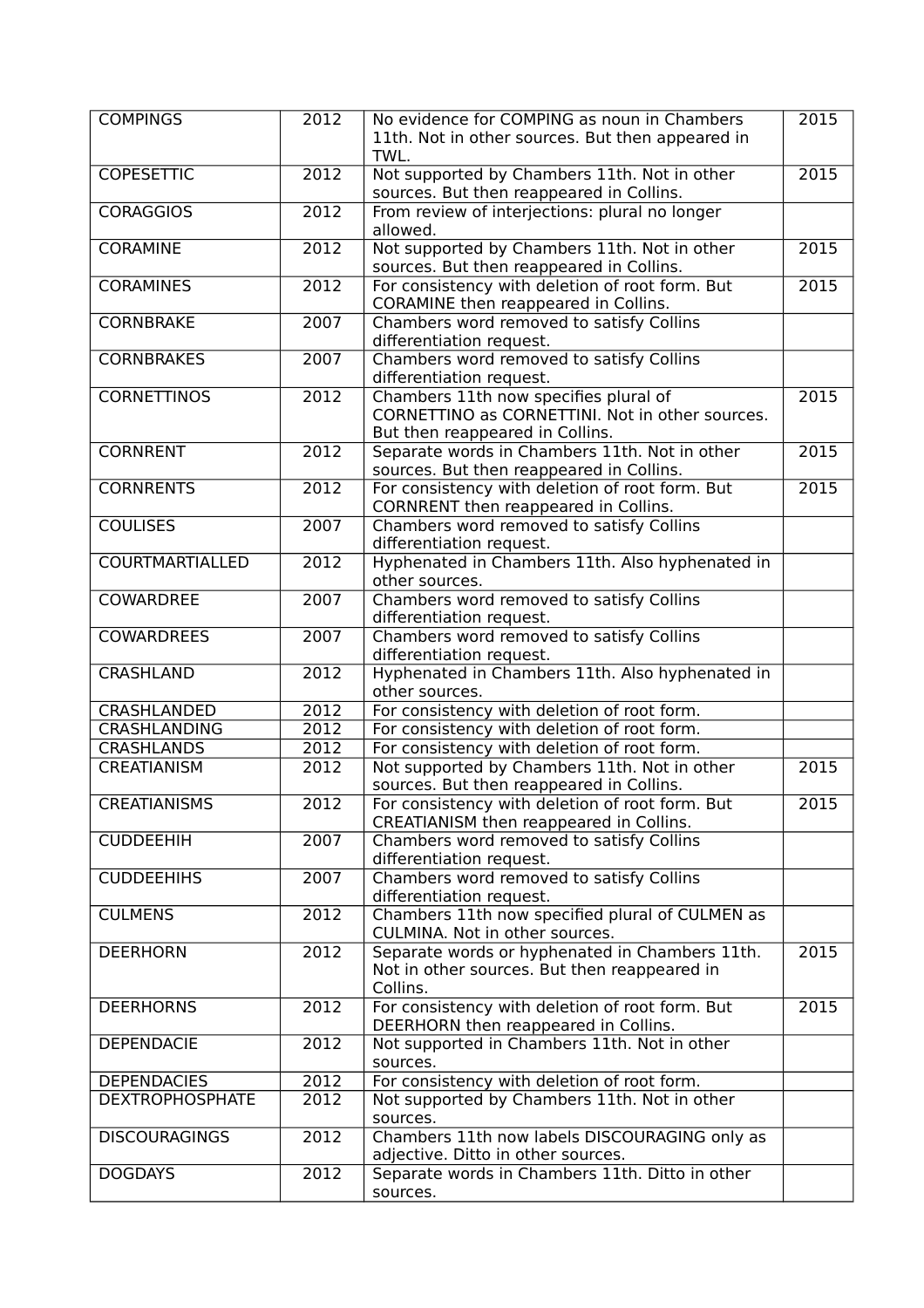| | | | |
|---|---|---|---|
| COMPINGS | 2012 | No evidence for COMPING as noun in Chambers 11th. Not in other sources. But then appeared in TWL. | 2015 |
| COPESETTIC | 2012 | Not supported by Chambers 11th. Not in other sources. But then reappeared in Collins. | 2015 |
| CORAGGIOS | 2012 | From review of interjections: plural no longer allowed. | |
| CORAMINE | 2012 | Not supported by Chambers 11th. Not in other sources. But then reappeared in Collins. | 2015 |
| CORAMINES | 2012 | For consistency with deletion of root form. But CORAMINE then reappeared in Collins. | 2015 |
| CORNBRAKE | 2007 | Chambers word removed to satisfy Collins differentiation request. | |
| CORNBRAKES | 2007 | Chambers word removed to satisfy Collins differentiation request. | |
| CORNETTINOS | 2012 | Chambers 11th now specifies plural of CORNETTINO as CORNETTINI. Not in other sources. But then reappeared in Collins. | 2015 |
| CORNRENT | 2012 | Separate words in Chambers 11th. Not in other sources. But then reappeared in Collins. | 2015 |
| CORNRENTS | 2012 | For consistency with deletion of root form. But CORNRENT then reappeared in Collins. | 2015 |
| COULISES | 2007 | Chambers word removed to satisfy Collins differentiation request. | |
| COURTMARTIALLED | 2012 | Hyphenated in Chambers 11th. Also hyphenated in other sources. | |
| COWARDREE | 2007 | Chambers word removed to satisfy Collins differentiation request. | |
| COWARDREES | 2007 | Chambers word removed to satisfy Collins differentiation request. | |
| CRASHLAND | 2012 | Hyphenated in Chambers 11th. Also hyphenated in other sources. | |
| CRASHLANDED | 2012 | For consistency with deletion of root form. | |
| CRASHLANDING | 2012 | For consistency with deletion of root form. | |
| CRASHLANDS | 2012 | For consistency with deletion of root form. | |
| CREATIANISM | 2012 | Not supported by Chambers 11th. Not in other sources. But then reappeared in Collins. | 2015 |
| CREATIANISMS | 2012 | For consistency with deletion of root form. But CREATIANISM then reappeared in Collins. | 2015 |
| CUDDEEHIH | 2007 | Chambers word removed to satisfy Collins differentiation request. | |
| CUDDEEHIHS | 2007 | Chambers word removed to satisfy Collins differentiation request. | |
| CULMENS | 2012 | Chambers 11th now specified plural of CULMEN as CULMINA. Not in other sources. | |
| DEERHORN | 2012 | Separate words or hyphenated in Chambers 11th. Not in other sources. But then reappeared in Collins. | 2015 |
| DEERHORNS | 2012 | For consistency with deletion of root form. But DEERHORN then reappeared in Collins. | 2015 |
| DEPENDACIE | 2012 | Not supported in Chambers 11th. Not in other sources. | |
| DEPENDACIES | 2012 | For consistency with deletion of root form. | |
| DEXTROPHOSPHATE | 2012 | Not supported by Chambers 11th. Not in other sources. | |
| DISCOURAGINGS | 2012 | Chambers 11th now labels DISCOURAGING only as adjective. Ditto in other sources. | |
| DOGDAYS | 2012 | Separate words in Chambers 11th. Ditto in other sources. | |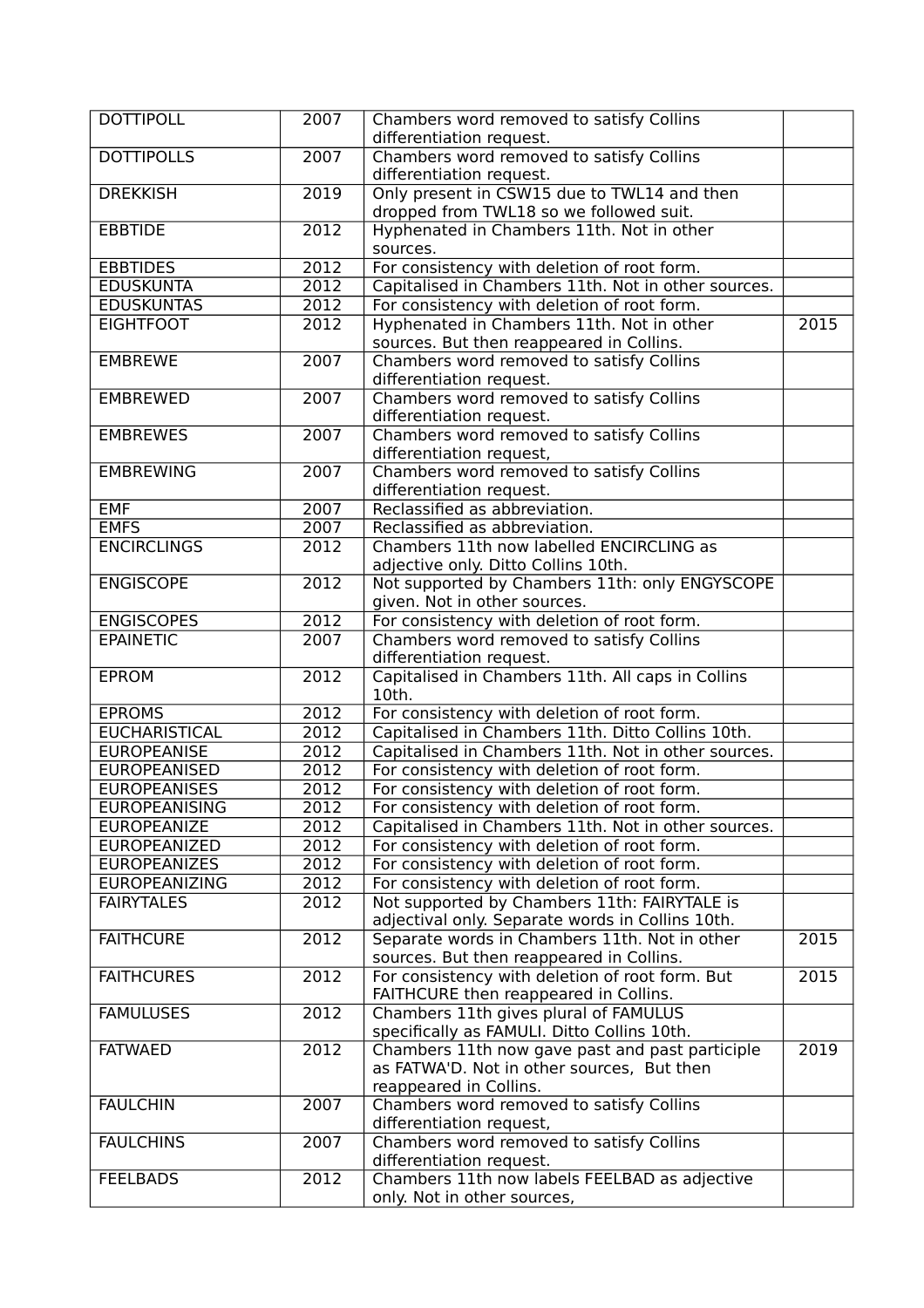| | | | |
|---|---|---|---|
| DOTTIPOLL | 2007 | Chambers word removed to satisfy Collins differentiation request. | |
| DOTTIPOLLS | 2007 | Chambers word removed to satisfy Collins differentiation request. | |
| DREKKISH | 2019 | Only present in CSW15 due to TWL14 and then dropped from TWL18 so we followed suit. | |
| EBBTIDE | 2012 | Hyphenated in Chambers 11th. Not in other sources. | |
| EBBTIDES | 2012 | For consistency with deletion of root form. | |
| EDUSKUNTA | 2012 | Capitalised in Chambers 11th. Not in other sources. | |
| EDUSKUNTAS | 2012 | For consistency with deletion of root form. | |
| EIGHTFOOT | 2012 | Hyphenated in Chambers 11th. Not in other sources. But then reappeared in Collins. | 2015 |
| EMBREWE | 2007 | Chambers word removed to satisfy Collins differentiation request. | |
| EMBREWED | 2007 | Chambers word removed to satisfy Collins differentiation request. | |
| EMBREWES | 2007 | Chambers word removed to satisfy Collins differentiation request, | |
| EMBREWING | 2007 | Chambers word removed to satisfy Collins differentiation request. | |
| EMF | 2007 | Reclassified as abbreviation. | |
| EMFS | 2007 | Reclassified as abbreviation. | |
| ENCIRCLINGS | 2012 | Chambers 11th now labelled ENCIRCLING as adjective only. Ditto Collins 10th. | |
| ENGISCOPE | 2012 | Not supported by Chambers 11th: only ENGYSCOPE given. Not in other sources. | |
| ENGISCOPES | 2012 | For consistency with deletion of root form. | |
| EPAINETIC | 2007 | Chambers word removed to satisfy Collins differentiation request. | |
| EPROM | 2012 | Capitalised in Chambers 11th. All caps in Collins 10th. | |
| EPROMS | 2012 | For consistency with deletion of root form. | |
| EUCHARISTICAL | 2012 | Capitalised in Chambers 11th. Ditto Collins 10th. | |
| EUROPEANISE | 2012 | Capitalised in Chambers 11th. Not in other sources. | |
| EUROPEANISED | 2012 | For consistency with deletion of root form. | |
| EUROPEANISES | 2012 | For consistency with deletion of root form. | |
| EUROPEANISING | 2012 | For consistency with deletion of root form. | |
| EUROPEANIZE | 2012 | Capitalised in Chambers 11th. Not in other sources. | |
| EUROPEANIZED | 2012 | For consistency with deletion of root form. | |
| EUROPEANIZES | 2012 | For consistency with deletion of root form. | |
| EUROPEANIZING | 2012 | For consistency with deletion of root form. | |
| FAIRYTALES | 2012 | Not supported by Chambers 11th: FAIRYTALE is adjectival only. Separate words in Collins 10th. | |
| FAITHCURE | 2012 | Separate words in Chambers 11th. Not in other sources. But then reappeared in Collins. | 2015 |
| FAITHCURES | 2012 | For consistency with deletion of root form. But FAITHCURE then reappeared in Collins. | 2015 |
| FAMULUSES | 2012 | Chambers 11th gives plural of FAMULUS specifically as FAMULI. Ditto Collins 10th. | |
| FATWAED | 2012 | Chambers 11th now gave past and past participle as FATWA'D. Not in other sources, But then reappeared in Collins. | 2019 |
| FAULCHIN | 2007 | Chambers word removed to satisfy Collins differentiation request, | |
| FAULCHINS | 2007 | Chambers word removed to satisfy Collins differentiation request. | |
| FEELBADS | 2012 | Chambers 11th now labels FEELBAD as adjective only. Not in other sources, | |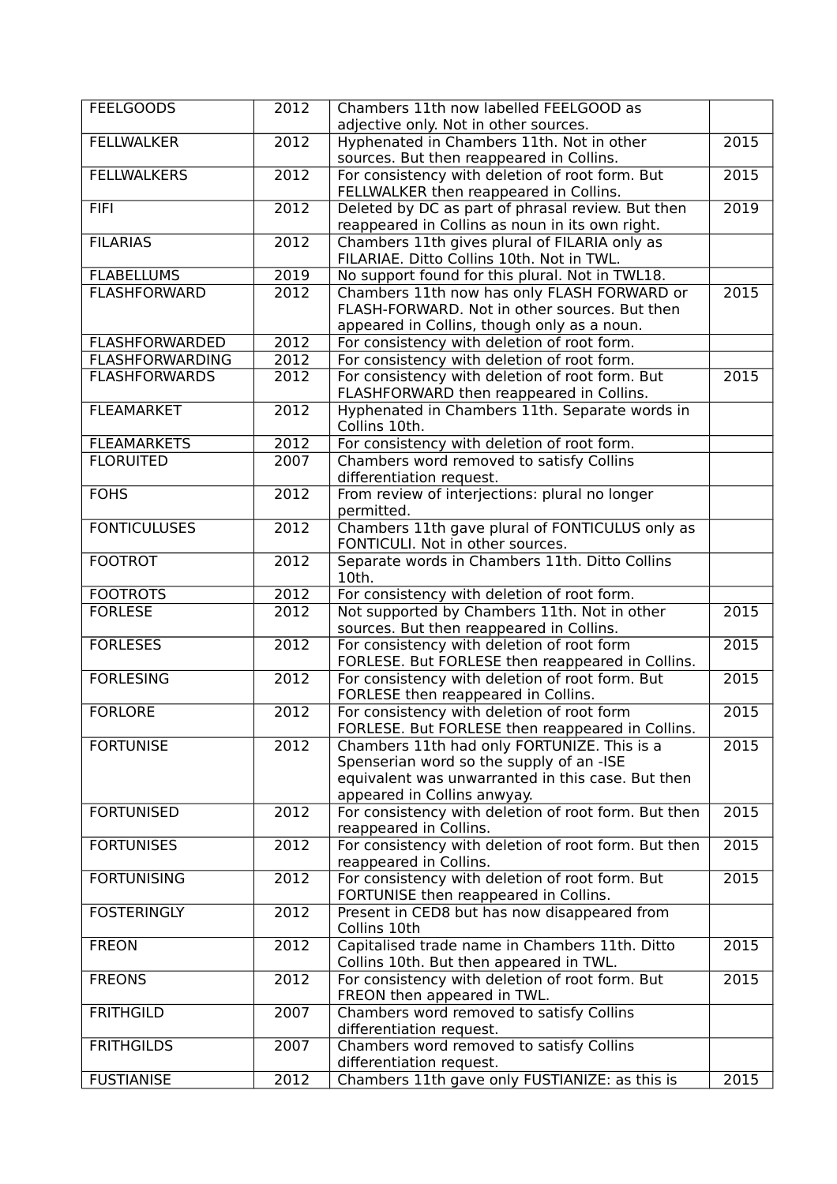| | | | |
|---|---|---|---|
| FEELGOODS | 2012 | Chambers 11th now labelled FEELGOOD as adjective only. Not in other sources. | |
| FELLWALKER | 2012 | Hyphenated in Chambers 11th. Not in other sources. But then reappeared in Collins. | 2015 |
| FELLWALKERS | 2012 | For consistency with deletion of root form. But FELLWALKER then reappeared in Collins. | 2015 |
| FIFI | 2012 | Deleted by DC as part of phrasal review. But then reappeared in Collins as noun in its own right. | 2019 |
| FILARIAS | 2012 | Chambers 11th gives plural of FILARIA only as FILARIAE. Ditto Collins 10th. Not in TWL. | |
| FLABELLUMS | 2019 | No support found for this plural. Not in TWL18. | |
| FLASHFORWARD | 2012 | Chambers 11th now has only FLASH FORWARD or FLASH-FORWARD. Not in other sources. But then appeared in Collins, though only as a noun. | 2015 |
| FLASHFORWARDED | 2012 | For consistency with deletion of root form. | |
| FLASHFORWARDING | 2012 | For consistency with deletion of root form. | |
| FLASHFORWARDS | 2012 | For consistency with deletion of root form. But FLASHFORWARD then reappeared in Collins. | 2015 |
| FLEAMARKET | 2012 | Hyphenated in Chambers 11th. Separate words in Collins 10th. | |
| FLEAMARKETS | 2012 | For consistency with deletion of root form. | |
| FLORUITED | 2007 | Chambers word removed to satisfy Collins differentiation request. | |
| FOHS | 2012 | From review of interjections: plural no longer permitted. | |
| FONTICULUSES | 2012 | Chambers 11th gave plural of FONTICULUS only as FONTICULI. Not in other sources. | |
| FOOTROT | 2012 | Separate words in Chambers 11th. Ditto Collins 10th. | |
| FOOTROTS | 2012 | For consistency with deletion of root form. | |
| FORLESE | 2012 | Not supported by Chambers 11th. Not in other sources. But then reappeared in Collins. | 2015 |
| FORLESES | 2012 | For consistency with deletion of root form FORLESE. But FORLESE then reappeared in Collins. | 2015 |
| FORLESING | 2012 | For consistency with deletion of root form. But FORLESE then reappeared in Collins. | 2015 |
| FORLORE | 2012 | For consistency with deletion of root form FORLESE. But FORLESE then reappeared in Collins. | 2015 |
| FORTUNISE | 2012 | Chambers 11th had only FORTUNIZE. This is a Spenserian word so the supply of an -ISE equivalent was unwarranted in this case. But then appeared in Collins anwyay. | 2015 |
| FORTUNISED | 2012 | For consistency with deletion of root form. But then reappeared in Collins. | 2015 |
| FORTUNISES | 2012 | For consistency with deletion of root form. But then reappeared in Collins. | 2015 |
| FORTUNISING | 2012 | For consistency with deletion of root form. But FORTUNISE then reappeared in Collins. | 2015 |
| FOSTERINGLY | 2012 | Present in CED8 but has now disappeared from Collins 10th | |
| FREON | 2012 | Capitalised trade name in Chambers 11th. Ditto Collins 10th. But then appeared in TWL. | 2015 |
| FREONS | 2012 | For consistency with deletion of root form. But FREON then appeared in TWL. | 2015 |
| FRITHGILD | 2007 | Chambers word removed to satisfy Collins differentiation request. | |
| FRITHGILDS | 2007 | Chambers word removed to satisfy Collins differentiation request. | |
| FUSTIANISE | 2012 | Chambers 11th gave only FUSTIANIZE: as this is | 2015 |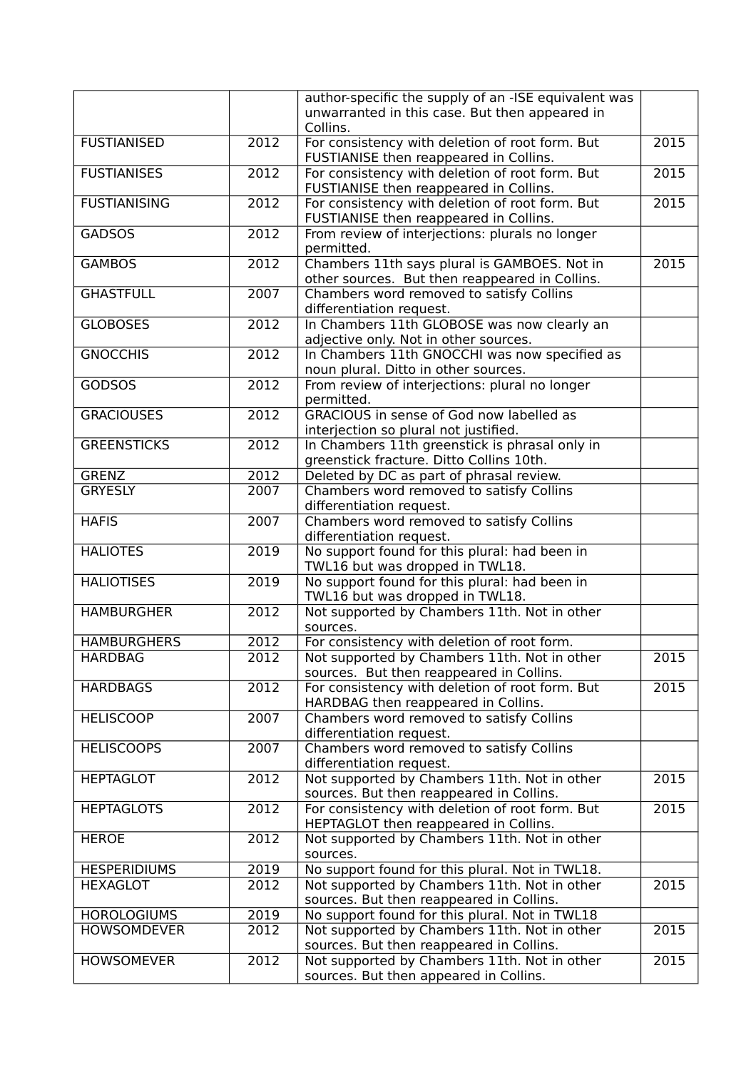| | | | |
|---|---|---|---|
| | | author-specific the supply of an -ISE equivalent was unwarranted in this case. But then appeared in Collins. | |
| FUSTIANISED | 2012 | For consistency with deletion of root form. But FUSTIANISE then reappeared in Collins. | 2015 |
| FUSTIANISES | 2012 | For consistency with deletion of root form. But FUSTIANISE then reappeared in Collins. | 2015 |
| FUSTIANISING | 2012 | For consistency with deletion of root form. But FUSTIANISE then reappeared in Collins. | 2015 |
| GADSOS | 2012 | From review of interjections: plurals no longer permitted. | |
| GAMBOS | 2012 | Chambers 11th says plural is GAMBOES. Not in other sources. But then reappeared in Collins. | 2015 |
| GHASTFULL | 2007 | Chambers word removed to satisfy Collins differentiation request. | |
| GLOBOSES | 2012 | In Chambers 11th GLOBOSE was now clearly an adjective only. Not in other sources. | |
| GNOCCHIS | 2012 | In Chambers 11th GNOCCHI was now specified as noun plural. Ditto in other sources. | |
| GODSOS | 2012 | From review of interjections: plural no longer permitted. | |
| GRACIOUSES | 2012 | GRACIOUS in sense of God now labelled as interjection so plural not justified. | |
| GREENSTICKS | 2012 | In Chambers 11th greenstick is phrasal only in greenstick fracture. Ditto Collins 10th. | |
| GRENZ | 2012 | Deleted by DC as part of phrasal review. | |
| GRYESLY | 2007 | Chambers word removed to satisfy Collins differentiation request. | |
| HAFIS | 2007 | Chambers word removed to satisfy Collins differentiation request. | |
| HALIOTES | 2019 | No support found for this plural: had been in TWL16 but was dropped in TWL18. | |
| HALIOTISES | 2019 | No support found for this plural: had been in TWL16 but was dropped in TWL18. | |
| HAMBURGHER | 2012 | Not supported by Chambers 11th. Not in other sources. | |
| HAMBURGHERS | 2012 | For consistency with deletion of root form. | |
| HARDBAG | 2012 | Not supported by Chambers 11th. Not in other sources. But then reappeared in Collins. | 2015 |
| HARDBAGS | 2012 | For consistency with deletion of root form. But HARDBAG then reappeared in Collins. | 2015 |
| HELISCOOP | 2007 | Chambers word removed to satisfy Collins differentiation request. | |
| HELISCOOPS | 2007 | Chambers word removed to satisfy Collins differentiation request. | |
| HEPTAGLOT | 2012 | Not supported by Chambers 11th. Not in other sources. But then reappeared in Collins. | 2015 |
| HEPTAGLOTS | 2012 | For consistency with deletion of root form. But HEPTAGLOT then reappeared in Collins. | 2015 |
| HEROE | 2012 | Not supported by Chambers 11th. Not in other sources. | |
| HESPERIDIUMS | 2019 | No support found for this plural. Not in TWL18. | |
| HEXAGLOT | 2012 | Not supported by Chambers 11th. Not in other sources. But then reappeared in Collins. | 2015 |
| HOROLOGIUMS | 2019 | No support found for this plural. Not in TWL18 | |
| HOWSOMDEVER | 2012 | Not supported by Chambers 11th. Not in other sources. But then reappeared in Collins. | 2015 |
| HOWSOMEVER | 2012 | Not supported by Chambers 11th. Not in other sources. But then appeared in Collins. | 2015 |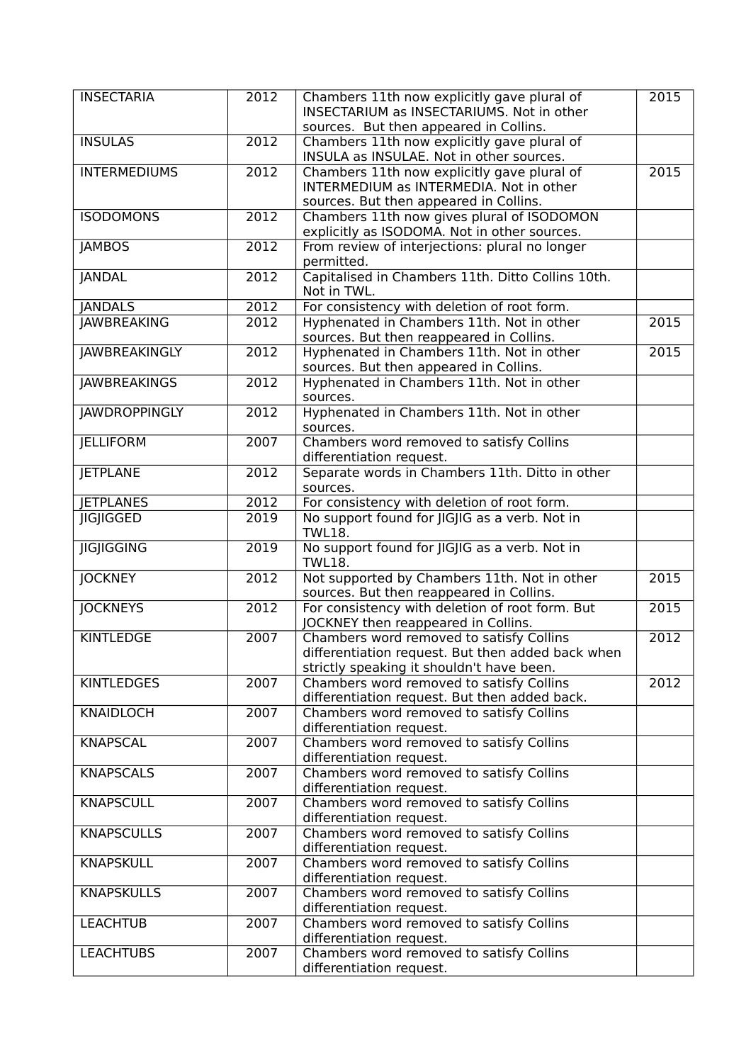| | | | |
|---|---|---|---|
| INSECTARIA | 2012 | Chambers 11th now explicitly gave plural of INSECTARIUM as INSECTARIUMS. Not in other sources. But then appeared in Collins. | 2015 |
| INSULAS | 2012 | Chambers 11th now explicitly gave plural of INSULA as INSULAE. Not in other sources. | |
| INTERMEDIUMS | 2012 | Chambers 11th now explicitly gave plural of INTERMEDIUM as INTERMEDIA. Not in other sources. But then appeared in Collins. | 2015 |
| ISODOMONS | 2012 | Chambers 11th now gives plural of ISODOMON explicitly as ISODOMA. Not in other sources. | |
| JAMBOS | 2012 | From review of interjections: plural no longer permitted. | |
| JANDAL | 2012 | Capitalised in Chambers 11th. Ditto Collins 10th. Not in TWL. | |
| JANDALS | 2012 | For consistency with deletion of root form. | |
| JAWBREAKING | 2012 | Hyphenated in Chambers 11th. Not in other sources. But then reappeared in Collins. | 2015 |
| JAWBREAKINGLY | 2012 | Hyphenated in Chambers 11th. Not in other sources. But then appeared in Collins. | 2015 |
| JAWBREAKINGS | 2012 | Hyphenated in Chambers 11th. Not in other sources. | |
| JAWDROPPINGLY | 2012 | Hyphenated in Chambers 11th. Not in other sources. | |
| JELLIFORM | 2007 | Chambers word removed to satisfy Collins differentiation request. | |
| JETPLANE | 2012 | Separate words in Chambers 11th. Ditto in other sources. | |
| JETPLANES | 2012 | For consistency with deletion of root form. | |
| JIGJIGGED | 2019 | No support found for JIGJIG as a verb. Not in TWL18. | |
| JIGJIGGING | 2019 | No support found for JIGJIG as a verb. Not in TWL18. | |
| JOCKNEY | 2012 | Not supported by Chambers 11th. Not in other sources. But then reappeared in Collins. | 2015 |
| JOCKNEYS | 2012 | For consistency with deletion of root form. But JOCKNEY then reappeared in Collins. | 2015 |
| KINTLEDGE | 2007 | Chambers word removed to satisfy Collins differentiation request. But then added back when strictly speaking it shouldn't have been. | 2012 |
| KINTLEDGES | 2007 | Chambers word removed to satisfy Collins differentiation request. But then added back. | 2012 |
| KNAIDLOCH | 2007 | Chambers word removed to satisfy Collins differentiation request. | |
| KNAPSCAL | 2007 | Chambers word removed to satisfy Collins differentiation request. | |
| KNAPSCALS | 2007 | Chambers word removed to satisfy Collins differentiation request. | |
| KNAPSCULL | 2007 | Chambers word removed to satisfy Collins differentiation request. | |
| KNAPSCULLS | 2007 | Chambers word removed to satisfy Collins differentiation request. | |
| KNAPSKULL | 2007 | Chambers word removed to satisfy Collins differentiation request. | |
| KNAPSKULLS | 2007 | Chambers word removed to satisfy Collins differentiation request. | |
| LEACHTUB | 2007 | Chambers word removed to satisfy Collins differentiation request. | |
| LEACHTUBS | 2007 | Chambers word removed to satisfy Collins differentiation request. | |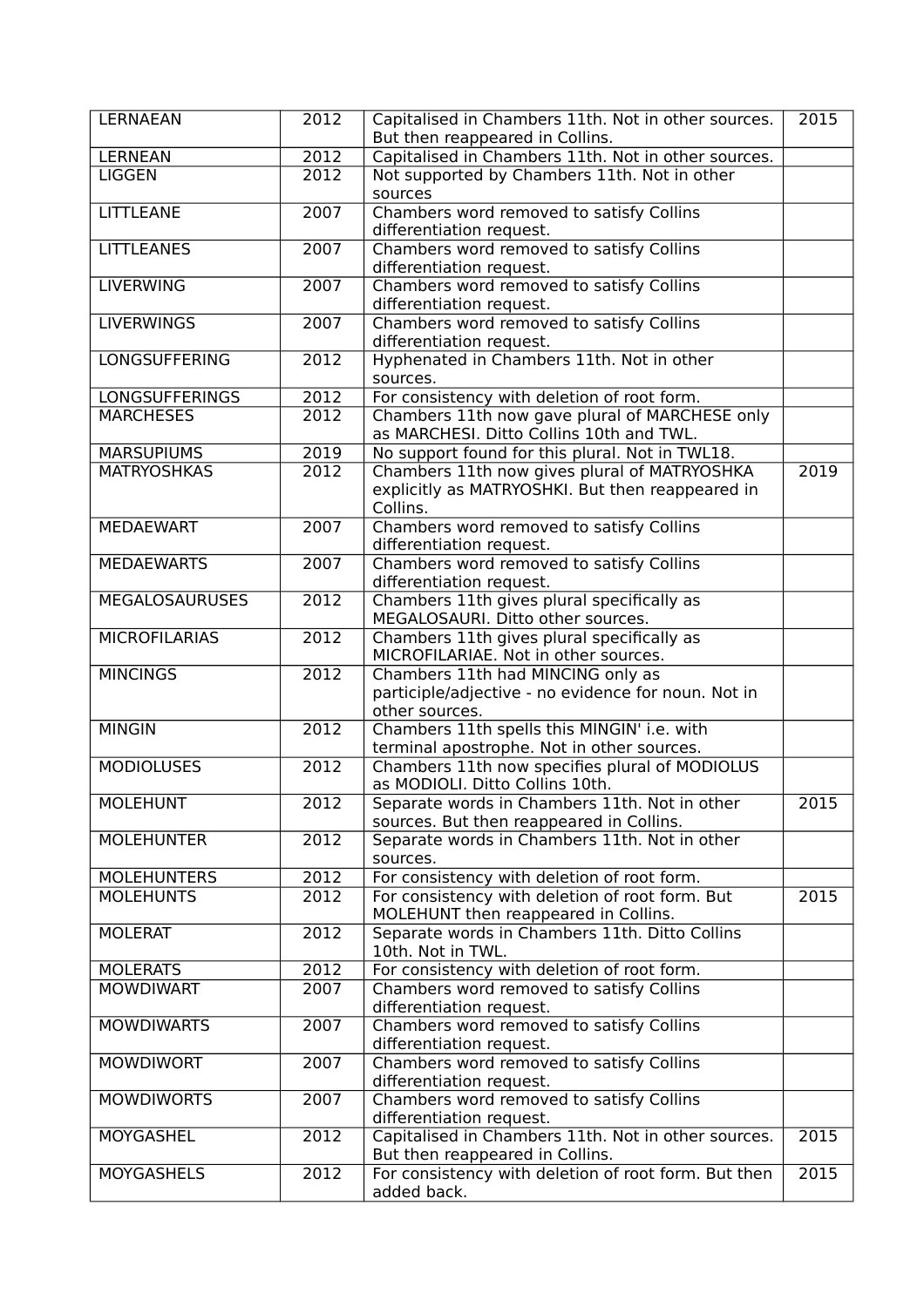| | | | |
|---|---|---|---|
| LERNAEAN | 2012 | Capitalised in Chambers 11th. Not in other sources. But then reappeared in Collins. | 2015 |
| LERNEAN | 2012 | Capitalised in Chambers 11th. Not in other sources. | |
| LIGGEN | 2012 | Not supported by Chambers 11th. Not in other sources | |
| LITTLEANE | 2007 | Chambers word removed to satisfy Collins differentiation request. | |
| LITTLEANES | 2007 | Chambers word removed to satisfy Collins differentiation request. | |
| LIVERWING | 2007 | Chambers word removed to satisfy Collins differentiation request. | |
| LIVERWINGS | 2007 | Chambers word removed to satisfy Collins differentiation request. | |
| LONGSUFFERING | 2012 | Hyphenated in Chambers 11th. Not in other sources. | |
| LONGSUFFERINGS | 2012 | For consistency with deletion of root form. | |
| MARCHESES | 2012 | Chambers 11th now gave plural of MARCHESE only as MARCHESI. Ditto Collins 10th and TWL. | |
| MARSUPIUMS | 2019 | No support found for this plural. Not in TWL18. | |
| MATRYOSHKAS | 2012 | Chambers 11th now gives plural of MATRYOSHKA explicitly as MATRYOSHKI. But then reappeared in Collins. | 2019 |
| MEDAEWART | 2007 | Chambers word removed to satisfy Collins differentiation request. | |
| MEDAEWARTS | 2007 | Chambers word removed to satisfy Collins differentiation request. | |
| MEGALOSAURUSES | 2012 | Chambers 11th gives plural specifically as MEGALOSAURI. Ditto other sources. | |
| MICROFILARIAS | 2012 | Chambers 11th gives plural specifically as MICROFILARIAE. Not in other sources. | |
| MINCINGS | 2012 | Chambers 11th had MINCING only as participle/adjective - no evidence for noun. Not in other sources. | |
| MINGIN | 2012 | Chambers 11th spells this MINGIN' i.e. with terminal apostrophe. Not in other sources. | |
| MODIOLUSES | 2012 | Chambers 11th now specifies plural of MODIOLUS as MODIOLI. Ditto Collins 10th. | |
| MOLEHUNT | 2012 | Separate words in Chambers 11th. Not in other sources. But then reappeared in Collins. | 2015 |
| MOLEHUNTER | 2012 | Separate words in Chambers 11th. Not in other sources. | |
| MOLEHUNTERS | 2012 | For consistency with deletion of root form. | |
| MOLEHUNTS | 2012 | For consistency with deletion of root form. But MOLEHUNT then reappeared in Collins. | 2015 |
| MOLERAT | 2012 | Separate words in Chambers 11th. Ditto Collins 10th. Not in TWL. | |
| MOLERATS | 2012 | For consistency with deletion of root form. | |
| MOWDIWART | 2007 | Chambers word removed to satisfy Collins differentiation request. | |
| MOWDIWARTS | 2007 | Chambers word removed to satisfy Collins differentiation request. | |
| MOWDIWORT | 2007 | Chambers word removed to satisfy Collins differentiation request. | |
| MOWDIWORTS | 2007 | Chambers word removed to satisfy Collins differentiation request. | |
| MOYGASHEL | 2012 | Capitalised in Chambers 11th. Not in other sources. But then reappeared in Collins. | 2015 |
| MOYGASHELS | 2012 | For consistency with deletion of root form. But then added back. | 2015 |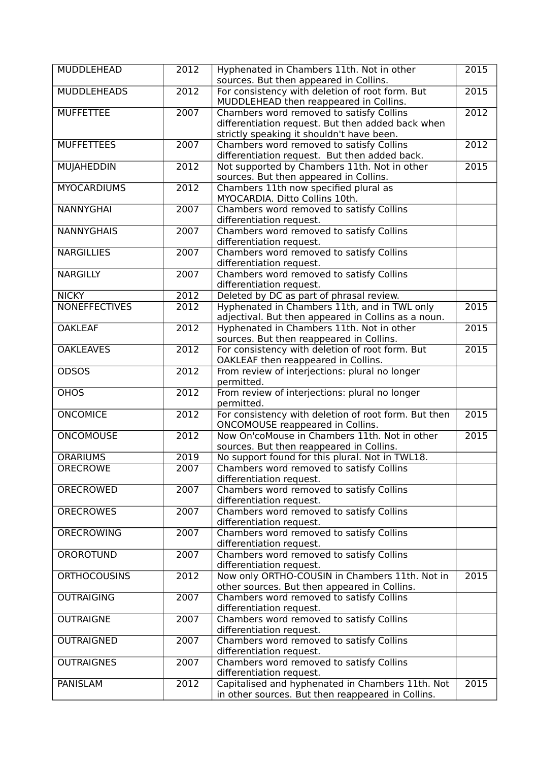| | | | |
|---|---|---|---|
| MUDDLEHEAD | 2012 | Hyphenated in Chambers 11th. Not in other sources. But then appeared in Collins. | 2015 |
| MUDDLEHEADS | 2012 | For consistency with deletion of root form. But MUDDLEHEAD then reappeared in Collins. | 2015 |
| MUFFETTEE | 2007 | Chambers word removed to satisfy Collins differentiation request. But then added back when strictly speaking it shouldn't have been. | 2012 |
| MUFFETTEES | 2007 | Chambers word removed to satisfy Collins differentiation request. But then added back. | 2012 |
| MUJAHEDDIN | 2012 | Not supported by Chambers 11th. Not in other sources. But then appeared in Collins. | 2015 |
| MYOCARDIUMS | 2012 | Chambers 11th now specified plural as MYOCARDIA. Ditto Collins 10th. | |
| NANNYGHAI | 2007 | Chambers word removed to satisfy Collins differentiation request. | |
| NANNYGHAIS | 2007 | Chambers word removed to satisfy Collins differentiation request. | |
| NARGILLIES | 2007 | Chambers word removed to satisfy Collins differentiation request. | |
| NARGILLY | 2007 | Chambers word removed to satisfy Collins differentiation request. | |
| NICKY | 2012 | Deleted by DC as part of phrasal review. | |
| NONEFFECTIVES | 2012 | Hyphenated in Chambers 11th, and in TWL only adjectival. But then appeared in Collins as a noun. | 2015 |
| OAKLEAF | 2012 | Hyphenated in Chambers 11th. Not in other sources. But then reappeared in Collins. | 2015 |
| OAKLEAVES | 2012 | For consistency with deletion of root form. But OAKLEAF then reappeared in Collins. | 2015 |
| ODSOS | 2012 | From review of interjections: plural no longer permitted. | |
| OHOS | 2012 | From review of interjections: plural no longer permitted. | |
| ONCOMICE | 2012 | For consistency with deletion of root form. But then ONCOMOUSE reappeared in Collins. | 2015 |
| ONCOMOUSE | 2012 | Now On'coMouse in Chambers 11th. Not in other sources. But then reappeared in Collins. | 2015 |
| ORARIUMS | 2019 | No support found for this plural. Not in TWL18. | |
| ORECROWE | 2007 | Chambers word removed to satisfy Collins differentiation request. | |
| ORECROWED | 2007 | Chambers word removed to satisfy Collins differentiation request. | |
| ORECROWES | 2007 | Chambers word removed to satisfy Collins differentiation request. | |
| ORECROWING | 2007 | Chambers word removed to satisfy Collins differentiation request. | |
| OROROTUND | 2007 | Chambers word removed to satisfy Collins differentiation request. | |
| ORTHOCOUSINS | 2012 | Now only ORTHO-COUSIN in Chambers 11th. Not in other sources. But then appeared in Collins. | 2015 |
| OUTRAIGING | 2007 | Chambers word removed to satisfy Collins differentiation request. | |
| OUTRAIGNE | 2007 | Chambers word removed to satisfy Collins differentiation request. | |
| OUTRAIGNED | 2007 | Chambers word removed to satisfy Collins differentiation request. | |
| OUTRAIGNES | 2007 | Chambers word removed to satisfy Collins differentiation request. | |
| PANISLAM | 2012 | Capitalised and hyphenated in Chambers 11th. Not in other sources. But then reappeared in Collins. | 2015 |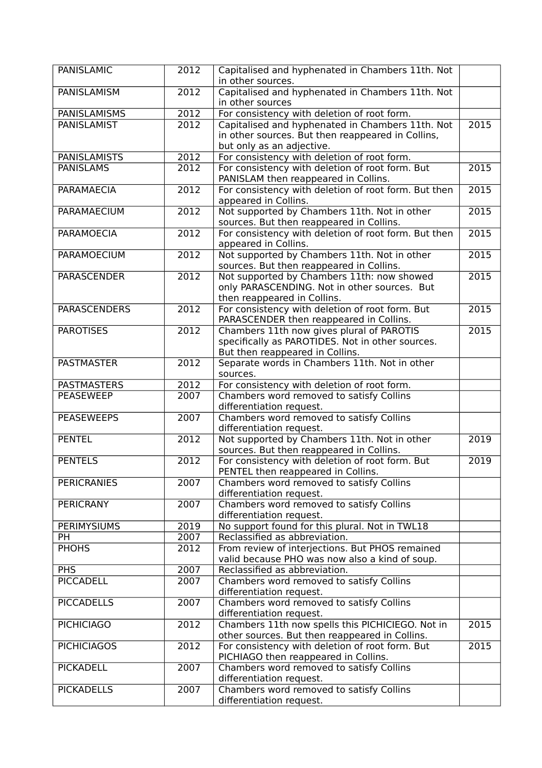| | | | |
|---|---|---|---|
| PANISLAMIC | 2012 | Capitalised and hyphenated in Chambers 11th. Not in other sources. | |
| PANISLAMISM | 2012 | Capitalised and hyphenated in Chambers 11th. Not in other sources | |
| PANISLAMISMS | 2012 | For consistency with deletion of root form. | |
| PANISLAMIST | 2012 | Capitalised and hyphenated in Chambers 11th. Not in other sources. But then reappeared in Collins, but only as an adjective. | 2015 |
| PANISLAMISTS | 2012 | For consistency with deletion of root form. | |
| PANISLAMS | 2012 | For consistency with deletion of root form. But PANISLAM then reappeared in Collins. | 2015 |
| PARAMAECIA | 2012 | For consistency with deletion of root form. But then appeared in Collins. | 2015 |
| PARAMAECIUM | 2012 | Not supported by Chambers 11th. Not in other sources. But then reappeared in Collins. | 2015 |
| PARAMOECIA | 2012 | For consistency with deletion of root form. But then appeared in Collins. | 2015 |
| PARAMOECIUM | 2012 | Not supported by Chambers 11th. Not in other sources. But then reappeared in Collins. | 2015 |
| PARASCENDER | 2012 | Not supported by Chambers 11th: now showed only PARASCENDING. Not in other sources. But then reappeared in Collins. | 2015 |
| PARASCENDERS | 2012 | For consistency with deletion of root form. But PARASCENDER then reappeared in Collins. | 2015 |
| PAROTISES | 2012 | Chambers 11th now gives plural of PAROTIS specifically as PAROTIDES. Not in other sources. But then reappeared in Collins. | 2015 |
| PASTMASTER | 2012 | Separate words in Chambers 11th. Not in other sources. | |
| PASTMASTERS | 2012 | For consistency with deletion of root form. | |
| PEASEWEEP | 2007 | Chambers word removed to satisfy Collins differentiation request. | |
| PEASEWEEPS | 2007 | Chambers word removed to satisfy Collins differentiation request. | |
| PENTEL | 2012 | Not supported by Chambers 11th. Not in other sources. But then reappeared in Collins. | 2019 |
| PENTELS | 2012 | For consistency with deletion of root form. But PENTEL then reappeared in Collins. | 2019 |
| PERICRANIES | 2007 | Chambers word removed to satisfy Collins differentiation request. | |
| PERICRANY | 2007 | Chambers word removed to satisfy Collins differentiation request. | |
| PERIMYSIUMS | 2019 | No support found for this plural. Not in TWL18 | |
| PH | 2007 | Reclassified as abbreviation. | |
| PHOHS | 2012 | From review of interjections. But PHOS remained valid because PHO was now also a kind of soup. | |
| PHS | 2007 | Reclassified as abbreviation. | |
| PICCADELL | 2007 | Chambers word removed to satisfy Collins differentiation request. | |
| PICCADELLS | 2007 | Chambers word removed to satisfy Collins differentiation request. | |
| PICHICIAGO | 2012 | Chambers 11th now spells this PICHICIEGO. Not in other sources. But then reappeared in Collins. | 2015 |
| PICHICIAGOS | 2012 | For consistency with deletion of root form. But PICHIAGO then reappeared in Collins. | 2015 |
| PICKADELL | 2007 | Chambers word removed to satisfy Collins differentiation request. | |
| PICKADELLS | 2007 | Chambers word removed to satisfy Collins differentiation request. | |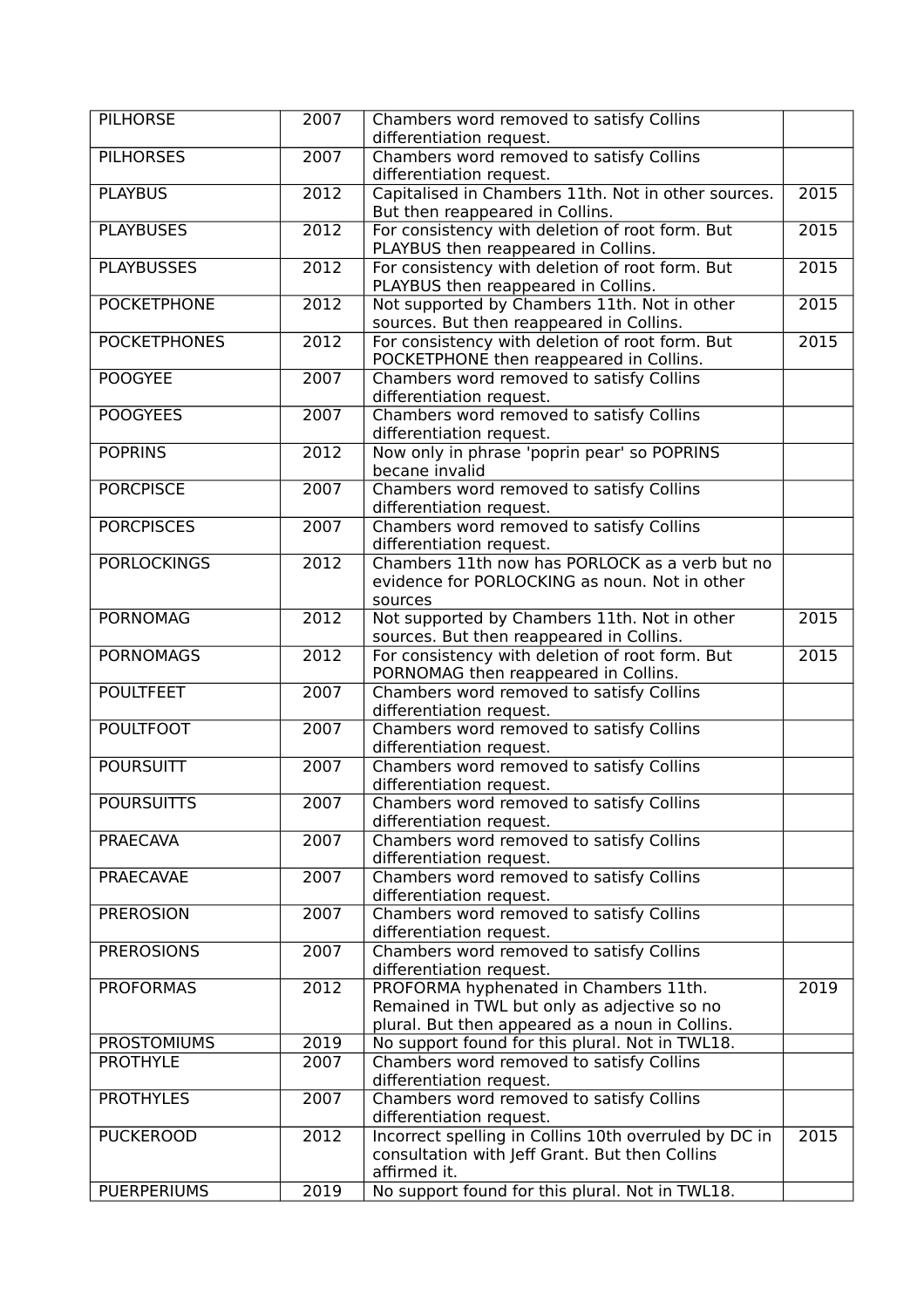| | | | |
|---|---|---|---|
| PILHORSE | 2007 | Chambers word removed to satisfy Collins differentiation request. | |
| PILHORSES | 2007 | Chambers word removed to satisfy Collins differentiation request. | |
| PLAYBUS | 2012 | Capitalised in Chambers 11th. Not in other sources. But then reappeared in Collins. | 2015 |
| PLAYBUSES | 2012 | For consistency with deletion of root form. But PLAYBUS then reappeared in Collins. | 2015 |
| PLAYBUSSES | 2012 | For consistency with deletion of root form. But PLAYBUS then reappeared in Collins. | 2015 |
| POCKETPHONE | 2012 | Not supported by Chambers 11th. Not in other sources. But then reappeared in Collins. | 2015 |
| POCKETPHONES | 2012 | For consistency with deletion of root form. But POCKETPHONE then reappeared in Collins. | 2015 |
| POOGYEE | 2007 | Chambers word removed to satisfy Collins differentiation request. | |
| POOGYEES | 2007 | Chambers word removed to satisfy Collins differentiation request. | |
| POPRINS | 2012 | Now only in phrase 'poprin pear' so POPRINS becane invalid | |
| PORCPISCE | 2007 | Chambers word removed to satisfy Collins differentiation request. | |
| PORCPISCES | 2007 | Chambers word removed to satisfy Collins differentiation request. | |
| PORLOCKINGS | 2012 | Chambers 11th now has PORLOCK as a verb but no evidence for PORLOCKING as noun. Not in other sources | |
| PORNOMAG | 2012 | Not supported by Chambers 11th. Not in other sources. But then reappeared in Collins. | 2015 |
| PORNOMAGS | 2012 | For consistency with deletion of root form. But PORNOMAG then reappeared in Collins. | 2015 |
| POULTFEET | 2007 | Chambers word removed to satisfy Collins differentiation request. | |
| POULTFOOT | 2007 | Chambers word removed to satisfy Collins differentiation request. | |
| POURSUITT | 2007 | Chambers word removed to satisfy Collins differentiation request. | |
| POURSUITTS | 2007 | Chambers word removed to satisfy Collins differentiation request. | |
| PRAECAVA | 2007 | Chambers word removed to satisfy Collins differentiation request. | |
| PRAECAVAE | 2007 | Chambers word removed to satisfy Collins differentiation request. | |
| PREROSION | 2007 | Chambers word removed to satisfy Collins differentiation request. | |
| PREROSIONS | 2007 | Chambers word removed to satisfy Collins differentiation request. | |
| PROFORMAS | 2012 | PROFORMA hyphenated in Chambers 11th. Remained in TWL but only as adjective so no plural. But then appeared as a noun in Collins. | 2019 |
| PROSTOMIUMS | 2019 | No support found for this plural. Not in TWL18. | |
| PROTHYLE | 2007 | Chambers word removed to satisfy Collins differentiation request. | |
| PROTHYLES | 2007 | Chambers word removed to satisfy Collins differentiation request. | |
| PUCKEROOD | 2012 | Incorrect spelling in Collins 10th overruled by DC in consultation with Jeff Grant. But then Collins affirmed it. | 2015 |
| PUERPERIUMS | 2019 | No support found for this plural. Not in TWL18. | |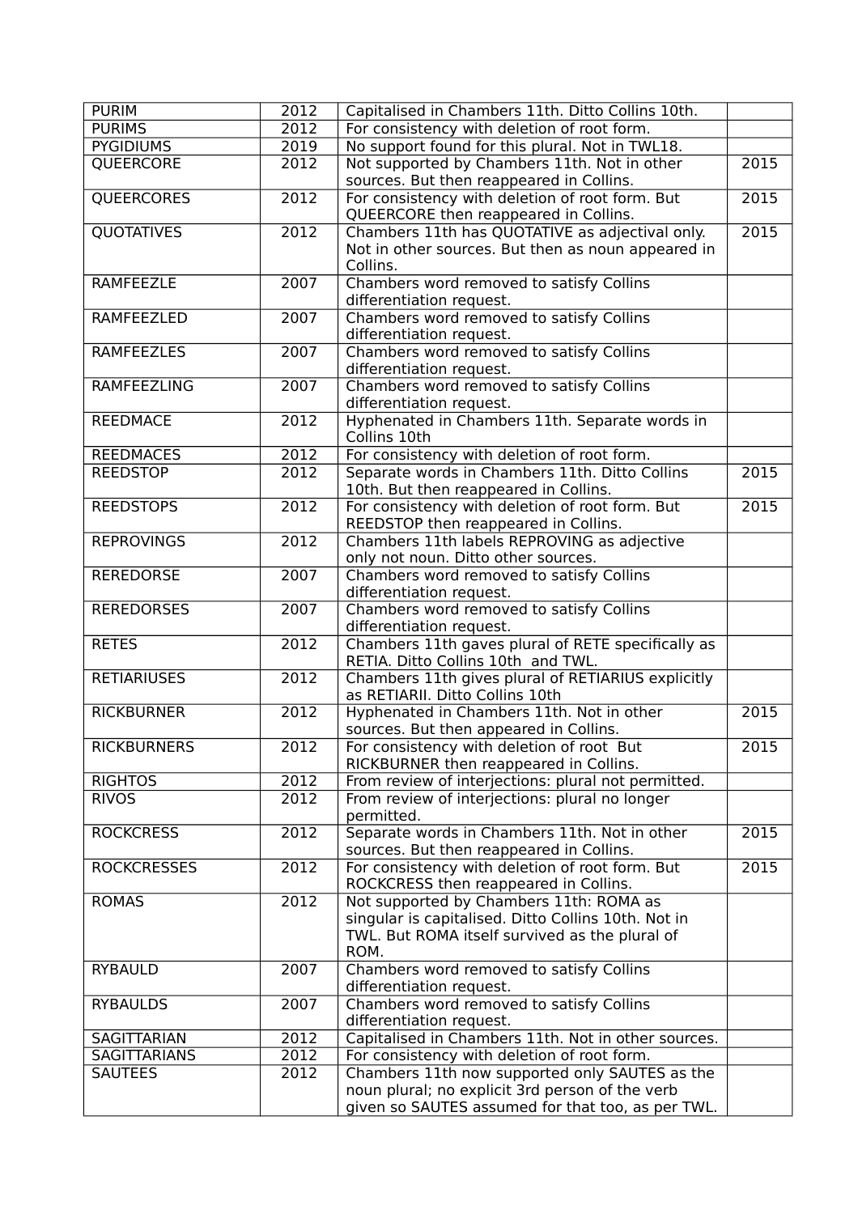| | | | |
|---|---|---|---|
| PURIM | 2012 | Capitalised in Chambers 11th. Ditto Collins 10th. | |
| PURIMS | 2012 | For consistency with deletion of root form. | |
| PYGIDIUMS | 2019 | No support found for this plural. Not in TWL18. | |
| QUEERCORE | 2012 | Not supported by Chambers 11th. Not in other sources. But then reappeared in Collins. | 2015 |
| QUEERCORES | 2012 | For consistency with deletion of root form. But QUEERCORE then reappeared in Collins. | 2015 |
| QUOTATIVES | 2012 | Chambers 11th has QUOTATIVE as adjectival only. Not in other sources. But then as noun appeared in Collins. | 2015 |
| RAMFEEZLE | 2007 | Chambers word removed to satisfy Collins differentiation request. | |
| RAMFEEZLED | 2007 | Chambers word removed to satisfy Collins differentiation request. | |
| RAMFEEZLES | 2007 | Chambers word removed to satisfy Collins differentiation request. | |
| RAMFEEZLING | 2007 | Chambers word removed to satisfy Collins differentiation request. | |
| REEDMACE | 2012 | Hyphenated in Chambers 11th. Separate words in Collins 10th | |
| REEDMACES | 2012 | For consistency with deletion of root form. | |
| REEDSTOP | 2012 | Separate words in Chambers 11th. Ditto Collins 10th. But then reappeared in Collins. | 2015 |
| REEDSTOPS | 2012 | For consistency with deletion of root form. But REEDSTOP then reappeared in Collins. | 2015 |
| REPROVINGS | 2012 | Chambers 11th labels REPROVING as adjective only not noun. Ditto other sources. | |
| REREDORSE | 2007 | Chambers word removed to satisfy Collins differentiation request. | |
| REREDORSES | 2007 | Chambers word removed to satisfy Collins differentiation request. | |
| RETES | 2012 | Chambers 11th gaves plural of RETE specifically as RETIA. Ditto Collins 10th and TWL. | |
| RETIARIUSES | 2012 | Chambers 11th gives plural of RETIARIUS explicitly as RETIARII. Ditto Collins 10th | |
| RICKBURNER | 2012 | Hyphenated in Chambers 11th. Not in other sources. But then appeared in Collins. | 2015 |
| RICKBURNERS | 2012 | For consistency with deletion of root But RICKBURNER then reappeared in Collins. | 2015 |
| RIGHTOS | 2012 | From review of interjections: plural not permitted. | |
| RIVOS | 2012 | From review of interjections: plural no longer permitted. | |
| ROCKCRESS | 2012 | Separate words in Chambers 11th. Not in other sources. But then reappeared in Collins. | 2015 |
| ROCKCRESSES | 2012 | For consistency with deletion of root form. But ROCKCRESS then reappeared in Collins. | 2015 |
| ROMAS | 2012 | Not supported by Chambers 11th: ROMA as singular is capitalised. Ditto Collins 10th. Not in TWL. But ROMA itself survived as the plural of ROM. | |
| RYBAULD | 2007 | Chambers word removed to satisfy Collins differentiation request. | |
| RYBAULDS | 2007 | Chambers word removed to satisfy Collins differentiation request. | |
| SAGITTARIAN | 2012 | Capitalised in Chambers 11th. Not in other sources. | |
| SAGITTARIANS | 2012 | For consistency with deletion of root form. | |
| SAUTEES | 2012 | Chambers 11th now supported only SAUTES as the noun plural; no explicit 3rd person of the verb given so SAUTES assumed for that too, as per TWL. | |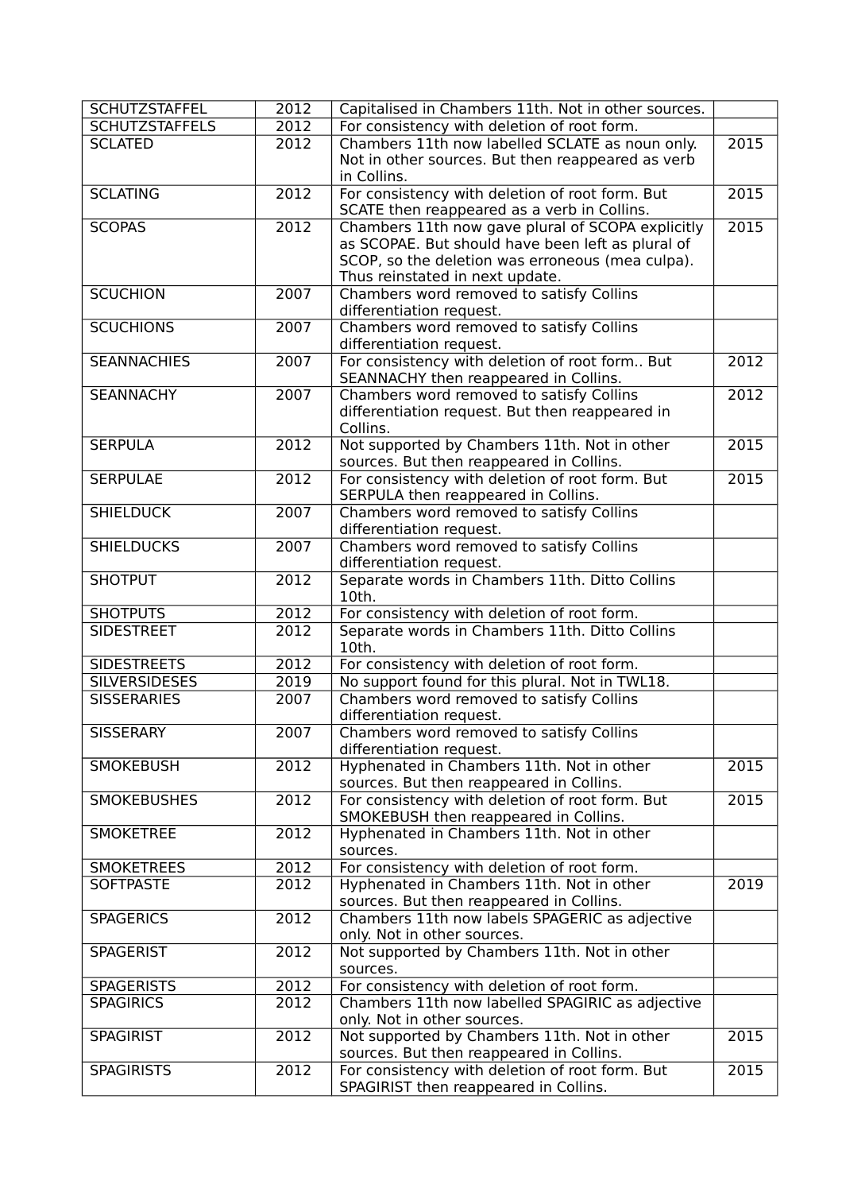| | | | |
|---|---|---|---|
| SCHUTZSTAFFEL | 2012 | Capitalised in Chambers 11th. Not in other sources. | |
| SCHUTZSTAFFELS | 2012 | For consistency with deletion of root form. | |
| SCLATED | 2012 | Chambers 11th now labelled SCLATE as noun only. Not in other sources. But then reappeared as verb in Collins. | 2015 |
| SCLATING | 2012 | For consistency with deletion of root form. But SCATE then reappeared as a verb in Collins. | 2015 |
| SCOPAS | 2012 | Chambers 11th now gave plural of SCOPA explicitly as SCOPAE. But should have been left as plural of SCOP, so the deletion was erroneous (mea culpa). Thus reinstated in next update. | 2015 |
| SCUCHION | 2007 | Chambers word removed to satisfy Collins differentiation request. | |
| SCUCHIONS | 2007 | Chambers word removed to satisfy Collins differentiation request. | |
| SEANNACHIES | 2007 | For consistency with deletion of root form.. But SEANNACHY then reappeared in Collins. | 2012 |
| SEANNACHY | 2007 | Chambers word removed to satisfy Collins differentiation request. But then reappeared in Collins. | 2012 |
| SERPULA | 2012 | Not supported by Chambers 11th. Not in other sources. But then reappeared in Collins. | 2015 |
| SERPULAE | 2012 | For consistency with deletion of root form. But SERPULA then reappeared in Collins. | 2015 |
| SHIELDUCK | 2007 | Chambers word removed to satisfy Collins differentiation request. | |
| SHIELDUCKS | 2007 | Chambers word removed to satisfy Collins differentiation request. | |
| SHOTPUT | 2012 | Separate words in Chambers 11th. Ditto Collins 10th. | |
| SHOTPUTS | 2012 | For consistency with deletion of root form. | |
| SIDESTREET | 2012 | Separate words in Chambers 11th. Ditto Collins 10th. | |
| SIDESTREETS | 2012 | For consistency with deletion of root form. | |
| SILVERSIDESES | 2019 | No support found for this plural. Not in TWL18. | |
| SISSERARIES | 2007 | Chambers word removed to satisfy Collins differentiation request. | |
| SISSERARY | 2007 | Chambers word removed to satisfy Collins differentiation request. | |
| SMOKEBUSH | 2012 | Hyphenated in Chambers 11th. Not in other sources. But then reappeared in Collins. | 2015 |
| SMOKEBUSHES | 2012 | For consistency with deletion of root form. But SMOKEBUSH then reappeared in Collins. | 2015 |
| SMOKETREE | 2012 | Hyphenated in Chambers 11th. Not in other sources. | |
| SMOKETREES | 2012 | For consistency with deletion of root form. | |
| SOFTPASTE | 2012 | Hyphenated in Chambers 11th. Not in other sources. But then reappeared in Collins. | 2019 |
| SPAGERICS | 2012 | Chambers 11th now labels SPAGERIC as adjective only. Not in other sources. | |
| SPAGERIST | 2012 | Not supported by Chambers 11th. Not in other sources. | |
| SPAGERISTS | 2012 | For consistency with deletion of root form. | |
| SPAGIRICS | 2012 | Chambers 11th now labelled SPAGIRIC as adjective only. Not in other sources. | |
| SPAGIRIST | 2012 | Not supported by Chambers 11th. Not in other sources. But then reappeared in Collins. | 2015 |
| SPAGIRISTS | 2012 | For consistency with deletion of root form. But SPAGIRIST then reappeared in Collins. | 2015 |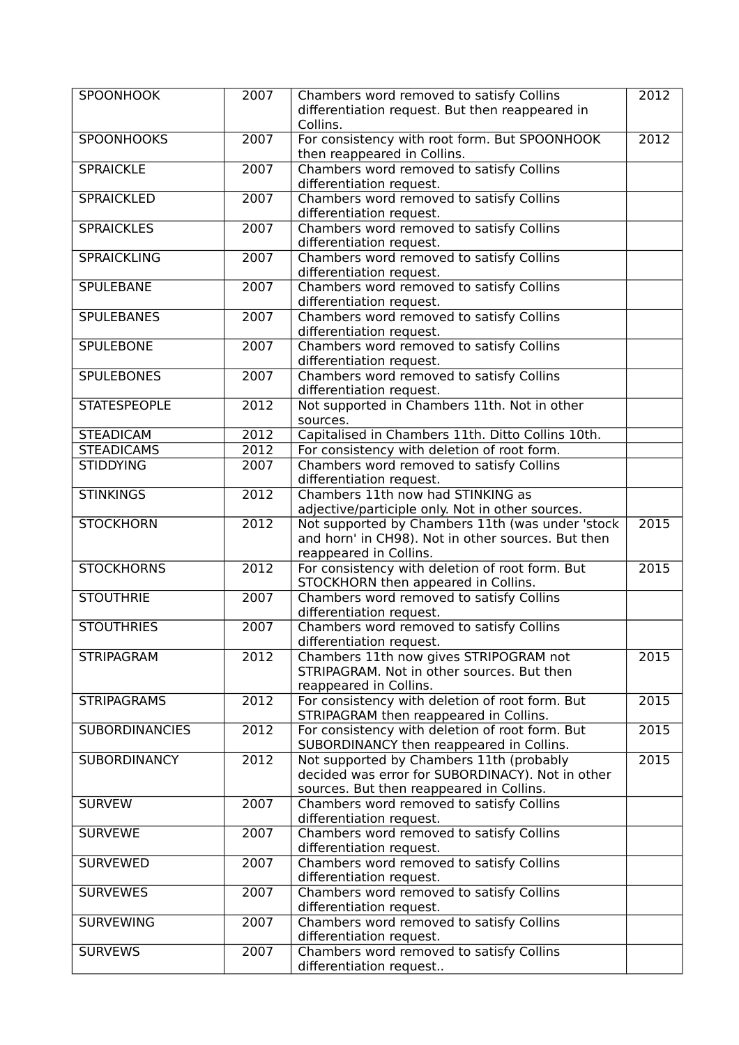| | | | |
|---|---|---|---|
| SPOONHOOK | 2007 | Chambers word removed to satisfy Collins differentiation request. But then reappeared in Collins. | 2012 |
| SPOONHOOKS | 2007 | For consistency with root form. But SPOONHOOK then reappeared in Collins. | 2012 |
| SPRAICKLE | 2007 | Chambers word removed to satisfy Collins differentiation request. | |
| SPRAICKLED | 2007 | Chambers word removed to satisfy Collins differentiation request. | |
| SPRAICKLES | 2007 | Chambers word removed to satisfy Collins differentiation request. | |
| SPRAICKLING | 2007 | Chambers word removed to satisfy Collins differentiation request. | |
| SPULEBANE | 2007 | Chambers word removed to satisfy Collins differentiation request. | |
| SPULEBANES | 2007 | Chambers word removed to satisfy Collins differentiation request. | |
| SPULEBONE | 2007 | Chambers word removed to satisfy Collins differentiation request. | |
| SPULEBONES | 2007 | Chambers word removed to satisfy Collins differentiation request. | |
| STATESPEOPLE | 2012 | Not supported in Chambers 11th. Not in other sources. | |
| STEADICAM | 2012 | Capitalised in Chambers 11th. Ditto Collins 10th. | |
| STEADICAMS | 2012 | For consistency with deletion of root form. | |
| STIDDYING | 2007 | Chambers word removed to satisfy Collins differentiation request. | |
| STINKINGS | 2012 | Chambers 11th now had STINKING as adjective/participle only. Not in other sources. | |
| STOCKHORN | 2012 | Not supported by Chambers 11th (was under 'stock and horn' in CH98). Not in other sources. But then reappeared in Collins. | 2015 |
| STOCKHORNS | 2012 | For consistency with deletion of root form. But STOCKHORN then appeared in Collins. | 2015 |
| STOUTHRIE | 2007 | Chambers word removed to satisfy Collins differentiation request. | |
| STOUTHRIES | 2007 | Chambers word removed to satisfy Collins differentiation request. | |
| STRIPAGRAM | 2012 | Chambers 11th now gives STRIPOGRAM not STRIPAGRAM. Not in other sources. But then reappeared in Collins. | 2015 |
| STRIPAGRAMS | 2012 | For consistency with deletion of root form. But STRIPAGRAM then reappeared in Collins. | 2015 |
| SUBORDINANCIES | 2012 | For consistency with deletion of root form. But SUBORDINANCY then reappeared in Collins. | 2015 |
| SUBORDINANCY | 2012 | Not supported by Chambers 11th (probably decided was error for SUBORDINACY). Not in other sources. But then reappeared in Collins. | 2015 |
| SURVEW | 2007 | Chambers word removed to satisfy Collins differentiation request. | |
| SURVEWE | 2007 | Chambers word removed to satisfy Collins differentiation request. | |
| SURVEWED | 2007 | Chambers word removed to satisfy Collins differentiation request. | |
| SURVEWES | 2007 | Chambers word removed to satisfy Collins differentiation request. | |
| SURVEWING | 2007 | Chambers word removed to satisfy Collins differentiation request. | |
| SURVEWS | 2007 | Chambers word removed to satisfy Collins differentiation request.. | |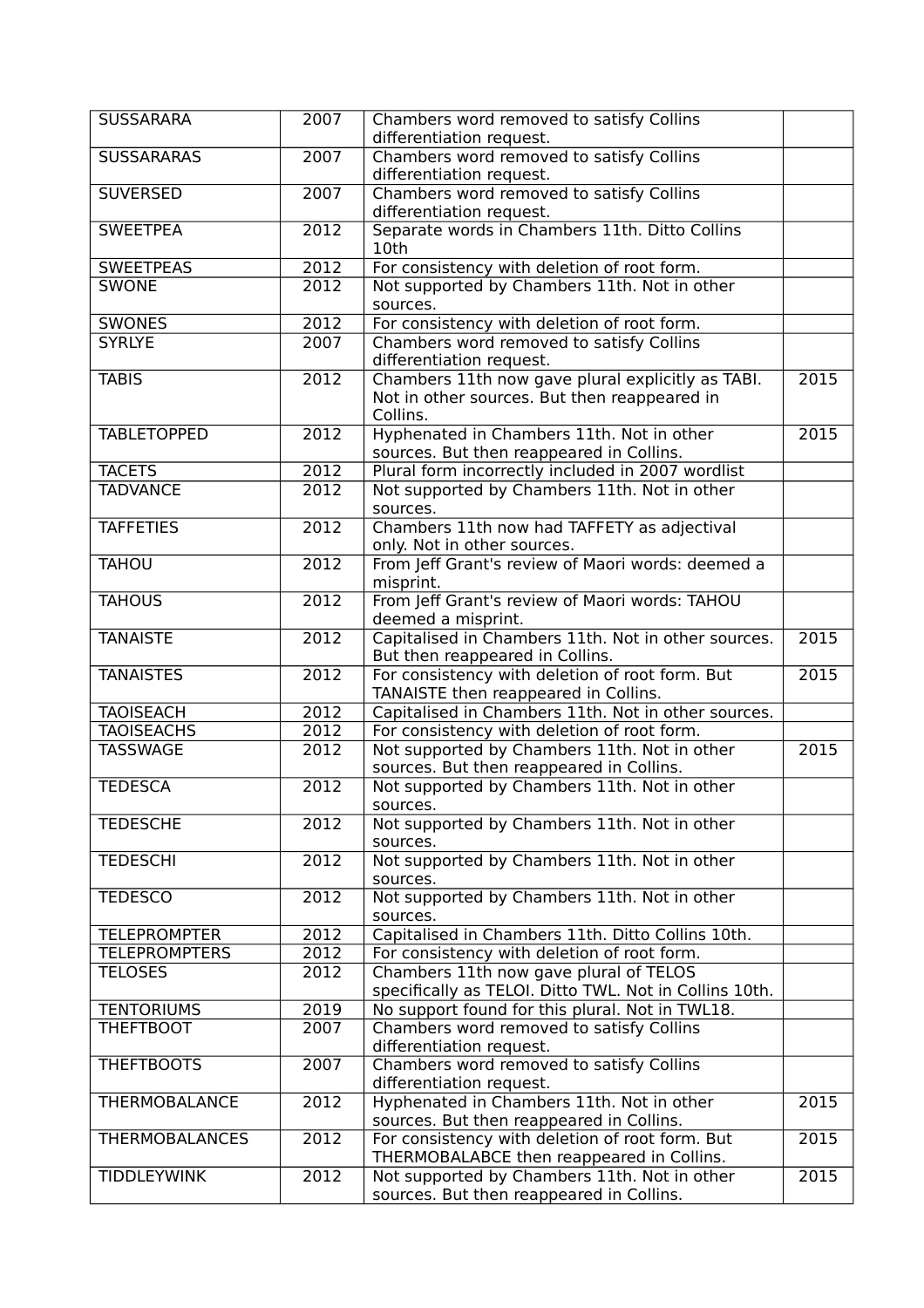| | | | |
|---|---|---|---|
| SUSSARARA | 2007 | Chambers word removed to satisfy Collins differentiation request. | |
| SUSSARARAS | 2007 | Chambers word removed to satisfy Collins differentiation request. | |
| SUVERSED | 2007 | Chambers word removed to satisfy Collins differentiation request. | |
| SWEETPEA | 2012 | Separate words in Chambers 11th. Ditto Collins 10th | |
| SWEETPEAS | 2012 | For consistency with deletion of root form. | |
| SWONE | 2012 | Not supported by Chambers 11th. Not in other sources. | |
| SWONES | 2012 | For consistency with deletion of root form. | |
| SYRLYE | 2007 | Chambers word removed to satisfy Collins differentiation request. | |
| TABIS | 2012 | Chambers 11th now gave plural explicitly as TABI. Not in other sources. But then reappeared in Collins. | 2015 |
| TABLETOPPED | 2012 | Hyphenated in Chambers 11th. Not in other sources. But then reappeared in Collins. | 2015 |
| TACETS | 2012 | Plural form incorrectly included in 2007 wordlist | |
| TADVANCE | 2012 | Not supported by Chambers 11th. Not in other sources. | |
| TAFFETIES | 2012 | Chambers 11th now had TAFFETY as adjectival only. Not in other sources. | |
| TAHOU | 2012 | From Jeff Grant's review of Maori words: deemed a misprint. | |
| TAHOUS | 2012 | From Jeff Grant's review of Maori words: TAHOU deemed a misprint. | |
| TANAISTE | 2012 | Capitalised in Chambers 11th. Not in other sources. But then reappeared in Collins. | 2015 |
| TANAISTES | 2012 | For consistency with deletion of root form. But TANAISTE then reappeared in Collins. | 2015 |
| TAOISEACH | 2012 | Capitalised in Chambers 11th. Not in other sources. | |
| TAOISEACHS | 2012 | For consistency with deletion of root form. | |
| TASSWAGE | 2012 | Not supported by Chambers 11th. Not in other sources. But then reappeared in Collins. | 2015 |
| TEDESCA | 2012 | Not supported by Chambers 11th. Not in other sources. | |
| TEDESCHE | 2012 | Not supported by Chambers 11th. Not in other sources. | |
| TEDESCHI | 2012 | Not supported by Chambers 11th. Not in other sources. | |
| TEDESCO | 2012 | Not supported by Chambers 11th. Not in other sources. | |
| TELEPROMPTER | 2012 | Capitalised in Chambers 11th. Ditto Collins 10th. | |
| TELEPROMPTERS | 2012 | For consistency with deletion of root form. | |
| TELOSES | 2012 | Chambers 11th now gave plural of TELOS specifically as TELOI. Ditto TWL. Not in Collins 10th. | |
| TENTORIUMS | 2019 | No support found for this plural. Not in TWL18. | |
| THEFTBOOT | 2007 | Chambers word removed to satisfy Collins differentiation request. | |
| THEFTBOOTS | 2007 | Chambers word removed to satisfy Collins differentiation request. | |
| THERMOBALANCE | 2012 | Hyphenated in Chambers 11th. Not in other sources. But then reappeared in Collins. | 2015 |
| THERMOBALANCES | 2012 | For consistency with deletion of root form. But THERMOBALABCE then reappeared in Collins. | 2015 |
| TIDDLEYWINK | 2012 | Not supported by Chambers 11th. Not in other sources. But then reappeared in Collins. | 2015 |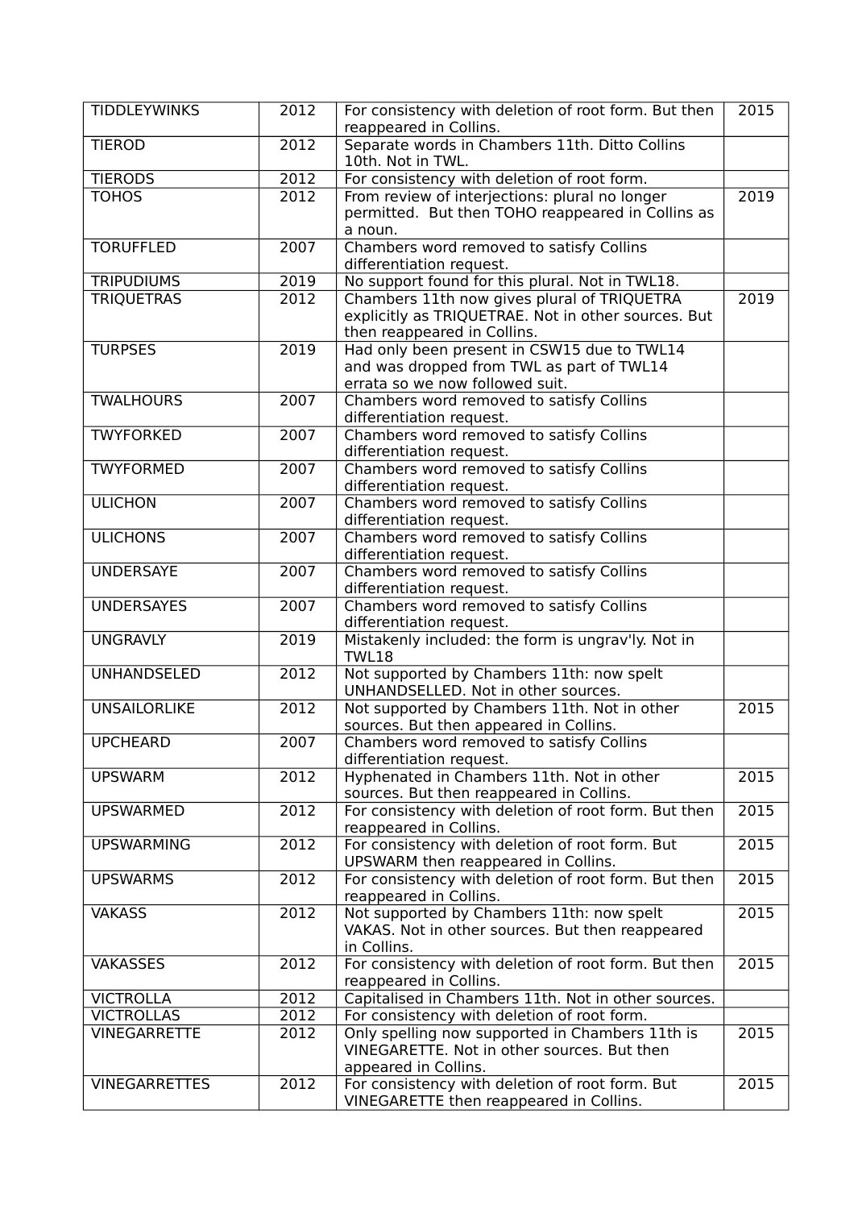| | | | |
|---|---|---|---|
| TIDDLEYWINKS | 2012 | For consistency with deletion of root form. But then reappeared in Collins. | 2015 |
| TIEROD | 2012 | Separate words in Chambers 11th. Ditto Collins 10th. Not in TWL. | |
| TIERODS | 2012 | For consistency with deletion of root form. | |
| TOHOS | 2012 | From review of interjections: plural no longer permitted. But then TOHO reappeared in Collins as a noun. | 2019 |
| TORUFFLED | 2007 | Chambers word removed to satisfy Collins differentiation request. | |
| TRIPUDIUMS | 2019 | No support found for this plural. Not in TWL18. | |
| TRIQUETRAS | 2012 | Chambers 11th now gives plural of TRIQUETRA explicitly as TRIQUETRAE. Not in other sources. But then reappeared in Collins. | 2019 |
| TURPSES | 2019 | Had only been present in CSW15 due to TWL14 and was dropped from TWL as part of TWL14 errata so we now followed suit. | |
| TWALHOURS | 2007 | Chambers word removed to satisfy Collins differentiation request. | |
| TWYFORKED | 2007 | Chambers word removed to satisfy Collins differentiation request. | |
| TWYFORMED | 2007 | Chambers word removed to satisfy Collins differentiation request. | |
| ULICHON | 2007 | Chambers word removed to satisfy Collins differentiation request. | |
| ULICHONS | 2007 | Chambers word removed to satisfy Collins differentiation request. | |
| UNDERSAYE | 2007 | Chambers word removed to satisfy Collins differentiation request. | |
| UNDERSAYES | 2007 | Chambers word removed to satisfy Collins differentiation request. | |
| UNGRAVLY | 2019 | Mistakenly included: the form is ungrav'ly. Not in TWL18 | |
| UNHANDSELED | 2012 | Not supported by Chambers 11th: now spelt UNHANDSELLED. Not in other sources. | |
| UNSAILORLIKE | 2012 | Not supported by Chambers 11th. Not in other sources. But then appeared in Collins. | 2015 |
| UPCHEARD | 2007 | Chambers word removed to satisfy Collins differentiation request. | |
| UPSWARM | 2012 | Hyphenated in Chambers 11th. Not in other sources. But then reappeared in Collins. | 2015 |
| UPSWARMED | 2012 | For consistency with deletion of root form. But then reappeared in Collins. | 2015 |
| UPSWARMING | 2012 | For consistency with deletion of root form. But UPSWARM then reappeared in Collins. | 2015 |
| UPSWARMS | 2012 | For consistency with deletion of root form. But then reappeared in Collins. | 2015 |
| VAKASS | 2012 | Not supported by Chambers 11th: now spelt VAKAS. Not in other sources. But then reappeared in Collins. | 2015 |
| VAKASSES | 2012 | For consistency with deletion of root form. But then reappeared in Collins. | 2015 |
| VICTROLLA | 2012 | Capitalised in Chambers 11th. Not in other sources. | |
| VICTROLLAS | 2012 | For consistency with deletion of root form. | |
| VINEGARRETTE | 2012 | Only spelling now supported in Chambers 11th is VINEGARETTE. Not in other sources. But then appeared in Collins. | 2015 |
| VINEGARRETTES | 2012 | For consistency with deletion of root form. But VINEGARETTE then reappeared in Collins. | 2015 |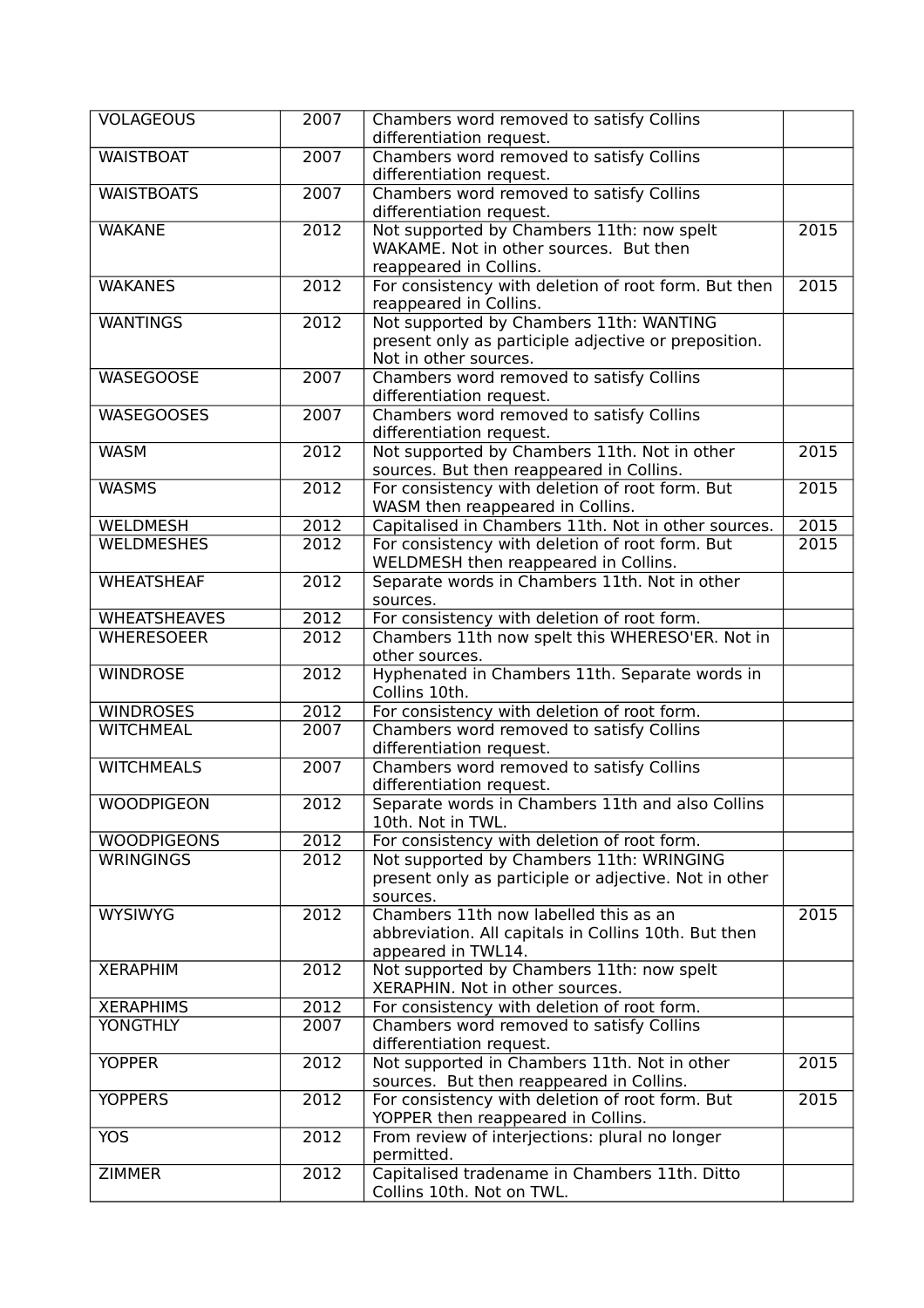| | | | |
|---|---|---|---|
| VOLAGEOUS | 2007 | Chambers word removed to satisfy Collins differentiation request. | |
| WAISTBOAT | 2007 | Chambers word removed to satisfy Collins differentiation request. | |
| WAISTBOATS | 2007 | Chambers word removed to satisfy Collins differentiation request. | |
| WAKANE | 2012 | Not supported by Chambers 11th: now spelt WAKAME. Not in other sources. But then reappeared in Collins. | 2015 |
| WAKANES | 2012 | For consistency with deletion of root form. But then reappeared in Collins. | 2015 |
| WANTINGS | 2012 | Not supported by Chambers 11th: WANTING present only as participle adjective or preposition. Not in other sources. | |
| WASEGOOSE | 2007 | Chambers word removed to satisfy Collins differentiation request. | |
| WASEGOOSES | 2007 | Chambers word removed to satisfy Collins differentiation request. | |
| WASM | 2012 | Not supported by Chambers 11th. Not in other sources. But then reappeared in Collins. | 2015 |
| WASMS | 2012 | For consistency with deletion of root form. But WASM then reappeared in Collins. | 2015 |
| WELDMESH | 2012 | Capitalised in Chambers 11th. Not in other sources. | 2015 |
| WELDMESHES | 2012 | For consistency with deletion of root form. But WELDMESH then reappeared in Collins. | 2015 |
| WHEATSHEAF | 2012 | Separate words in Chambers 11th. Not in other sources. | |
| WHEATSHEAVES | 2012 | For consistency with deletion of root form. | |
| WHERESOEER | 2012 | Chambers 11th now spelt this WHERESO'ER. Not in other sources. | |
| WINDROSE | 2012 | Hyphenated in Chambers 11th. Separate words in Collins 10th. | |
| WINDROSES | 2012 | For consistency with deletion of root form. | |
| WITCHMEAL | 2007 | Chambers word removed to satisfy Collins differentiation request. | |
| WITCHMEALS | 2007 | Chambers word removed to satisfy Collins differentiation request. | |
| WOODPIGEON | 2012 | Separate words in Chambers 11th and also Collins 10th. Not in TWL. | |
| WOODPIGEONS | 2012 | For consistency with deletion of root form. | |
| WRINGINGS | 2012 | Not supported by Chambers 11th: WRINGING present only as participle or adjective. Not in other sources. | |
| WYSIWYG | 2012 | Chambers 11th now labelled this as an abbreviation. All capitals in Collins 10th. But then appeared in TWL14. | 2015 |
| XERAPHIM | 2012 | Not supported by Chambers 11th: now spelt XERAPHIN. Not in other sources. | |
| XERAPHIMS | 2012 | For consistency with deletion of root form. | |
| YONGTHLY | 2007 | Chambers word removed to satisfy Collins differentiation request. | |
| YOPPER | 2012 | Not supported in Chambers 11th. Not in other sources. But then reappeared in Collins. | 2015 |
| YOPPERS | 2012 | For consistency with deletion of root form. But YOPPER then reappeared in Collins. | 2015 |
| YOS | 2012 | From review of interjections: plural no longer permitted. | |
| ZIMMER | 2012 | Capitalised tradename in Chambers 11th. Ditto Collins 10th. Not on TWL. | |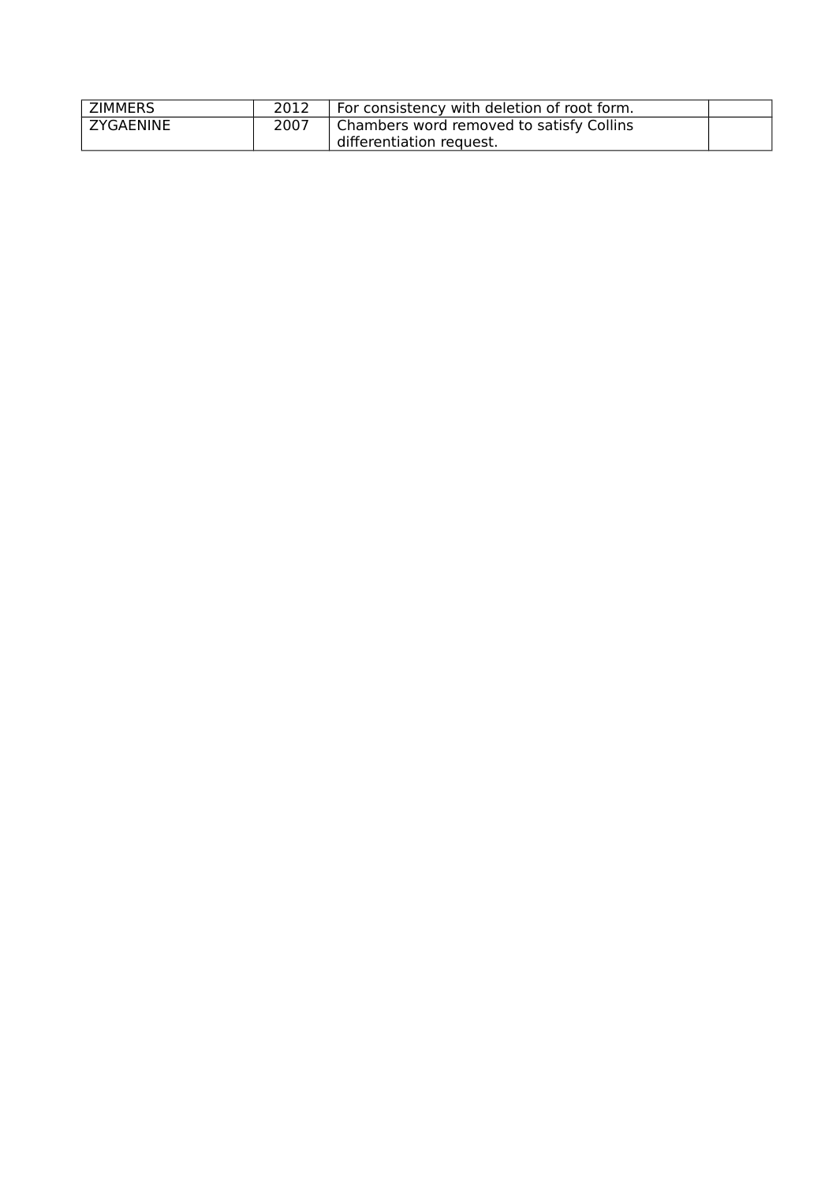| | | | |
|---|---|---|---|
| ZIMMERS | 2012 | For consistency with deletion of root form. | |
| ZYGAENINE | 2007 | Chambers word removed to satisfy Collins differentiation request. | |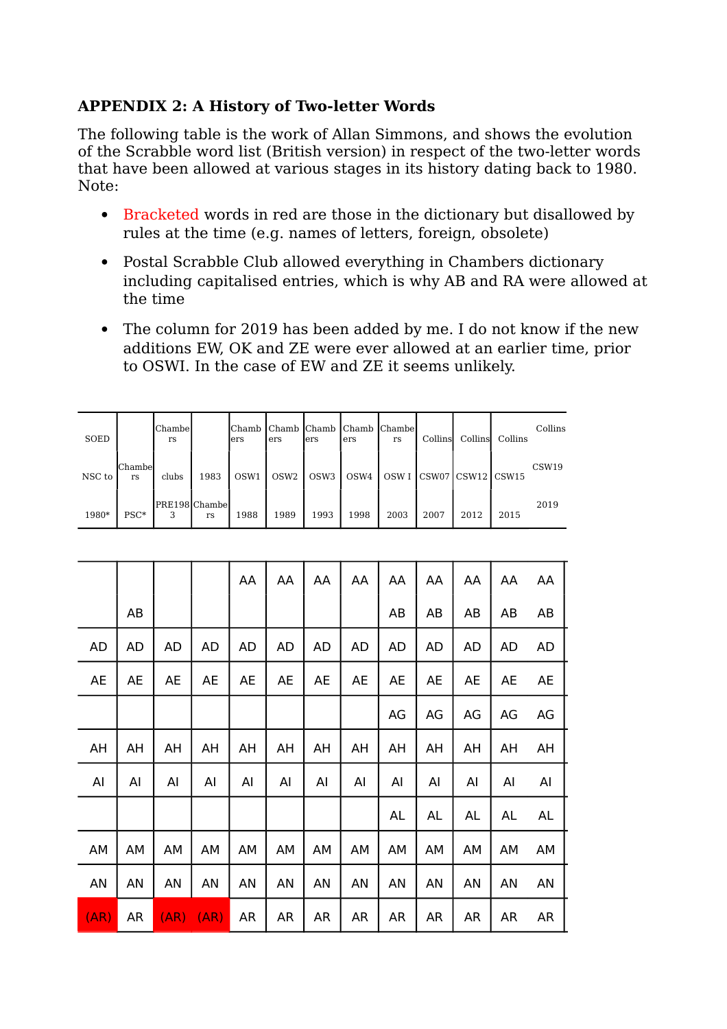**APPENDIX 2: A History of Two-letter Words**

The following table is the work of Allan Simmons, and shows the evolution of the Scrabble word list (British version) in respect of the two-letter words that have been allowed at various stages in its history dating back to 1980. Note:

- Bracketed words in red are those in the dictionary but disallowed by rules at the time (e.g. names of letters, foreign, obsolete)
- Postal Scrabble Club allowed everything in Chambers dictionary including capitalised entries, which is why AB and RA were allowed at the time
- The column for 2019 has been added by me. I do not know if the new additions EW, OK and ZE were ever allowed at an earlier time, prior to OSWI. In the case of EW and ZE it seems unlikely.

| SOED NSC to 1980* | Chambers PSC* | Chambers clubs PRE1983 | 1983 Chambers | Chambers OSW1 1988 | Chambers OSW2 1989 | Chambers OSW3 1993 | Chambers OSW4 1998 | Chambers OSW I 2003 | Collins CSW07 2007 | Collins CSW12 2012 | Collins CSW15 2015 | Collins CSW19 2019 |
|---|---|---|---|---|---|---|---|---|---|---|---|---|
| | | | | AA | AA | AA | AA | AA | AA | AA | AA | AA |
| | AB | | | | | | | AB | AB | AB | AB | AB |
| AD | AD | AD | AD | AD | AD | AD | AD | AD | AD | AD | AD | AD |
| AE | AE | AE | AE | AE | AE | AE | AE | AE | AE | AE | AE | AE |
| | | | | | | | | AG | AG | AG | AG | AG |
| AH | AH | AH | AH | AH | AH | AH | AH | AH | AH | AH | AH | AH |
| AI | AI | AI | AI | AI | AI | AI | AI | AI | AI | AI | AI | AI |
| | | | | | | | | AL | AL | AL | AL | AL |
| AM | AM | AM | AM | AM | AM | AM | AM | AM | AM | AM | AM | AM |
| AN | AN | AN | AN | AN | AN | AN | AN | AN | AN | AN | AN | AN |
| (AR) | AR | (AR) | (AR) | AR | AR | AR | AR | AR | AR | AR | AR | AR |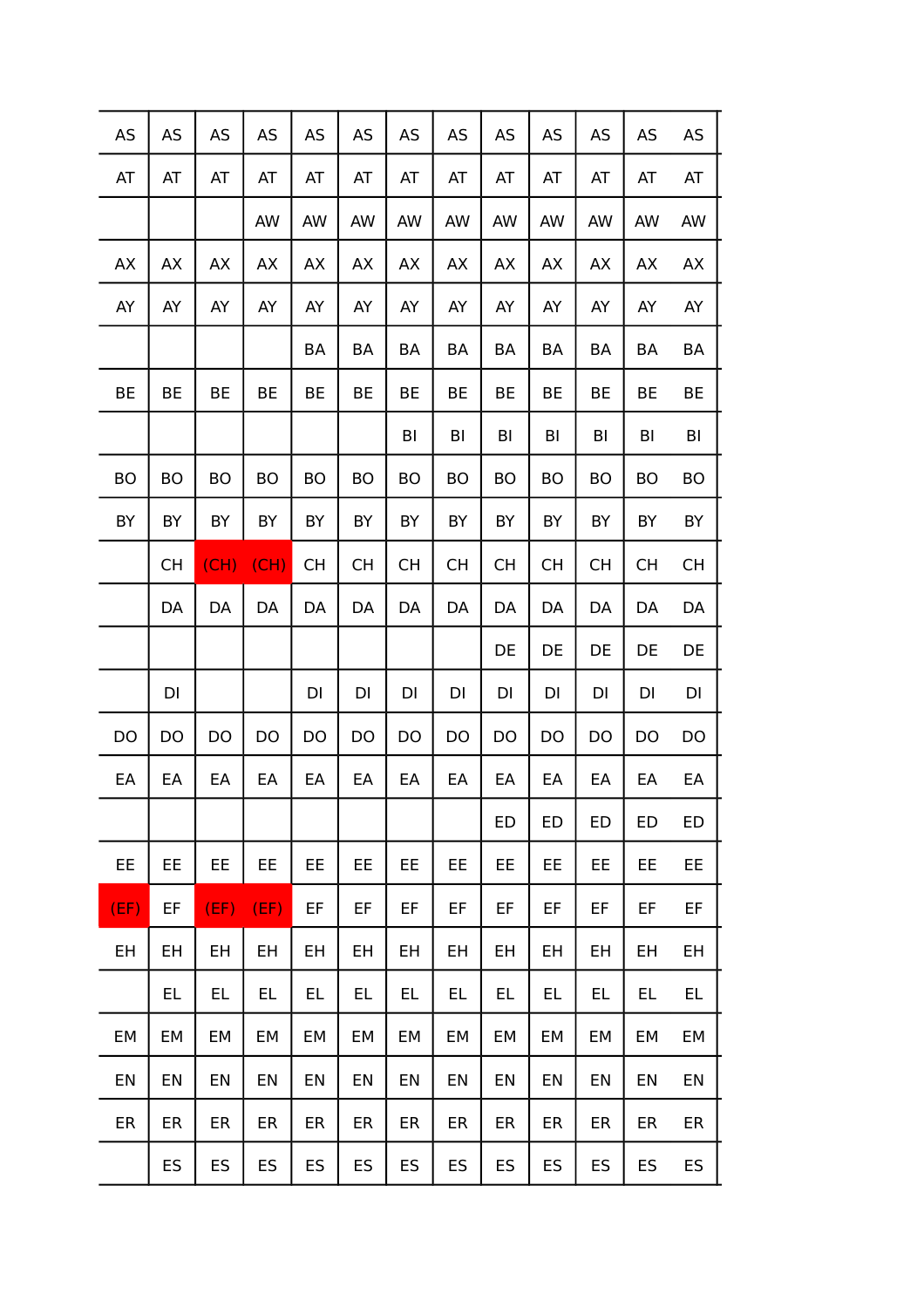| | | | | | | | | | | | | |
|---|---|---|---|---|---|---|---|---|---|---|---|---|
| AS | AS | AS | AS | AS | AS | AS | AS | AS | AS | AS | AS | AS |
| AT | AT | AT | AT | AT | AT | AT | AT | AT | AT | AT | AT | AT |
| | | | AW | AW | AW | AW | AW | AW | AW | AW | AW | AW |
| AX | AX | AX | AX | AX | AX | AX | AX | AX | AX | AX | AX | AX |
| AY | AY | AY | AY | AY | AY | AY | AY | AY | AY | AY | AY | AY |
| | | | | BA | BA | BA | BA | BA | BA | BA | BA | BA |
| BE | BE | BE | BE | BE | BE | BE | BE | BE | BE | BE | BE | BE |
| | | | | | | BI | BI | BI | BI | BI | BI | BI |
| BO | BO | BO | BO | BO | BO | BO | BO | BO | BO | BO | BO | BO |
| BY | BY | BY | BY | BY | BY | BY | BY | BY | BY | BY | BY | BY |
| | CH | (CH) | (CH) | CH | CH | CH | CH | CH | CH | CH | CH | CH |
| | DA | DA | DA | DA | DA | DA | DA | DA | DA | DA | DA | DA |
| | | | | | | | | DE | DE | DE | DE | DE |
| | DI | | | DI | DI | DI | DI | DI | DI | DI | DI | DI |
| DO | DO | DO | DO | DO | DO | DO | DO | DO | DO | DO | DO | DO |
| EA | EA | EA | EA | EA | EA | EA | EA | EA | EA | EA | EA | EA |
| | | | | | | | | ED | ED | ED | ED | ED |
| EE | EE | EE | EE | EE | EE | EE | EE | EE | EE | EE | EE | EE |
| (EF) | EF | (EF) | (EF) | EF | EF | EF | EF | EF | EF | EF | EF | EF |
| EH | EH | EH | EH | EH | EH | EH | EH | EH | EH | EH | EH | EH |
| | EL | EL | EL | EL | EL | EL | EL | EL | EL | EL | EL | EL |
| EM | EM | EM | EM | EM | EM | EM | EM | EM | EM | EM | EM | EM |
| EN | EN | EN | EN | EN | EN | EN | EN | EN | EN | EN | EN | EN |
| ER | ER | ER | ER | ER | ER | ER | ER | ER | ER | ER | ER | ER |
| | ES | ES | ES | ES | ES | ES | ES | ES | ES | ES | ES | ES |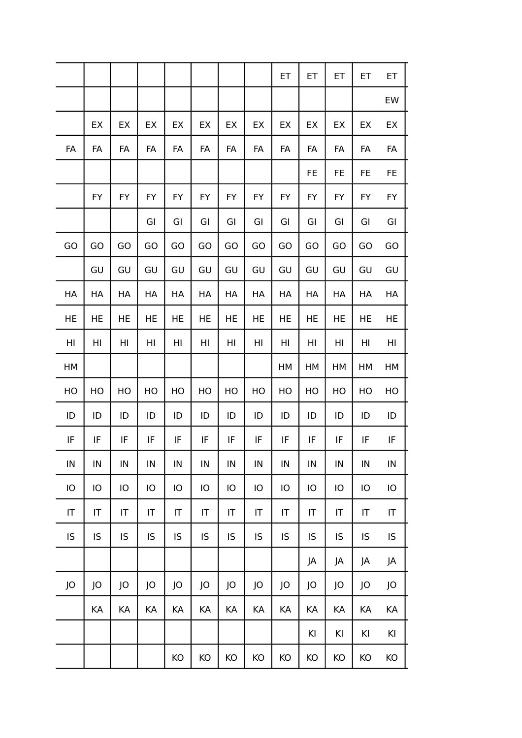| | | | | | | | | | | | | |
|---|---|---|---|---|---|---|---|---|---|---|---|---|
| | | | | | | | | ET | ET | ET | ET | ET |
| | | | | | | | | | | | | EW |
| | EX | EX | EX | EX | EX | EX | EX | EX | EX | EX | EX | EX |
| FA | FA | FA | FA | FA | FA | FA | FA | FA | FA | FA | FA | FA |
| | | | | | | | | | FE | FE | FE | FE |
| | FY | FY | FY | FY | FY | FY | FY | FY | FY | FY | FY | FY |
| | | | GI | GI | GI | GI | GI | GI | GI | GI | GI | GI |
| GO | GO | GO | GO | GO | GO | GO | GO | GO | GO | GO | GO | GO |
| | GU | GU | GU | GU | GU | GU | GU | GU | GU | GU | GU | GU |
| HA | HA | HA | HA | HA | HA | HA | HA | HA | HA | HA | HA | HA |
| HE | HE | HE | HE | HE | HE | HE | HE | HE | HE | HE | HE | HE |
| HI | HI | HI | HI | HI | HI | HI | HI | HI | HI | HI | HI | HI |
| HM | | | | | | | | HM | HM | HM | HM | HM |
| HO | HO | HO | HO | HO | HO | HO | HO | HO | HO | HO | HO | HO |
| ID | ID | ID | ID | ID | ID | ID | ID | ID | ID | ID | ID | ID |
| IF | IF | IF | IF | IF | IF | IF | IF | IF | IF | IF | IF | IF |
| IN | IN | IN | IN | IN | IN | IN | IN | IN | IN | IN | IN | IN |
| IO | IO | IO | IO | IO | IO | IO | IO | IO | IO | IO | IO | IO |
| IT | IT | IT | IT | IT | IT | IT | IT | IT | IT | IT | IT | IT |
| IS | IS | IS | IS | IS | IS | IS | IS | IS | IS | IS | IS | IS |
| | | | | | | | | | JA | JA | JA | JA |
| JO | JO | JO | JO | JO | JO | JO | JO | JO | JO | JO | JO | JO |
| | KA | KA | KA | KA | KA | KA | KA | KA | KA | KA | KA | KA |
| | | | | | | | | | KI | KI | KI | KI |
| | | | | KO | KO | KO | KO | KO | KO | KO | KO | KO |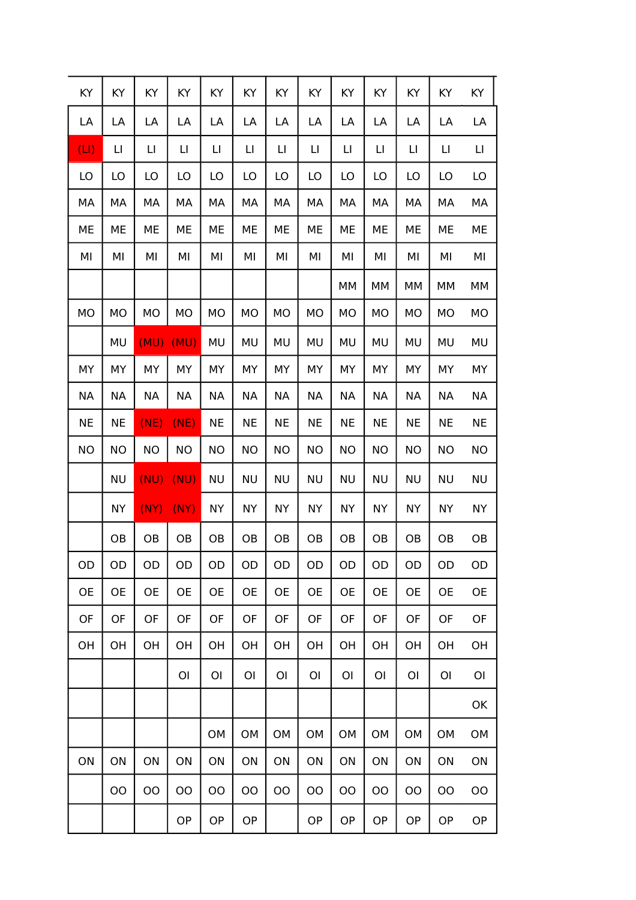| | | | | | | | | | | | | |
|---|---|---|---|---|---|---|---|---|---|---|---|---|
| KY | KY | KY | KY | KY | KY | KY | KY | KY | KY | KY | KY | KY |
| LA | LA | LA | LA | LA | LA | LA | LA | LA | LA | LA | LA | LA |
| (LI) | LI | LI | LI | LI | LI | LI | LI | LI | LI | LI | LI | LI |
| LO | LO | LO | LO | LO | LO | LO | LO | LO | LO | LO | LO | LO |
| MA | MA | MA | MA | MA | MA | MA | MA | MA | MA | MA | MA | MA |
| ME | ME | ME | ME | ME | ME | ME | ME | ME | ME | ME | ME | ME |
| MI | MI | MI | MI | MI | MI | MI | MI | MI | MI | MI | MI | MI |
| | | | | | | | | MM | MM | MM | MM | MM |
| MO | MO | MO | MO | MO | MO | MO | MO | MO | MO | MO | MO | MO |
| | MU | (MU) | (MU) | MU | MU | MU | MU | MU | MU | MU | MU | MU |
| MY | MY | MY | MY | MY | MY | MY | MY | MY | MY | MY | MY | MY |
| NA | NA | NA | NA | NA | NA | NA | NA | NA | NA | NA | NA | NA |
| NE | NE | (NE) | (NE) | NE | NE | NE | NE | NE | NE | NE | NE | NE |
| NO | NO | NO | NO | NO | NO | NO | NO | NO | NO | NO | NO | NO |
| | NU | (NU) | (NU) | NU | NU | NU | NU | NU | NU | NU | NU | NU |
| | NY | (NY) | (NY) | NY | NY | NY | NY | NY | NY | NY | NY | NY |
| | OB | OB | OB | OB | OB | OB | OB | OB | OB | OB | OB | OB |
| OD | OD | OD | OD | OD | OD | OD | OD | OD | OD | OD | OD | OD |
| OE | OE | OE | OE | OE | OE | OE | OE | OE | OE | OE | OE | OE |
| OF | OF | OF | OF | OF | OF | OF | OF | OF | OF | OF | OF | OF |
| OH | OH | OH | OH | OH | OH | OH | OH | OH | OH | OH | OH | OH |
| | | | OI | OI | OI | OI | OI | OI | OI | OI | OI | OI |
| | | | | | | | | | | | | OK |
| | | | | OM | OM | OM | OM | OM | OM | OM | OM | OM |
| ON | ON | ON | ON | ON | ON | ON | ON | ON | ON | ON | ON | ON |
| | OO | OO | OO | OO | OO | OO | OO | OO | OO | OO | OO | OO |
| | | | OP | OP | OP | | OP | OP | OP | OP | OP | OP |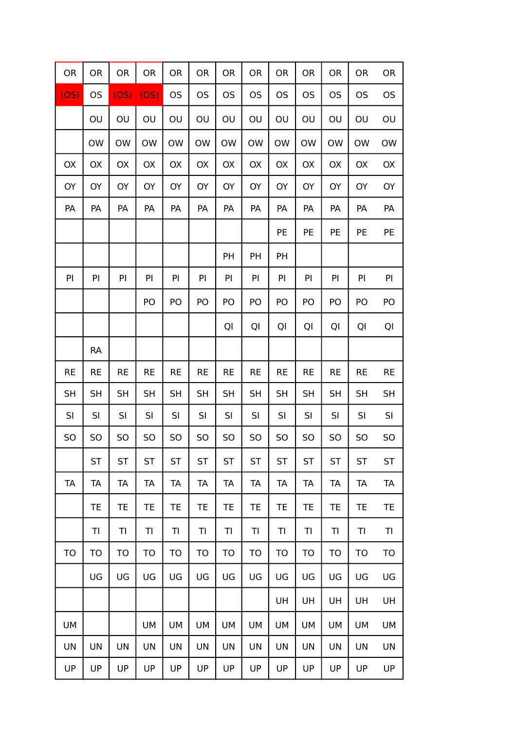| | | | | | | | | | | | | |
|---|---|---|---|---|---|---|---|---|---|---|---|---|
| OR | OR | OR | OR | OR | OR | OR | OR | OR | OR | OR | OR | OR |
| (OS) | OS | (OS) | (OS) | OS | OS | OS | OS | OS | OS | OS | OS | OS |
| | OU | OU | OU | OU | OU | OU | OU | OU | OU | OU | OU | OU |
| | OW | OW | OW | OW | OW | OW | OW | OW | OW | OW | OW | OW |
| OX | OX | OX | OX | OX | OX | OX | OX | OX | OX | OX | OX | OX |
| OY | OY | OY | OY | OY | OY | OY | OY | OY | OY | OY | OY | OY |
| PA | PA | PA | PA | PA | PA | PA | PA | PA | PA | PA | PA | PA |
| | | | | | | | | PE | PE | PE | PE | PE |
| | | | | | | PH | PH | PH | | | | |
| PI | PI | PI | PI | PI | PI | PI | PI | PI | PI | PI | PI | PI |
| | | | PO | PO | PO | PO | PO | PO | PO | PO | PO | PO |
| | | | | | | QI | QI | QI | QI | QI | QI | QI |
| | RA | | | | | | | | | | | |
| RE | RE | RE | RE | RE | RE | RE | RE | RE | RE | RE | RE | RE |
| SH | SH | SH | SH | SH | SH | SH | SH | SH | SH | SH | SH | SH |
| SI | SI | SI | SI | SI | SI | SI | SI | SI | SI | SI | SI | SI |
| SO | SO | SO | SO | SO | SO | SO | SO | SO | SO | SO | SO | SO |
| | ST | ST | ST | ST | ST | ST | ST | ST | ST | ST | ST | ST |
| TA | TA | TA | TA | TA | TA | TA | TA | TA | TA | TA | TA | TA |
| | TE | TE | TE | TE | TE | TE | TE | TE | TE | TE | TE | TE |
| | TI | TI | TI | TI | TI | TI | TI | TI | TI | TI | TI | TI |
| TO | TO | TO | TO | TO | TO | TO | TO | TO | TO | TO | TO | TO |
| | UG | UG | UG | UG | UG | UG | UG | UG | UG | UG | UG | UG |
| | | | | | | | | UH | UH | UH | UH | UH |
| UM | | | UM | UM | UM | UM | UM | UM | UM | UM | UM | UM |
| UN | UN | UN | UN | UN | UN | UN | UN | UN | UN | UN | UN | UN |
| UP | UP | UP | UP | UP | UP | UP | UP | UP | UP | UP | UP | UP |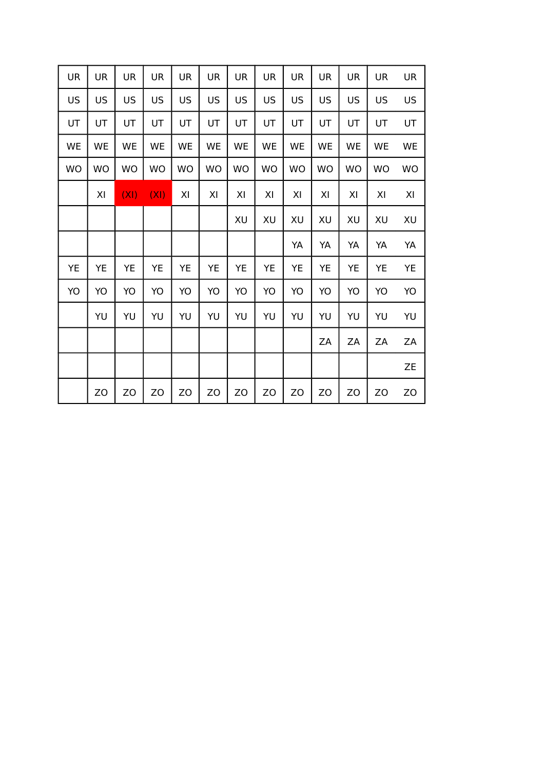| | | | | | | | | | | | | |
|---|---|---|---|---|---|---|---|---|---|---|---|---|
| UR | UR | UR | UR | UR | UR | UR | UR | UR | UR | UR | UR | UR |
| US | US | US | US | US | US | US | US | US | US | US | US | US |
| UT | UT | UT | UT | UT | UT | UT | UT | UT | UT | UT | UT | UT |
| WE | WE | WE | WE | WE | WE | WE | WE | WE | WE | WE | WE | WE |
| WO | WO | WO | WO | WO | WO | WO | WO | WO | WO | WO | WO | WO |
| | XI | (XI) | (XI) | XI | XI | XI | XI | XI | XI | XI | XI | XI |
| | | | | | | XU | XU | XU | XU | XU | XU | XU |
| | | | | | | | | YA | YA | YA | YA | YA |
| YE | YE | YE | YE | YE | YE | YE | YE | YE | YE | YE | YE | YE |
| YO | YO | YO | YO | YO | YO | YO | YO | YO | YO | YO | YO | YO |
| | YU | YU | YU | YU | YU | YU | YU | YU | YU | YU | YU | YU |
| | | | | | | | | | ZA | ZA | ZA | ZA |
| | | | | | | | | | | | | ZE |
| | ZO | ZO | ZO | ZO | ZO | ZO | ZO | ZO | ZO | ZO | ZO | ZO |